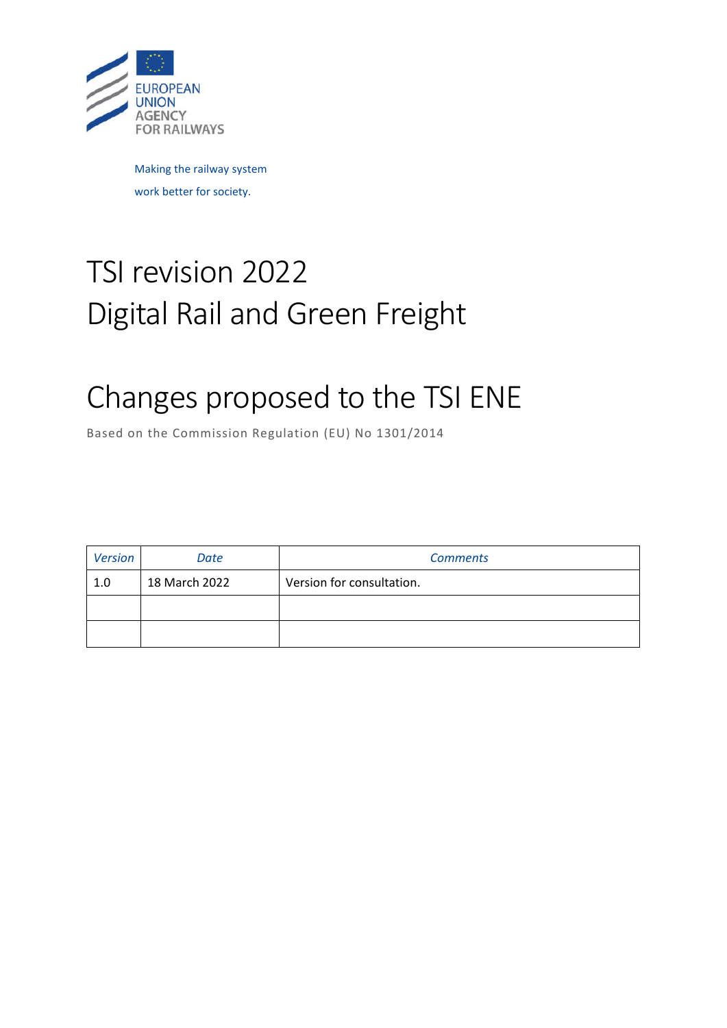EUROPEAN UNION AGENCY FOR RAILWAYS

Making the railway system work better for society.

# TSI revision 2022
# Digital Rail and Green Freight

# Changes proposed to the TSI ENE

Based on the Commission Regulation (EU) No 1301/2014

| *Version* | *Date* | *Comments* |
|---|---|---|
| 1.0 | 18 March 2022 | Version for consultation. |
| | | |
| | | |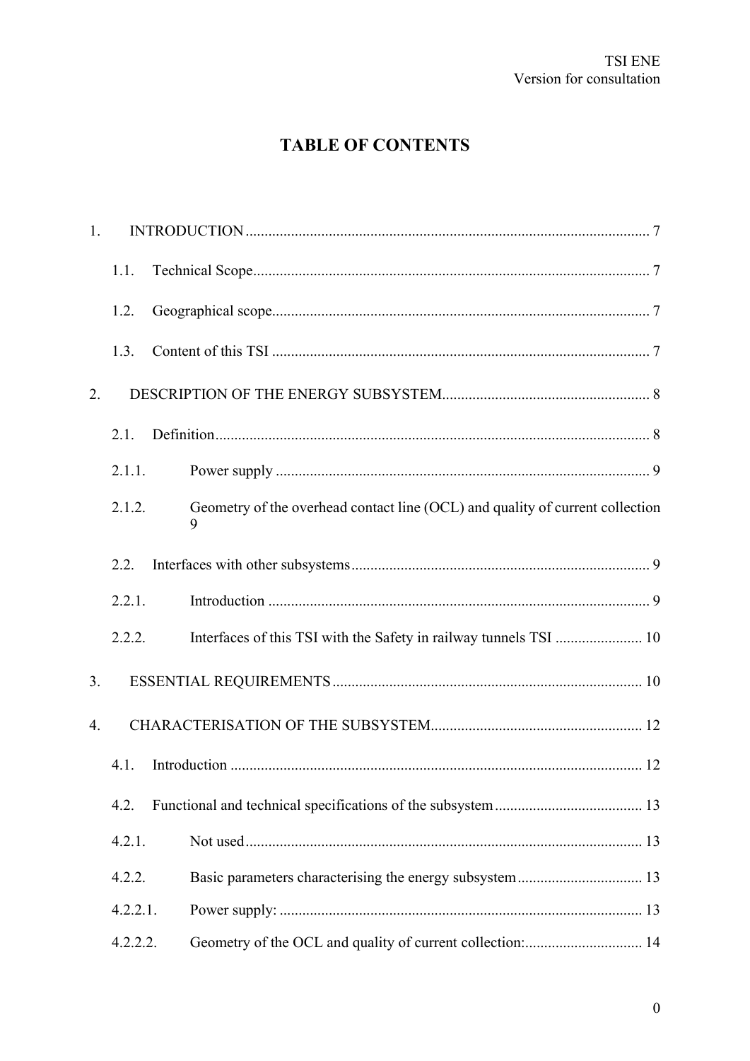# TABLE OF CONTENTS

1. INTRODUCTION ........................................................................................................ 7

   1.1. Technical Scope ........................................................................................................ 7

   1.2. Geographical scope ................................................................................................... 7

   1.3. Content of this TSI .................................................................................................... 7

2. DESCRIPTION OF THE ENERGY SUBSYSTEM ........................................................ 8

   2.1. Definition .................................................................................................................. 8

   2.1.1. Power supply ......................................................................................................... 9

   2.1.2. Geometry of the overhead contact line (OCL) and quality of current collection 9

   2.2. Interfaces with other subsystems ............................................................................. 9

   2.2.1. Introduction ........................................................................................................... 9

   2.2.2. Interfaces of this TSI with the Safety in railway tunnels TSI ....................... 10

3. ESSENTIAL REQUIREMENTS ................................................................................. 10

4. CHARACTERISATION OF THE SUBSYSTEM ....................................................... 12

   4.1. Introduction ............................................................................................................ 12

   4.2. Functional and technical specifications of the subsystem ....................................... 13

   4.2.1. Not used ............................................................................................................. 13

   4.2.2. Basic parameters characterising the energy subsystem ................................. 13

   4.2.2.1. Power supply: ................................................................................................. 13

   4.2.2.2. Geometry of the OCL and quality of current collection: ............................... 14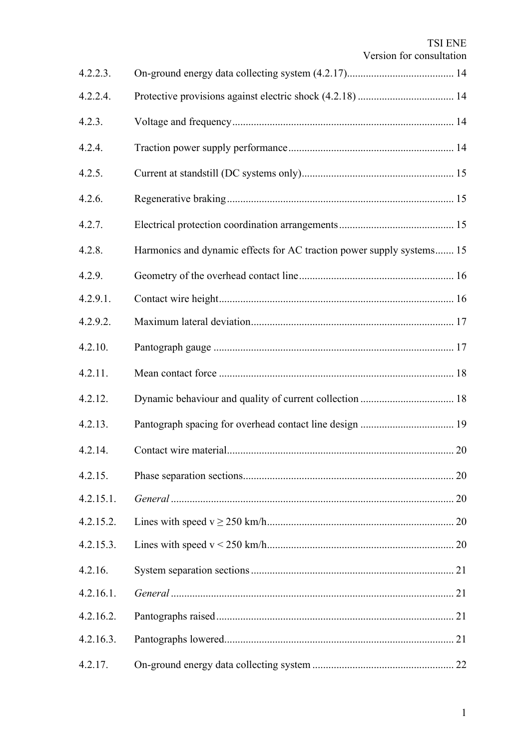| | | |
|---|---|---|
| 4.2.2.3. | On-ground energy data collecting system (4.2.17) | 14 |
| 4.2.2.4. | Protective provisions against electric shock (4.2.18) | 14 |
| 4.2.3. | Voltage and frequency | 14 |
| 4.2.4. | Traction power supply performance | 14 |
| 4.2.5. | Current at standstill (DC systems only) | 15 |
| 4.2.6. | Regenerative braking | 15 |
| 4.2.7. | Electrical protection coordination arrangements | 15 |
| 4.2.8. | Harmonics and dynamic effects for AC traction power supply systems | 15 |
| 4.2.9. | Geometry of the overhead contact line | 16 |
| 4.2.9.1. | Contact wire height | 16 |
| 4.2.9.2. | Maximum lateral deviation | 17 |
| 4.2.10. | Pantograph gauge | 17 |
| 4.2.11. | Mean contact force | 18 |
| 4.2.12. | Dynamic behaviour and quality of current collection | 18 |
| 4.2.13. | Pantograph spacing for overhead contact line design | 19 |
| 4.2.14. | Contact wire material | 20 |
| 4.2.15. | Phase separation sections | 20 |
| 4.2.15.1. | *General* | 20 |
| 4.2.15.2. | Lines with speed v ≥ 250 km/h | 20 |
| 4.2.15.3. | Lines with speed v < 250 km/h | 20 |
| 4.2.16. | System separation sections | 21 |
| 4.2.16.1. | *General* | 21 |
| 4.2.16.2. | Pantographs raised | 21 |
| 4.2.16.3. | Pantographs lowered | 21 |
| 4.2.17. | On-ground energy data collecting system | 22 |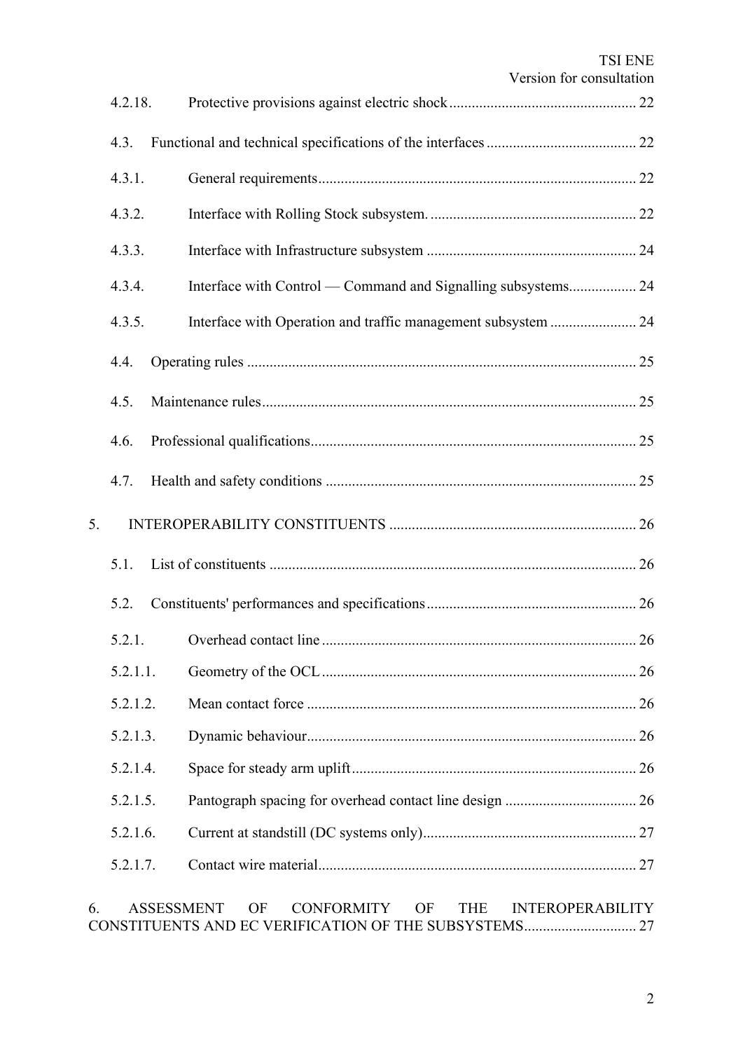4.2.18. Protective provisions against electric shock ... 22

4.3. Functional and technical specifications of the interfaces ... 22

4.3.1. General requirements ... 22

4.3.2. Interface with Rolling Stock subsystem. ... 22

4.3.3. Interface with Infrastructure subsystem ... 24

4.3.4. Interface with Control — Command and Signalling subsystems ... 24

4.3.5. Interface with Operation and traffic management subsystem ... 24

4.4. Operating rules ... 25

4.5. Maintenance rules ... 25

4.6. Professional qualifications ... 25

4.7. Health and safety conditions ... 25

5. INTEROPERABILITY CONSTITUENTS ... 26

5.1. List of constituents ... 26

5.2. Constituents' performances and specifications ... 26

5.2.1. Overhead contact line ... 26

5.2.1.1. Geometry of the OCL ... 26

5.2.1.2. Mean contact force ... 26

5.2.1.3. Dynamic behaviour ... 26

5.2.1.4. Space for steady arm uplift ... 26

5.2.1.5. Pantograph spacing for overhead contact line design ... 26

5.2.1.6. Current at standstill (DC systems only) ... 27

5.2.1.7. Contact wire material ... 27

6. ASSESSMENT OF CONFORMITY OF THE INTEROPERABILITY CONSTITUENTS AND EC VERIFICATION OF THE SUBSYSTEMS ... 27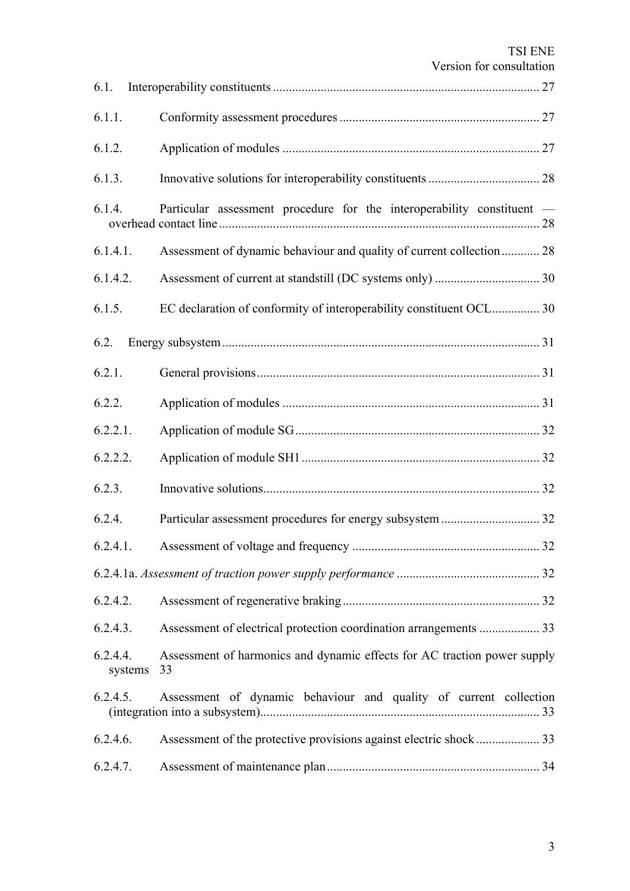6.1. Interoperability constituents ..................................................................................... 27

6.1.1. Conformity assessment procedures ............................................................... 27

6.1.2. Application of modules ................................................................................. 27

6.1.3. Innovative solutions for interoperability constituents ................................... 28

6.1.4. Particular assessment procedure for the interoperability constituent — overhead contact line ..................................................................................................... 28

6.1.4.1. Assessment of dynamic behaviour and quality of current collection ............ 28

6.1.4.2. Assessment of current at standstill (DC systems only) ................................. 30

6.1.5. EC declaration of conformity of interoperability constituent OCL............... 30

6.2. Energy subsystem .................................................................................................... 31

6.2.1. General provisions ......................................................................................... 31

6.2.2. Application of modules ................................................................................. 31

6.2.2.1. Application of module SG ............................................................................. 32

6.2.2.2. Application of module SH1 ........................................................................... 32

6.2.3. Innovative solutions ....................................................................................... 32

6.2.4. Particular assessment procedures for energy subsystem ............................... 32

6.2.4.1. Assessment of voltage and frequency ........................................................... 32

6.2.4.1a. *Assessment of traction power supply performance* ............................................. 32

6.2.4.2. Assessment of regenerative braking .............................................................. 32

6.2.4.3. Assessment of electrical protection coordination arrangements ................... 33

6.2.4.4. Assessment of harmonics and dynamic effects for AC traction power supply systems 33

6.2.4.5. Assessment of dynamic behaviour and quality of current collection (integration into a subsystem) ........................................................................................ 33

6.2.4.6. Assessment of the protective provisions against electric shock .................... 33

6.2.4.7. Assessment of maintenance plan ................................................................... 34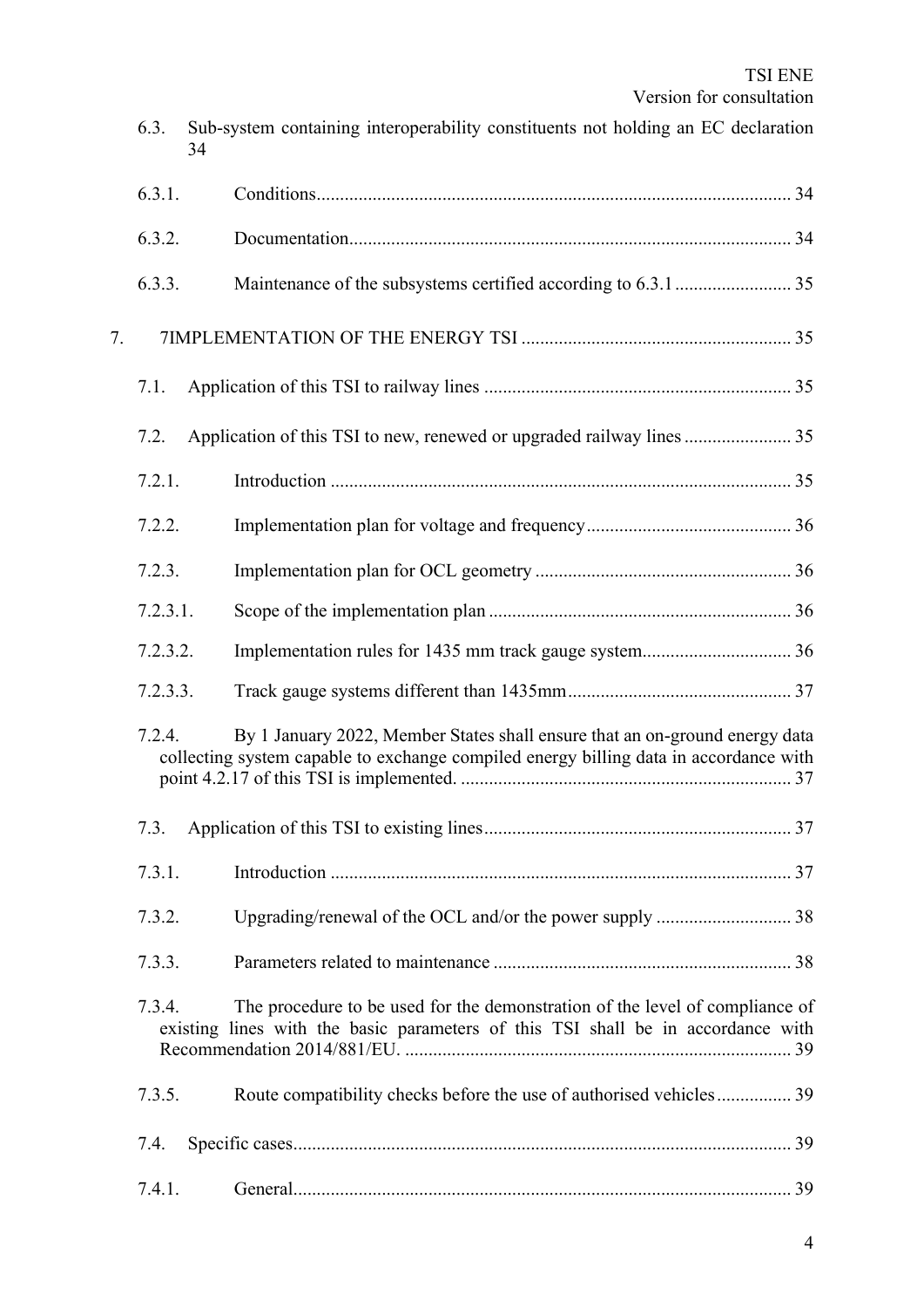6.3. Sub-system containing interoperability constituents not holding an EC declaration 34

6.3.1. Conditions 34

6.3.2. Documentation 34

6.3.3. Maintenance of the subsystems certified according to 6.3.1 35

7. 7IMPLEMENTATION OF THE ENERGY TSI 35

7.1. Application of this TSI to railway lines 35

7.2. Application of this TSI to new, renewed or upgraded railway lines 35

7.2.1. Introduction 35

7.2.2. Implementation plan for voltage and frequency 36

7.2.3. Implementation plan for OCL geometry 36

7.2.3.1. Scope of the implementation plan 36

7.2.3.2. Implementation rules for 1435 mm track gauge system 36

7.2.3.3. Track gauge systems different than 1435mm 37

7.2.4. By 1 January 2022, Member States shall ensure that an on-ground energy data collecting system capable to exchange compiled energy billing data in accordance with point 4.2.17 of this TSI is implemented. 37

7.3. Application of this TSI to existing lines 37

7.3.1. Introduction 37

7.3.2. Upgrading/renewal of the OCL and/or the power supply 38

7.3.3. Parameters related to maintenance 38

7.3.4. The procedure to be used for the demonstration of the level of compliance of existing lines with the basic parameters of this TSI shall be in accordance with Recommendation 2014/881/EU. 39

7.3.5. Route compatibility checks before the use of authorised vehicles 39

7.4. Specific cases 39

7.4.1. General 39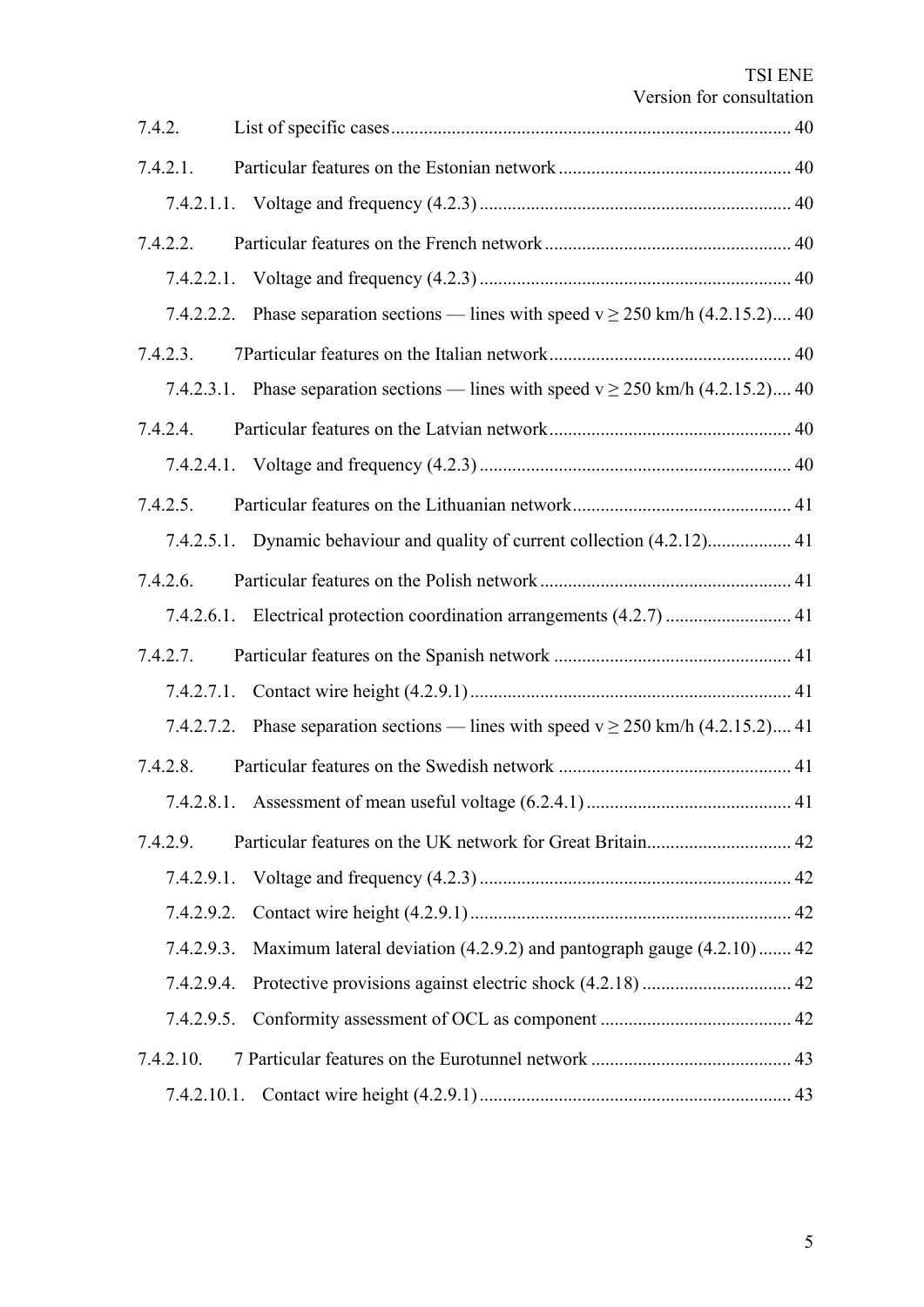7.4.2. List of specific cases ..................................................................................... 40

7.4.2.1. Particular features on the Estonian network .................................................. 40

7.4.2.1.1. Voltage and frequency (4.2.3) .................................................................. 40

7.4.2.2. Particular features on the French network ..................................................... 40

7.4.2.2.1. Voltage and frequency (4.2.3) .................................................................. 40

7.4.2.2.2. Phase separation sections — lines with speed v ≥ 250 km/h (4.2.15.2).... 40

7.4.2.3. 7Particular features on the Italian network .................................................... 40

7.4.2.3.1. Phase separation sections — lines with speed v ≥ 250 km/h (4.2.15.2).... 40

7.4.2.4. Particular features on the Latvian network .................................................... 40

7.4.2.4.1. Voltage and frequency (4.2.3) .................................................................. 40

7.4.2.5. Particular features on the Lithuanian network ............................................... 41

7.4.2.5.1. Dynamic behaviour and quality of current collection (4.2.12).................. 41

7.4.2.6. Particular features on the Polish network ...................................................... 41

7.4.2.6.1. Electrical protection coordination arrangements (4.2.7) ........................... 41

7.4.2.7. Particular features on the Spanish network ................................................... 41

7.4.2.7.1. Contact wire height (4.2.9.1) .................................................................... 41

7.4.2.7.2. Phase separation sections — lines with speed v ≥ 250 km/h (4.2.15.2).... 41

7.4.2.8. Particular features on the Swedish network .................................................. 41

7.4.2.8.1. Assessment of mean useful voltage (6.2.4.1) ............................................ 41

7.4.2.9. Particular features on the UK network for Great Britain............................... 42

7.4.2.9.1. Voltage and frequency (4.2.3) .................................................................. 42

7.4.2.9.2. Contact wire height (4.2.9.1) .................................................................... 42

7.4.2.9.3. Maximum lateral deviation (4.2.9.2) and pantograph gauge (4.2.10) ....... 42

7.4.2.9.4. Protective provisions against electric shock (4.2.18) ................................ 42

7.4.2.9.5. Conformity assessment of OCL as component ......................................... 42

7.4.2.10. 7 Particular features on the Eurotunnel network ........................................... 43

7.4.2.10.1. Contact wire height (4.2.9.1) .................................................................. 43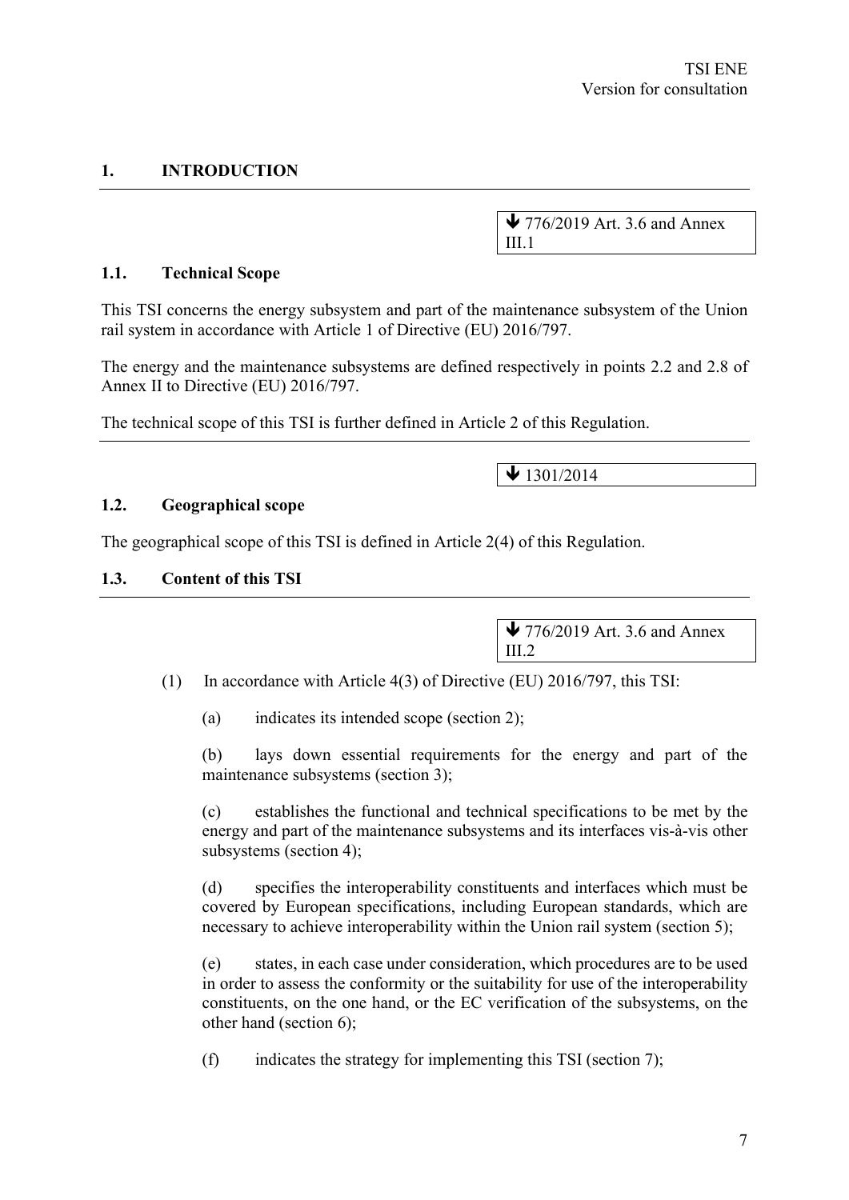## 1. INTRODUCTION

↓ 776/2019 Art. 3.6 and Annex III.1

### 1.1. Technical Scope

This TSI concerns the energy subsystem and part of the maintenance subsystem of the Union rail system in accordance with Article 1 of Directive (EU) 2016/797.

The energy and the maintenance subsystems are defined respectively in points 2.2 and 2.8 of Annex II to Directive (EU) 2016/797.

The technical scope of this TSI is further defined in Article 2 of this Regulation.

↓ 1301/2014

### 1.2. Geographical scope

The geographical scope of this TSI is defined in Article 2(4) of this Regulation.

### 1.3. Content of this TSI

↓ 776/2019 Art. 3.6 and Annex III.2

(1) In accordance with Article 4(3) of Directive (EU) 2016/797, this TSI:

(a) indicates its intended scope (section 2);

(b) lays down essential requirements for the energy and part of the maintenance subsystems (section 3);

(c) establishes the functional and technical specifications to be met by the energy and part of the maintenance subsystems and its interfaces vis-à-vis other subsystems (section 4);

(d) specifies the interoperability constituents and interfaces which must be covered by European specifications, including European standards, which are necessary to achieve interoperability within the Union rail system (section 5);

(e) states, in each case under consideration, which procedures are to be used in order to assess the conformity or the suitability for use of the interoperability constituents, on the one hand, or the EC verification of the subsystems, on the other hand (section 6);

(f) indicates the strategy for implementing this TSI (section 7);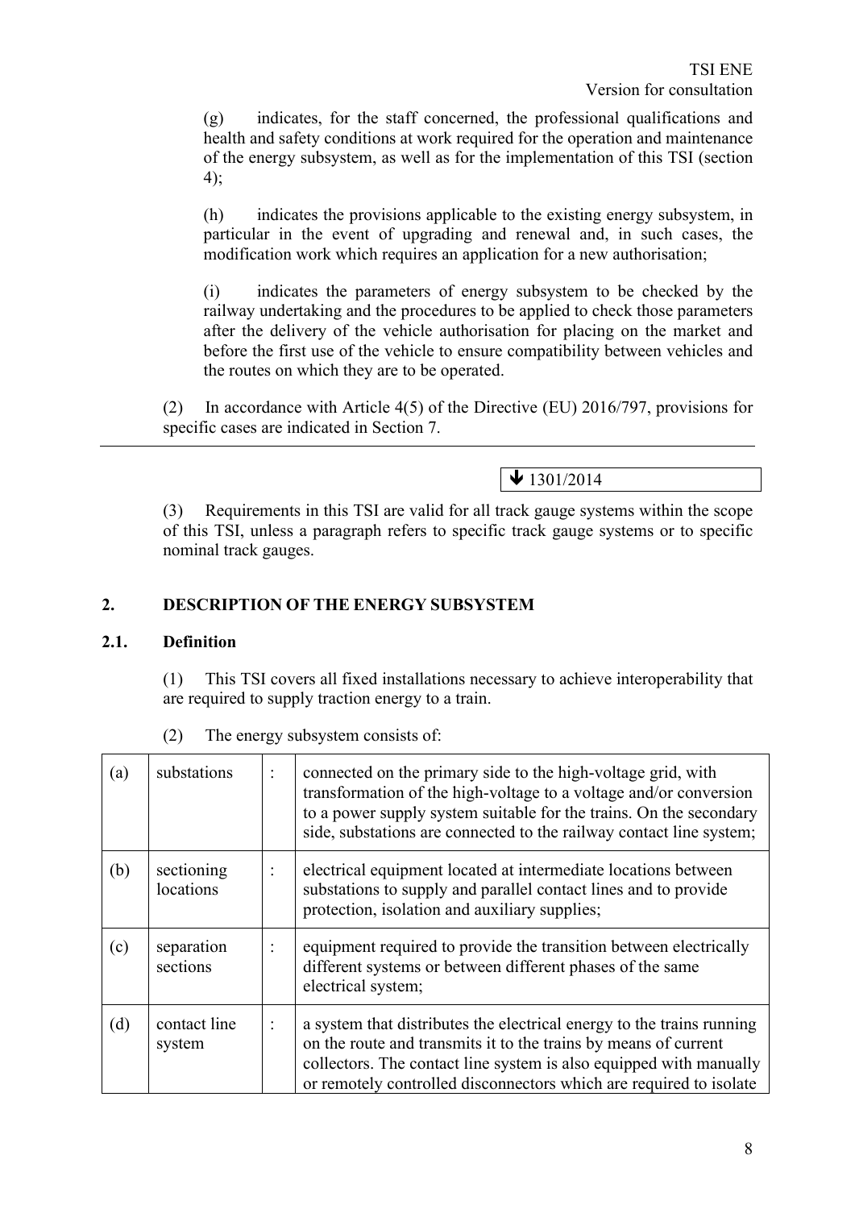(g) indicates, for the staff concerned, the professional qualifications and health and safety conditions at work required for the operation and maintenance of the energy subsystem, as well as for the implementation of this TSI (section 4);

(h) indicates the provisions applicable to the existing energy subsystem, in particular in the event of upgrading and renewal and, in such cases, the modification work which requires an application for a new authorisation;

(i) indicates the parameters of energy subsystem to be checked by the railway undertaking and the procedures to be applied to check those parameters after the delivery of the vehicle authorisation for placing on the market and before the first use of the vehicle to ensure compatibility between vehicles and the routes on which they are to be operated.

(2) In accordance with Article 4(5) of the Directive (EU) 2016/797, provisions for specific cases are indicated in Section 7.

---

▼ 1301/2014

(3) Requirements in this TSI are valid for all track gauge systems within the scope of this TSI, unless a paragraph refers to specific track gauge systems or to specific nominal track gauges.

## 2. DESCRIPTION OF THE ENERGY SUBSYSTEM

### 2.1. Definition

(1) This TSI covers all fixed installations necessary to achieve interoperability that are required to supply traction energy to a train.

(2) The energy subsystem consists of:

| | | | |
|---|---|---|---|
| (a) | substations | : | connected on the primary side to the high-voltage grid, with transformation of the high-voltage to a voltage and/or conversion to a power supply system suitable for the trains. On the secondary side, substations are connected to the railway contact line system; |
| (b) | sectioning locations | : | electrical equipment located at intermediate locations between substations to supply and parallel contact lines and to provide protection, isolation and auxiliary supplies; |
| (c) | separation sections | : | equipment required to provide the transition between electrically different systems or between different phases of the same electrical system; |
| (d) | contact line system | : | a system that distributes the electrical energy to the trains running on the route and transmits it to the trains by means of current collectors. The contact line system is also equipped with manually or remotely controlled disconnectors which are required to isolate |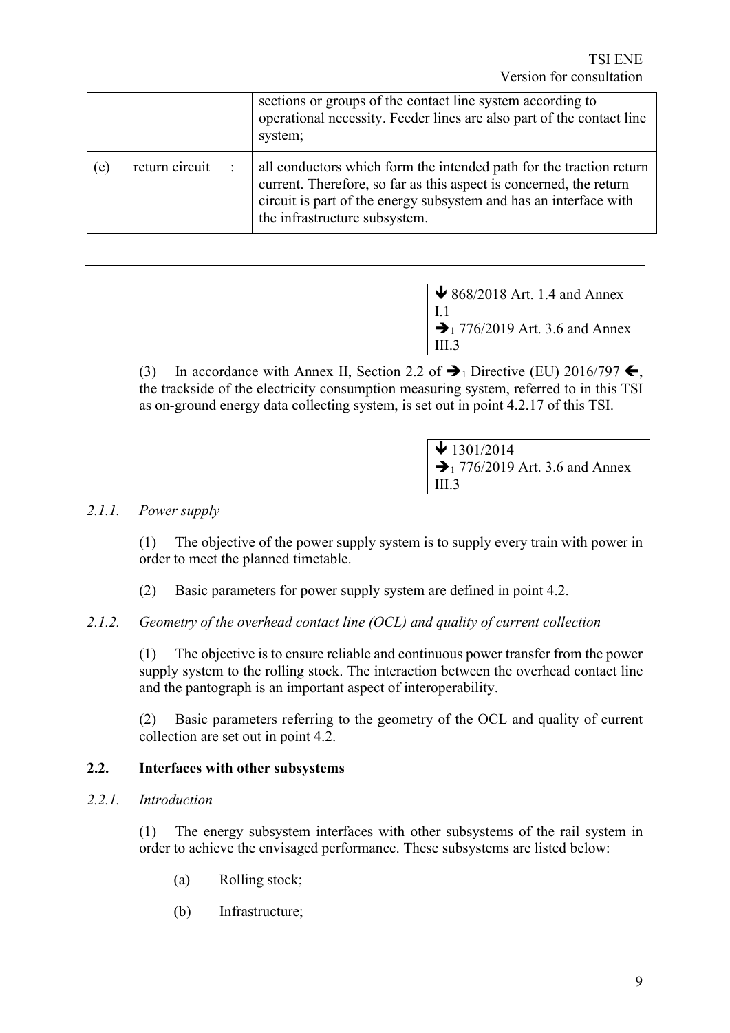|  |  |  | sections or groups of the contact line system according to operational necessity. Feeder lines are also part of the contact line system; |
| --- | --- | --- | --- |
| (e) | return circuit | : | all conductors which form the intended path for the traction return current. Therefore, so far as this aspect is concerned, the return circuit is part of the energy subsystem and has an interface with the infrastructure subsystem. |

---

↓ 868/2018 Art. 1.4 and Annex I.1
→1 776/2019 Art. 3.6 and Annex III.3

(3) In accordance with Annex II, Section 2.2 of →1 Directive (EU) 2016/797 ←, the trackside of the electricity consumption measuring system, referred to in this TSI as on-ground energy data collecting system, is set out in point 4.2.17 of this TSI.

---

↓ 1301/2014
→1 776/2019 Art. 3.6 and Annex III.3

*2.1.1. Power supply*

(1) The objective of the power supply system is to supply every train with power in order to meet the planned timetable.

(2) Basic parameters for power supply system are defined in point 4.2.

*2.1.2. Geometry of the overhead contact line (OCL) and quality of current collection*

(1) The objective is to ensure reliable and continuous power transfer from the power supply system to the rolling stock. The interaction between the overhead contact line and the pantograph is an important aspect of interoperability.

(2) Basic parameters referring to the geometry of the OCL and quality of current collection are set out in point 4.2.

## 2.2. Interfaces with other subsystems

*2.2.1. Introduction*

(1) The energy subsystem interfaces with other subsystems of the rail system in order to achieve the envisaged performance. These subsystems are listed below:

(a) Rolling stock;

(b) Infrastructure;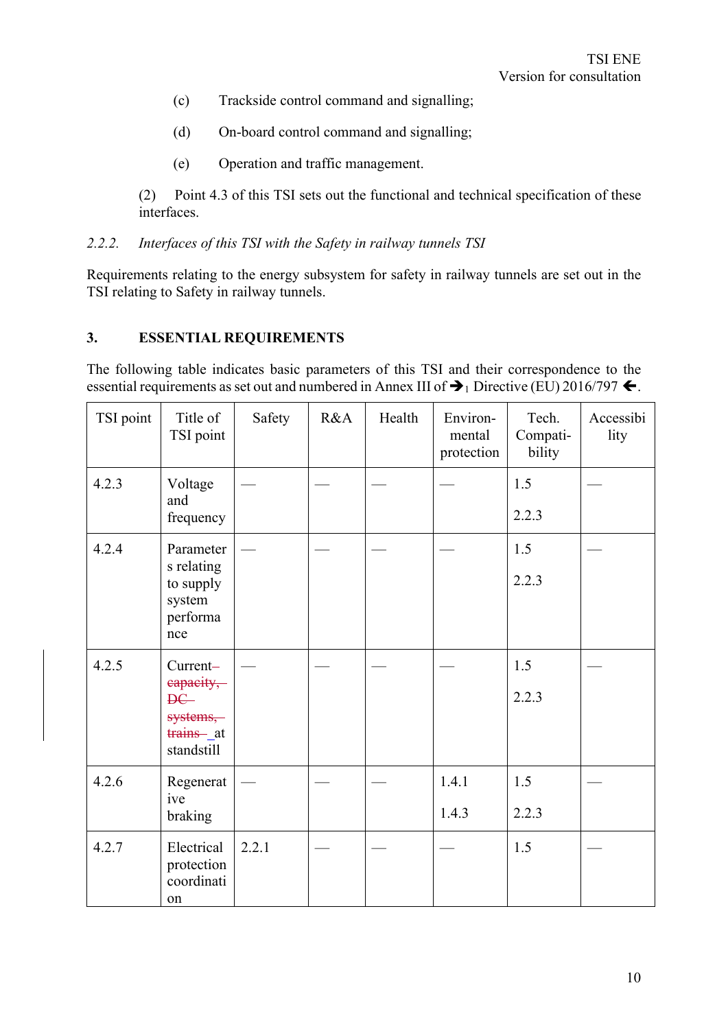(c) Trackside control command and signalling;

(d) On-board control command and signalling;

(e) Operation and traffic management.

(2) Point 4.3 of this TSI sets out the functional and technical specification of these interfaces.

*2.2.2. Interfaces of this TSI with the Safety in railway tunnels TSI*

Requirements relating to the energy subsystem for safety in railway tunnels are set out in the TSI relating to Safety in railway tunnels.

## 3. ESSENTIAL REQUIREMENTS

The following table indicates basic parameters of this TSI and their correspondence to the essential requirements as set out and numbered in Annex III of ➔1 Directive (EU) 2016/797 ←.

| TSI point | Title of TSI point | Safety | R&A | Health | Environmental protection | Tech. Compatibility | Accessibility |
|---|---|---|---|---|---|---|---|
| 4.2.3 | Voltage and frequency | — | — | — | — | 1.5<br>2.2.3 | — |
| 4.2.4 | Parameters relating to supply system performance | — | — | — | — | 1.5<br>2.2.3 | — |
| 4.2.5 | Current ~~capacity, DC systems, trains~~ at standstill | — | — | — | — | 1.5<br>2.2.3 | — |
| 4.2.6 | Regenerative braking | — | — | — | 1.4.1<br>1.4.3 | 1.5<br>2.2.3 | — |
| 4.2.7 | Electrical protection coordination | 2.2.1 | — | — | — | 1.5 | — |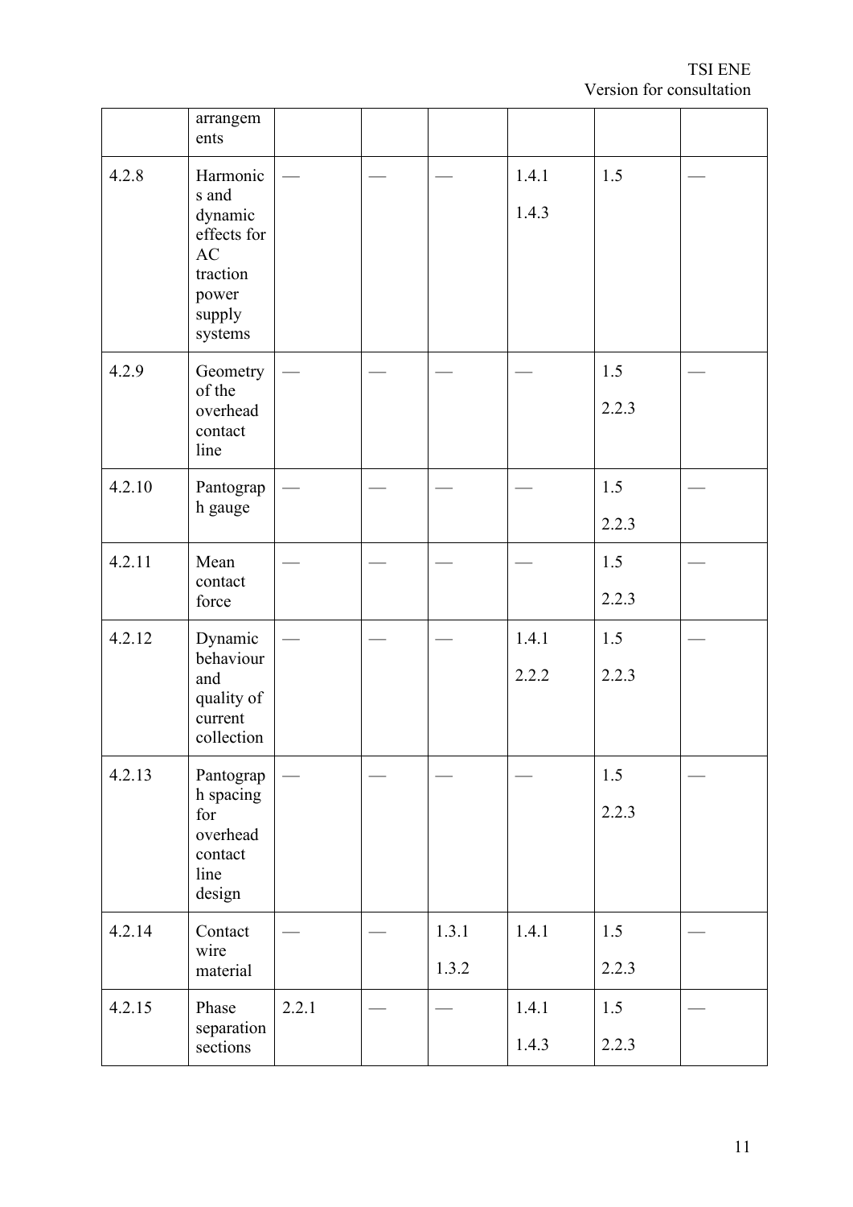|  | arrangements |  |  |  |  |  |  |
|---|---|---|---|---|---|---|---|
| 4.2.8 | Harmonics and dynamic effects for AC traction power supply systems | — | — | — | 1.4.1<br>1.4.3 | 1.5 | — |
| 4.2.9 | Geometry of the overhead contact line | — | — | — | — | 1.5<br>2.2.3 | — |
| 4.2.10 | Pantograph gauge | — | — | — | — | 1.5<br>2.2.3 | — |
| 4.2.11 | Mean contact force | — | — | — | — | 1.5<br>2.2.3 | — |
| 4.2.12 | Dynamic behaviour and quality of current collection | — | — | — | 1.4.1<br>2.2.2 | 1.5<br>2.2.3 | — |
| 4.2.13 | Pantograph spacing for overhead contact line design | — | — | — | — | 1.5<br>2.2.3 | — |
| 4.2.14 | Contact wire material | — | — | 1.3.1<br>1.3.2 | 1.4.1 | 1.5<br>2.2.3 | — |
| 4.2.15 | Phase separation sections | 2.2.1 | — | — | 1.4.1<br>1.4.3 | 1.5<br>2.2.3 | — |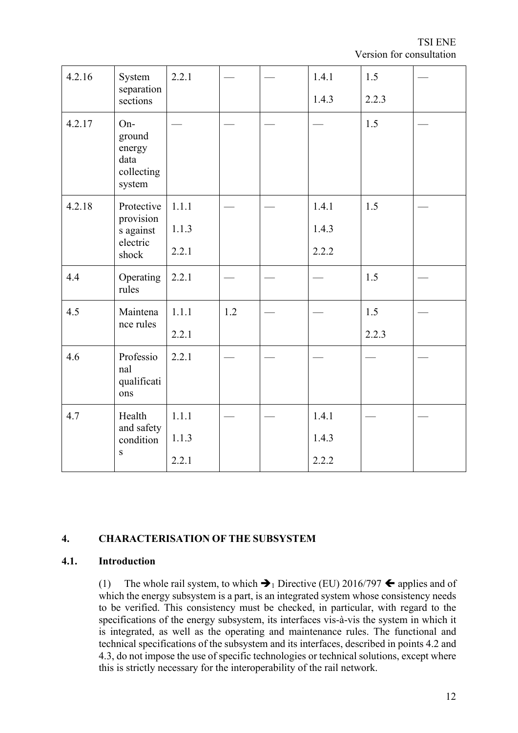| 4.2.16 | System separation sections | 2.2.1 | — | — | 1.4.1<br>1.4.3 | 1.5<br>2.2.3 | — |
|---|---|---|---|---|---|---|---|
| 4.2.17 | On-ground energy data collecting system | — | — | — | — | 1.5 | — |
| 4.2.18 | Protective provisions against electric shock | 1.1.1<br>1.1.3<br>2.2.1 | — | — | 1.4.1<br>1.4.3<br>2.2.2 | 1.5 | — |
| 4.4 | Operating rules | 2.2.1 | — | — | — | 1.5 | — |
| 4.5 | Maintenance rules | 1.1.1<br>2.2.1 | 1.2 | — | — | 1.5<br>2.2.3 | — |
| 4.6 | Professional qualifications | 2.2.1 | — | — | — | — | — |
| 4.7 | Health and safety conditions | 1.1.1<br>1.1.3<br>2.2.1 | — | — | 1.4.1<br>1.4.3<br>2.2.2 | — | — |

## 4. CHARACTERISATION OF THE SUBSYSTEM

### 4.1. Introduction

(1) The whole rail system, to which ➔1 Directive (EU) 2016/797 ➔ applies and of which the energy subsystem is a part, is an integrated system whose consistency needs to be verified. This consistency must be checked, in particular, with regard to the specifications of the energy subsystem, its interfaces vis-à-vis the system in which it is integrated, as well as the operating and maintenance rules. The functional and technical specifications of the subsystem and its interfaces, described in points 4.2 and 4.3, do not impose the use of specific technologies or technical solutions, except where this is strictly necessary for the interoperability of the rail network.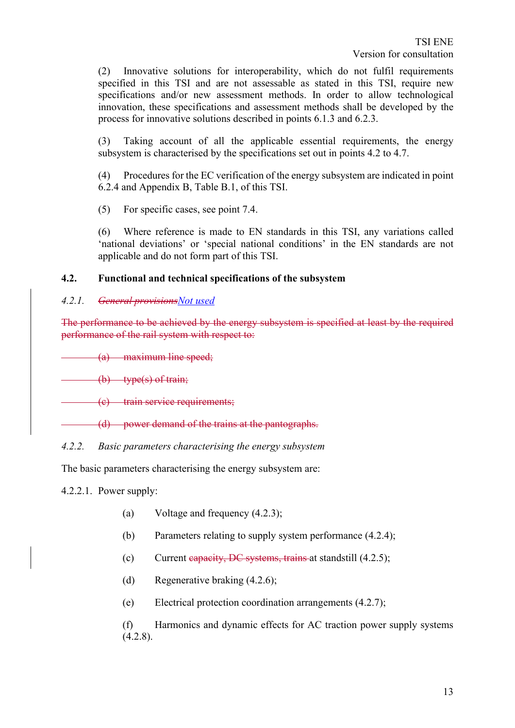(2) Innovative solutions for interoperability, which do not fulfil requirements specified in this TSI and are not assessable as stated in this TSI, require new specifications and/or new assessment methods. In order to allow technological innovation, these specifications and assessment methods shall be developed by the process for innovative solutions described in points 6.1.3 and 6.2.3.

(3) Taking account of all the applicable essential requirements, the energy subsystem is characterised by the specifications set out in points 4.2 to 4.7.

(4) Procedures for the EC verification of the energy subsystem are indicated in point 6.2.4 and Appendix B, Table B.1, of this TSI.

(5) For specific cases, see point 7.4.

(6) Where reference is made to EN standards in this TSI, any variations called 'national deviations' or 'special national conditions' in the EN standards are not applicable and do not form part of this TSI.

## 4.2. Functional and technical specifications of the subsystem

### *4.2.1. ~~General provisions~~Not used*

~~The performance to be achieved by the energy subsystem is specified at least by the required performance of the rail system with respect to:~~

~~(a) maximum line speed;~~

~~(b) type(s) of train;~~

~~(c) train service requirements;~~

~~(d) power demand of the trains at the pantographs.~~

### *4.2.2. Basic parameters characterising the energy subsystem*

The basic parameters characterising the energy subsystem are:

4.2.2.1. Power supply:

(a) Voltage and frequency (4.2.3);

(b) Parameters relating to supply system performance (4.2.4);

(c) Current ~~capacity, DC systems, trains~~ at standstill (4.2.5);

(d) Regenerative braking (4.2.6);

(e) Electrical protection coordination arrangements (4.2.7);

(f) Harmonics and dynamic effects for AC traction power supply systems (4.2.8).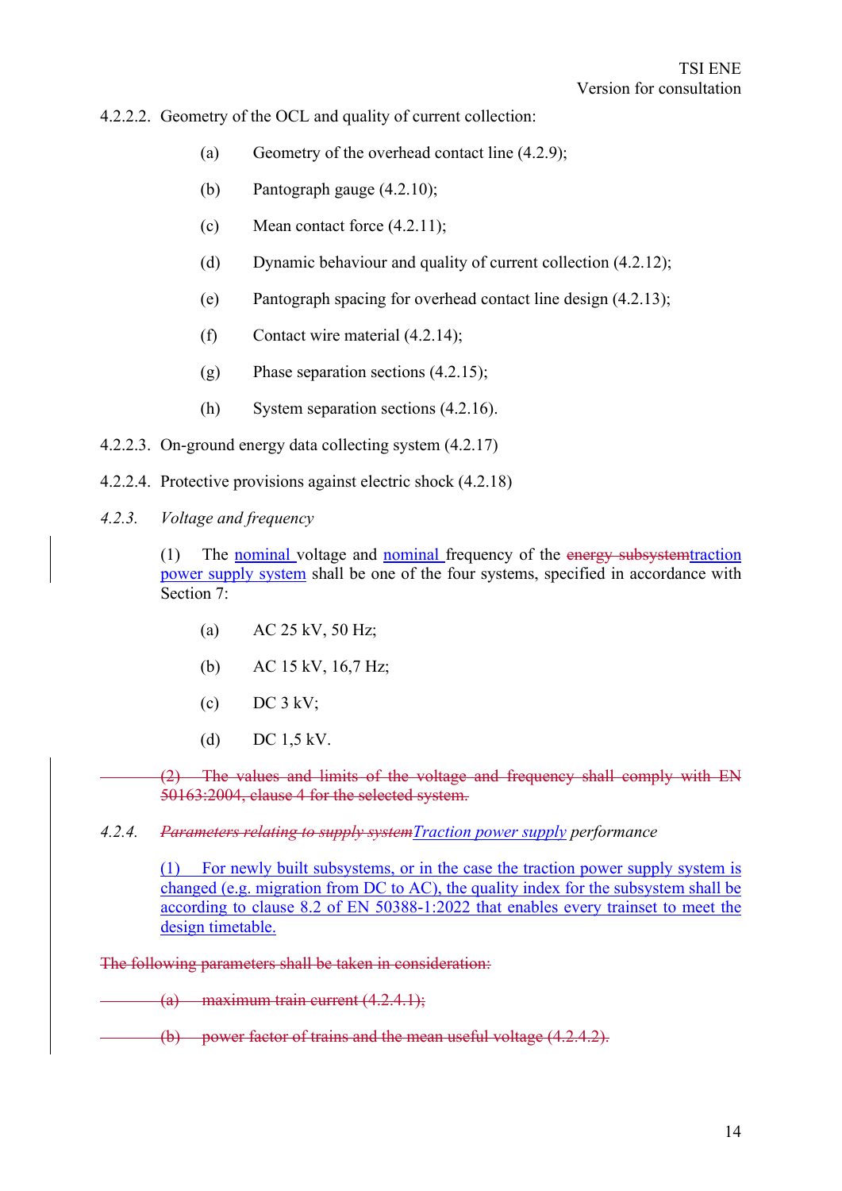4.2.2.2. Geometry of the OCL and quality of current collection:

(a) Geometry of the overhead contact line (4.2.9);

(b) Pantograph gauge (4.2.10);

(c) Mean contact force (4.2.11);

(d) Dynamic behaviour and quality of current collection (4.2.12);

(e) Pantograph spacing for overhead contact line design (4.2.13);

(f) Contact wire material (4.2.14);

(g) Phase separation sections (4.2.15);

(h) System separation sections (4.2.16).

4.2.2.3. On-ground energy data collecting system (4.2.17)

4.2.2.4. Protective provisions against electric shock (4.2.18)

*4.2.3. Voltage and frequency*

(1) The nominal voltage and nominal frequency of the ~~energy subsystem~~traction power supply system shall be one of the four systems, specified in accordance with Section 7:

(a) AC 25 kV, 50 Hz;

(b) AC 15 kV, 16,7 Hz;

(c) DC 3 kV;

(d) DC 1,5 kV.

~~(2) The values and limits of the voltage and frequency shall comply with EN 50163:2004, clause 4 for the selected system.~~

*4.2.4. ~~Parameters relating to supply system~~Traction power supply performance*

(1) For newly built subsystems, or in the case the traction power supply system is changed (e.g. migration from DC to AC), the quality index for the subsystem shall be according to clause 8.2 of EN 50388-1:2022 that enables every trainset to meet the design timetable.

~~The following parameters shall be taken in consideration:~~

~~(a) maximum train current (4.2.4.1);~~

~~(b) power factor of trains and the mean useful voltage (4.2.4.2).~~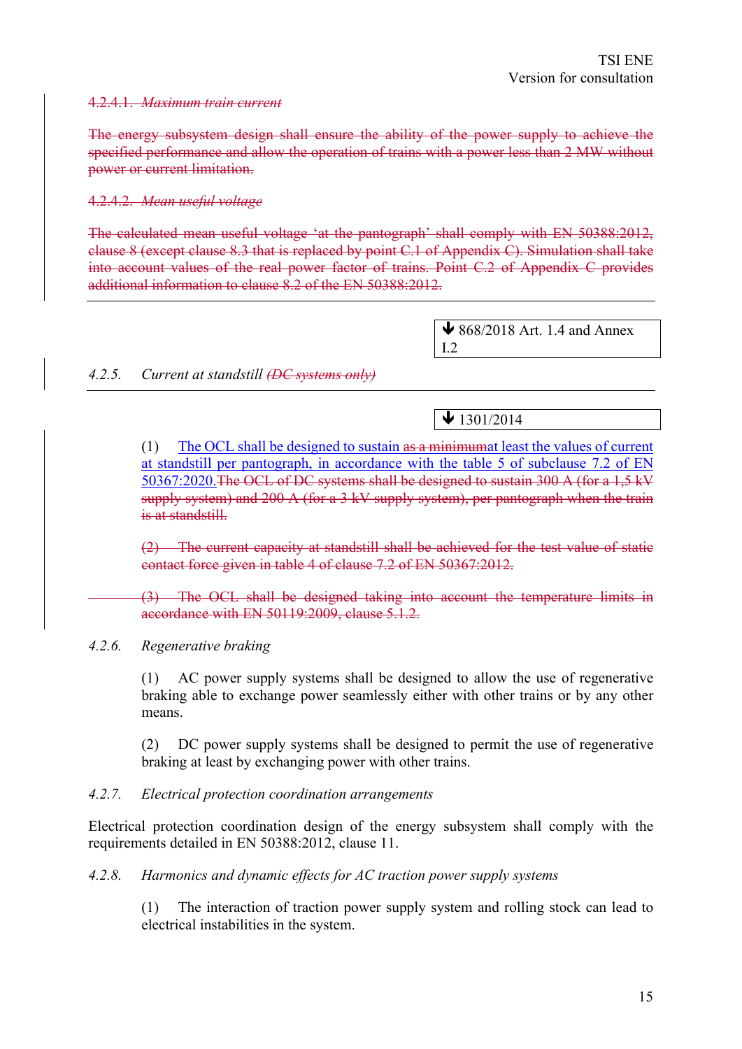~~4.2.4.1. *Maximum train current*~~

~~The energy subsystem design shall ensure the ability of the power supply to achieve the specified performance and allow the operation of trains with a power less than 2 MW without power or current limitation.~~

~~4.2.4.2. *Mean useful voltage*~~

~~The calculated mean useful voltage 'at the pantograph' shall comply with EN 50388:2012, clause 8 (except clause 8.3 that is replaced by point C.1 of Appendix C). Simulation shall take into account values of the real power factor of trains. Point C.2 of Appendix C provides additional information to clause 8.2 of the EN 50388:2012.~~

---

🡻 868/2018 Art. 1.4 and Annex I.2

4.2.5. *Current at standstill ~~(DC systems only)~~*

---

🡻 1301/2014

(1) The OCL shall be designed to sustain ~~as a minimum~~at least the values of current at standstill per pantograph, in accordance with the table 5 of subclause 7.2 of EN 50367:2020.~~The OCL of DC systems shall be designed to sustain 300 A (for a 1,5 kV supply system) and 200 A (for a 3 kV supply system), per pantograph when the train is at standstill.~~

~~(2) The current capacity at standstill shall be achieved for the test value of static contact force given in table 4 of clause 7.2 of EN 50367:2012.~~

~~(3) The OCL shall be designed taking into account the temperature limits in accordance with EN 50119:2009, clause 5.1.2.~~

4.2.6. *Regenerative braking*

(1) AC power supply systems shall be designed to allow the use of regenerative braking able to exchange power seamlessly either with other trains or by any other means.

(2) DC power supply systems shall be designed to permit the use of regenerative braking at least by exchanging power with other trains.

4.2.7. *Electrical protection coordination arrangements*

Electrical protection coordination design of the energy subsystem shall comply with the requirements detailed in EN 50388:2012, clause 11.

4.2.8. *Harmonics and dynamic effects for AC traction power supply systems*

(1) The interaction of traction power supply system and rolling stock can lead to electrical instabilities in the system.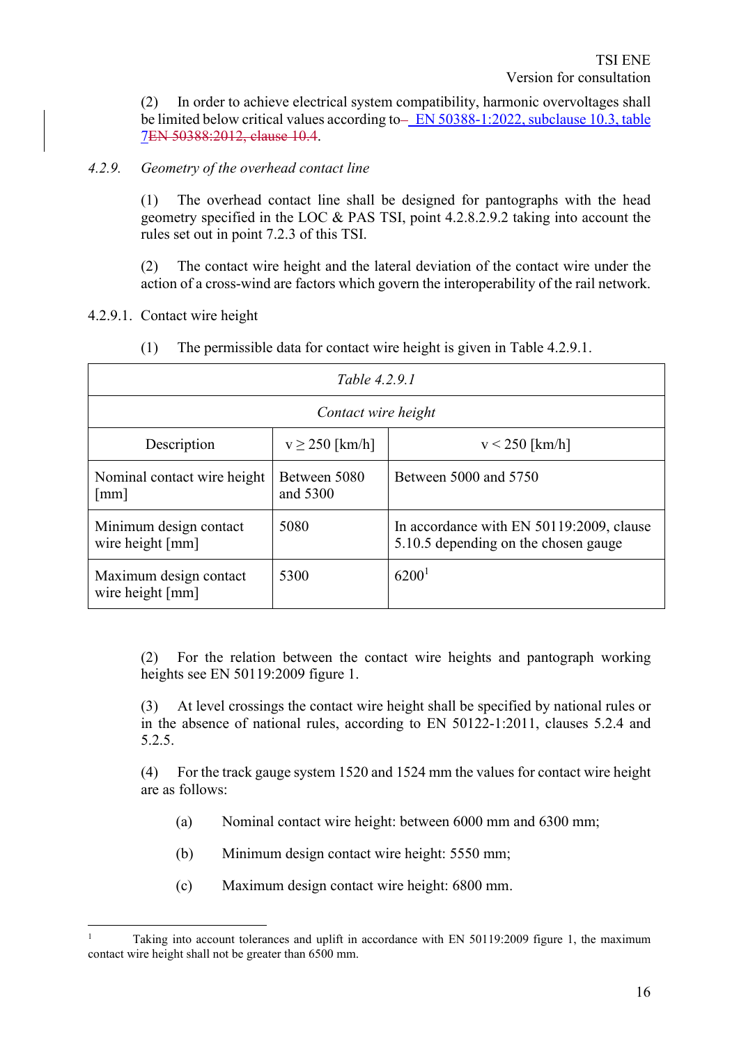(2) In order to achieve electrical system compatibility, harmonic overvoltages shall be limited below critical values according to– EN 50388-1:2022, subclause 10.3, table 7EN 50388:2012, clause 10.4.

### *4.2.9. Geometry of the overhead contact line*

(1) The overhead contact line shall be designed for pantographs with the head geometry specified in the LOC & PAS TSI, point 4.2.8.2.9.2 taking into account the rules set out in point 7.2.3 of this TSI.

(2) The contact wire height and the lateral deviation of the contact wire under the action of a cross-wind are factors which govern the interoperability of the rail network.

#### 4.2.9.1. Contact wire height

(1) The permissible data for contact wire height is given in Table 4.2.9.1.

*Table 4.2.9.1*

*Contact wire height*

| Description | v ≥ 250 [km/h] | v < 250 [km/h] |
|---|---|---|
| Nominal contact wire height [mm] | Between 5080 and 5300 | Between 5000 and 5750 |
| Minimum design contact wire height [mm] | 5080 | In accordance with EN 50119:2009, clause 5.10.5 depending on the chosen gauge |
| Maximum design contact wire height [mm] | 5300 | 6200[1] |

(2) For the relation between the contact wire heights and pantograph working heights see EN 50119:2009 figure 1.

(3) At level crossings the contact wire height shall be specified by national rules or in the absence of national rules, according to EN 50122-1:2011, clauses 5.2.4 and 5.2.5.

(4) For the track gauge system 1520 and 1524 mm the values for contact wire height are as follows:

(a) Nominal contact wire height: between 6000 mm and 6300 mm;

(b) Minimum design contact wire height: 5550 mm;

(c) Maximum design contact wire height: 6800 mm.

[1] Taking into account tolerances and uplift in accordance with EN 50119:2009 figure 1, the maximum contact wire height shall not be greater than 6500 mm.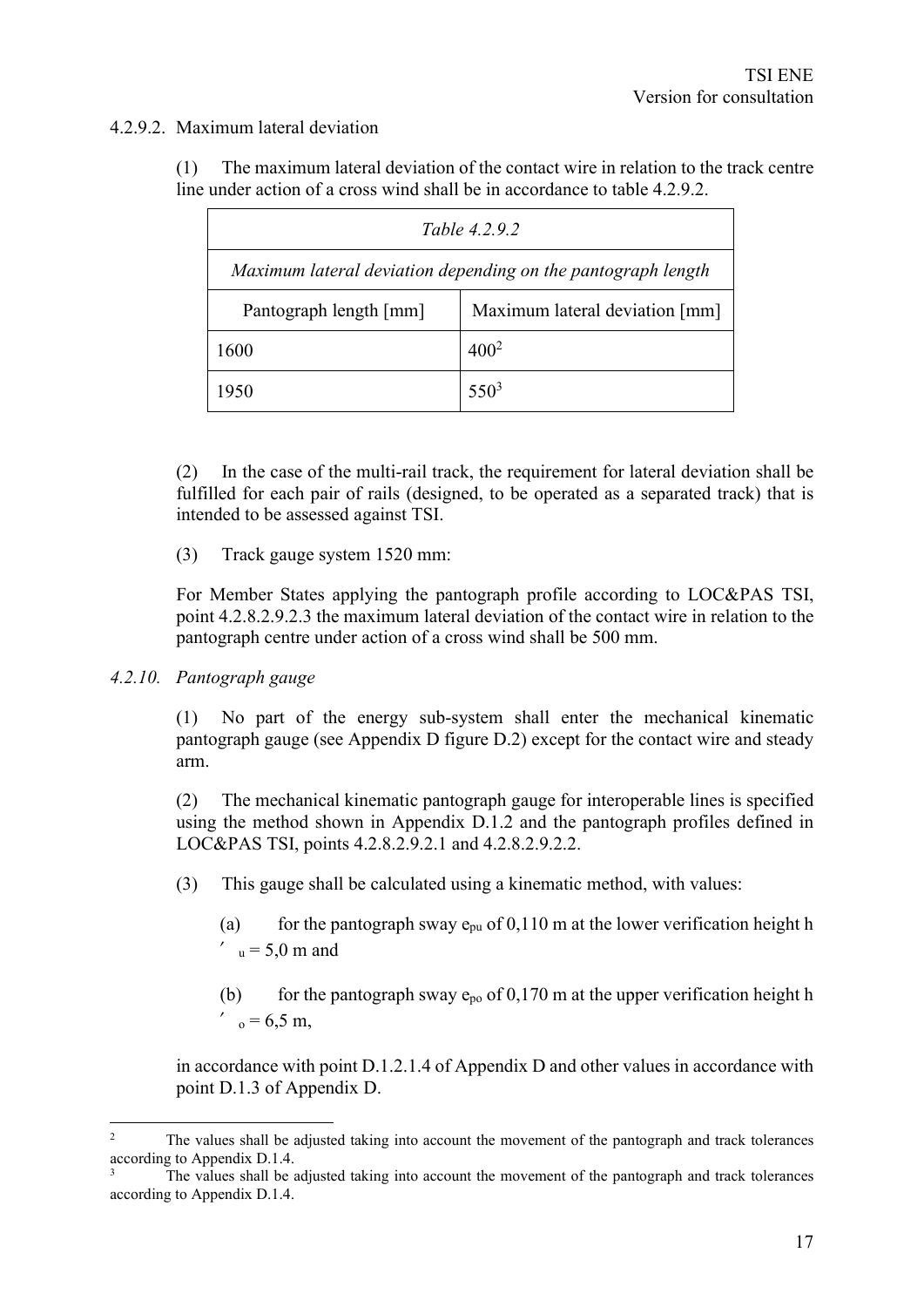4.2.9.2. Maximum lateral deviation

(1) The maximum lateral deviation of the contact wire in relation to the track centre line under action of a cross wind shall be in accordance to table 4.2.9.2.

| *Table 4.2.9.2* | |
|---|---|
| *Maximum lateral deviation depending on the pantograph length* | |
| Pantograph length [mm] | Maximum lateral deviation [mm] |
| 1600 | 400[2] |
| 1950 | 550[3] |

(2) In the case of the multi-rail track, the requirement for lateral deviation shall be fulfilled for each pair of rails (designed, to be operated as a separated track) that is intended to be assessed against TSI.

(3) Track gauge system 1520 mm:

For Member States applying the pantograph profile according to LOC&PAS TSI, point 4.2.8.2.9.2.3 the maximum lateral deviation of the contact wire in relation to the pantograph centre under action of a cross wind shall be 500 mm.

*4.2.10. Pantograph gauge*

(1) No part of the energy sub-system shall enter the mechanical kinematic pantograph gauge (see Appendix D figure D.2) except for the contact wire and steady arm.

(2) The mechanical kinematic pantograph gauge for interoperable lines is specified using the method shown in Appendix D.1.2 and the pantograph profiles defined in LOC&PAS TSI, points 4.2.8.2.9.2.1 and 4.2.8.2.9.2.2.

(3) This gauge shall be calculated using a kinematic method, with values:

(a) for the pantograph sway $e_{pu}$ of 0,110 m at the lower verification height $h'_u$ = 5,0 m and

(b) for the pantograph sway $e_{po}$ of 0,170 m at the upper verification height $h'_o$ = 6,5 m,

in accordance with point D.1.2.1.4 of Appendix D and other values in accordance with point D.1.3 of Appendix D.

---

[2] The values shall be adjusted taking into account the movement of the pantograph and track tolerances according to Appendix D.1.4.

[3] The values shall be adjusted taking into account the movement of the pantograph and track tolerances according to Appendix D.1.4.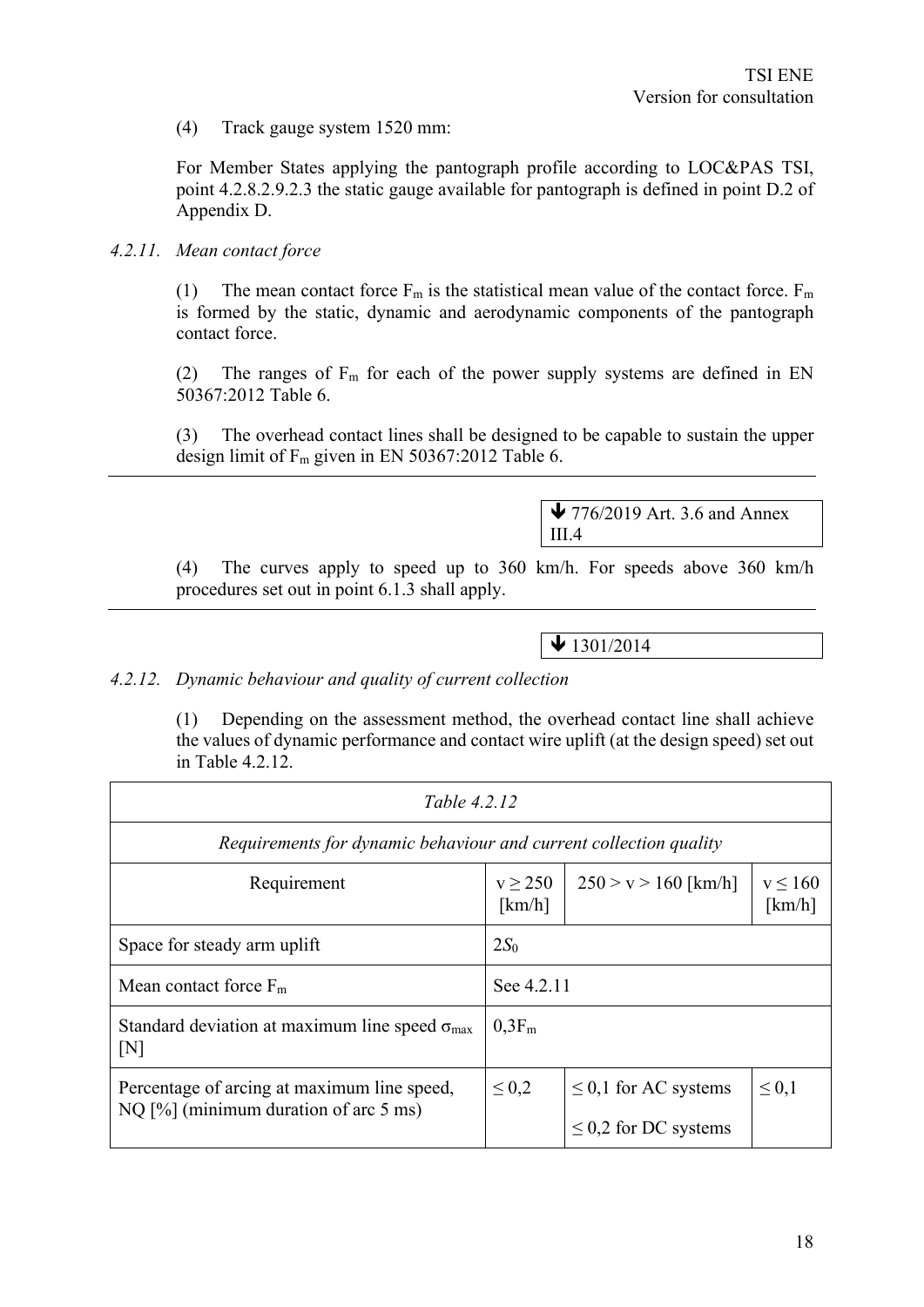(4) Track gauge system 1520 mm:

For Member States applying the pantograph profile according to LOC&PAS TSI, point 4.2.8.2.9.2.3 the static gauge available for pantograph is defined in point D.2 of Appendix D.

*4.2.11. Mean contact force*

(1) The mean contact force $F_m$ is the statistical mean value of the contact force. $F_m$ is formed by the static, dynamic and aerodynamic components of the pantograph contact force.

(2) The ranges of $F_m$ for each of the power supply systems are defined in EN 50367:2012 Table 6.

(3) The overhead contact lines shall be designed to be capable to sustain the upper design limit of $F_m$ given in EN 50367:2012 Table 6.

---

▼ 776/2019 Art. 3.6 and Annex III.4

(4) The curves apply to speed up to 360 km/h. For speeds above 360 km/h procedures set out in point 6.1.3 shall apply.

---

▼ 1301/2014

*4.2.12. Dynamic behaviour and quality of current collection*

(1) Depending on the assessment method, the overhead contact line shall achieve the values of dynamic performance and contact wire uplift (at the design speed) set out in Table 4.2.12.

*Table 4.2.12*

*Requirements for dynamic behaviour and current collection quality*

| Requirement | $v \geq 250$ [km/h] | $250 > v > 160$ [km/h] | $v \leq 160$ [km/h] |
|---|---|---|---|
| Space for steady arm uplift | $2S_0$ | | |
| Mean contact force $F_m$ | See 4.2.11 | | |
| Standard deviation at maximum line speed $\sigma_{max}$ [N] | $0,3F_m$ | | |
| Percentage of arcing at maximum line speed, NQ [%] (minimum duration of arc 5 ms) | $\leq 0,2$ | $\leq 0,1$ for AC systems<br>$\leq 0,2$ for DC systems | $\leq 0,1$ |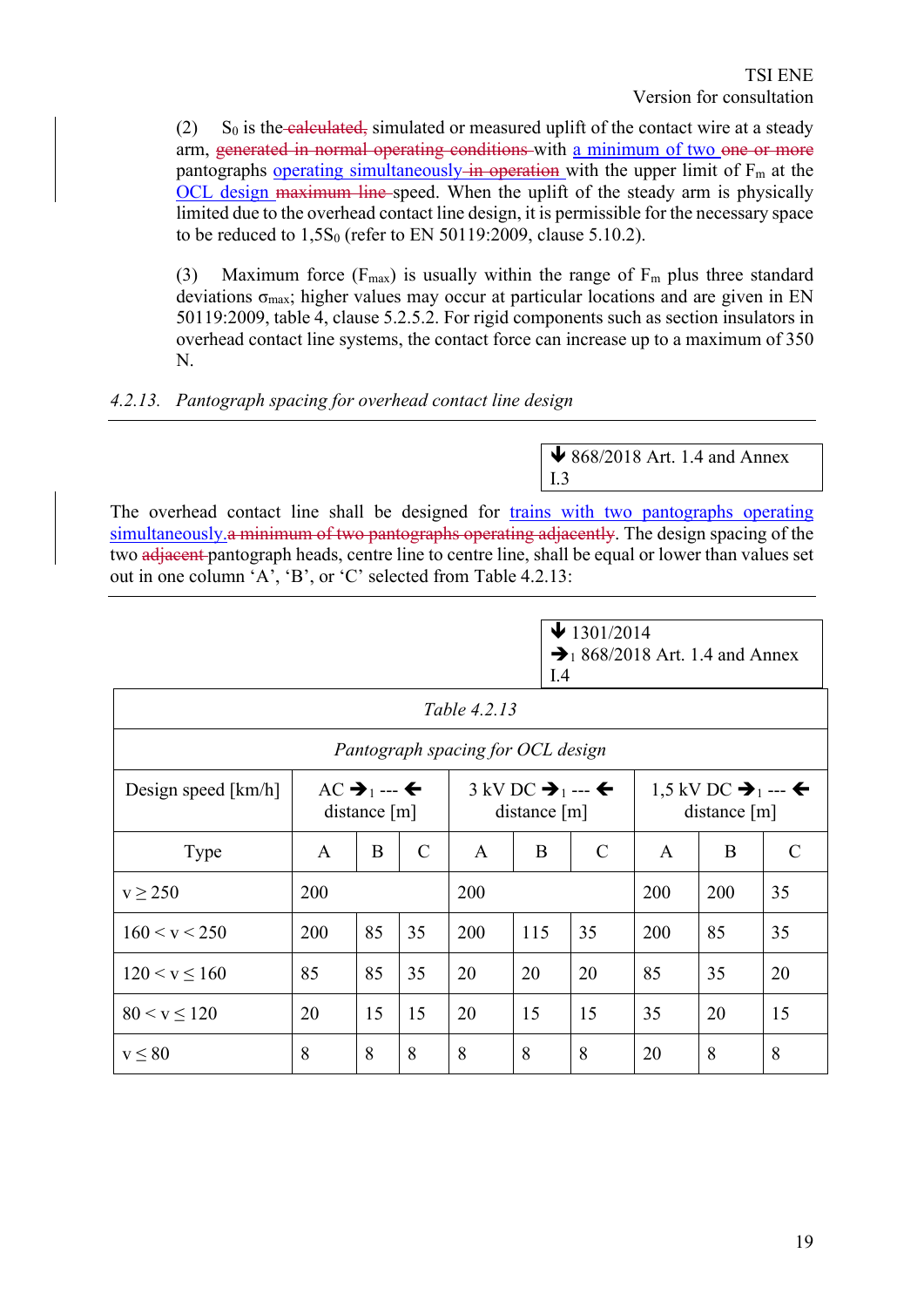(2) $S_0$ is the ~~calculated,~~ simulated or measured uplift of the contact wire at a steady arm, ~~generated in normal operating conditions~~ with a minimum of two ~~one or more~~ pantographs operating simultaneously ~~in operation~~ with the upper limit of $F_m$ at the OCL design ~~maximum line~~ speed. When the uplift of the steady arm is physically limited due to the overhead contact line design, it is permissible for the necessary space to be reduced to $1{,}5S_0$ (refer to EN 50119:2009, clause 5.10.2).

(3) Maximum force ($F_{max}$) is usually within the range of $F_m$ plus three standard deviations $\sigma_{max}$; higher values may occur at particular locations and are given in EN 50119:2009, table 4, clause 5.2.5.2. For rigid components such as section insulators in overhead contact line systems, the contact force can increase up to a maximum of 350 N.

*4.2.13. Pantograph spacing for overhead contact line design*

↓ 868/2018 Art. 1.4 and Annex I.3

The overhead contact line shall be designed for trains with two pantographs operating simultaneously.~~a minimum of two pantographs operating adjacently~~. The design spacing of the two ~~adjacent~~ pantograph heads, centre line to centre line, shall be equal or lower than values set out in one column 'A', 'B', or 'C' selected from Table 4.2.13:

↓ 1301/2014
→1 868/2018 Art. 1.4 and Annex I.4

*Table 4.2.13*

*Pantograph spacing for OCL design*

| Design speed [km/h] | AC →1 --- ← distance [m] | | | 3 kV DC →1 --- ← distance [m] | | | 1,5 kV DC →1 --- ← distance [m] | | |
|---|---|---|---|---|---|---|---|---|---|
| Type | A | B | C | A | B | C | A | B | C |
| v ≥ 250 | 200 | | | 200 | | | 200 | 200 | 35 |
| 160 < v < 250 | 200 | 85 | 35 | 200 | 115 | 35 | 200 | 85 | 35 |
| 120 < v ≤ 160 | 85 | 85 | 35 | 20 | 20 | 20 | 85 | 35 | 20 |
| 80 < v ≤ 120 | 20 | 15 | 15 | 20 | 15 | 15 | 35 | 20 | 15 |
| v ≤ 80 | 8 | 8 | 8 | 8 | 8 | 8 | 20 | 8 | 8 |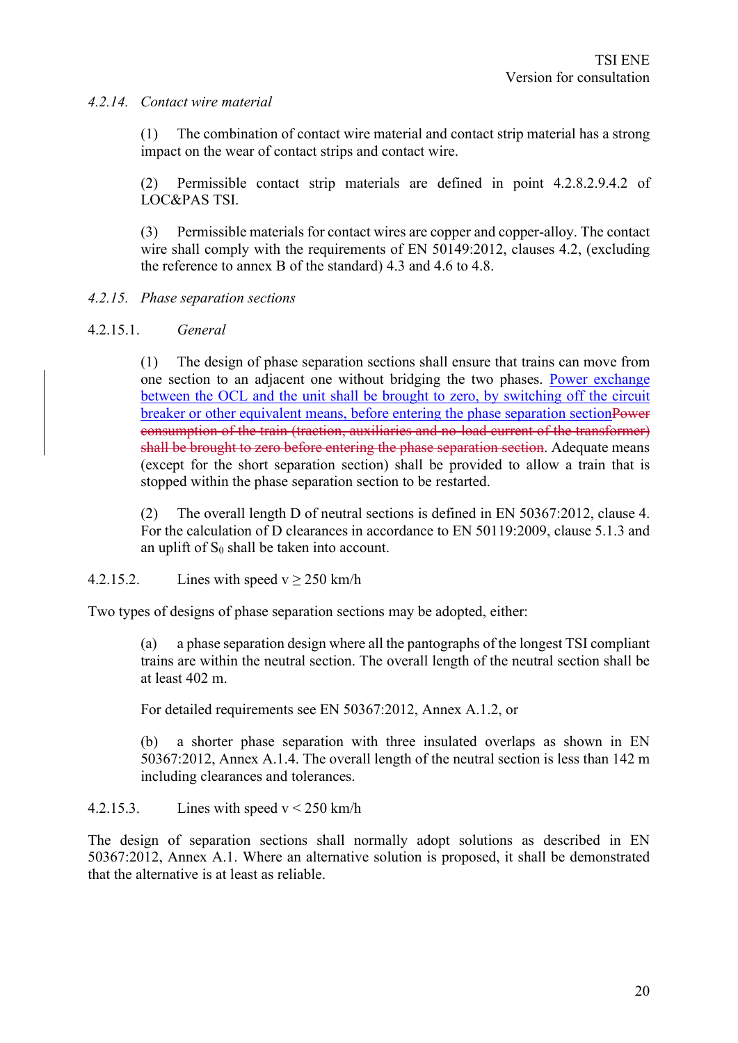#### *4.2.14. Contact wire material*

(1) The combination of contact wire material and contact strip material has a strong impact on the wear of contact strips and contact wire.

(2) Permissible contact strip materials are defined in point 4.2.8.2.9.4.2 of LOC&PAS TSI.

(3) Permissible materials for contact wires are copper and copper-alloy. The contact wire shall comply with the requirements of EN 50149:2012, clauses 4.2, (excluding the reference to annex B of the standard) 4.3 and 4.6 to 4.8.

#### *4.2.15. Phase separation sections*

##### 4.2.15.1. *General*

(1) The design of phase separation sections shall ensure that trains can move from one section to an adjacent one without bridging the two phases. Power exchange between the OCL and the unit shall be brought to zero, by switching off the circuit breaker or other equivalent means, before entering the phase separation section~~Power consumption of the train (traction, auxiliaries and no-load current of the transformer) shall be brought to zero before entering the phase separation section~~. Adequate means (except for the short separation section) shall be provided to allow a train that is stopped within the phase separation section to be restarted.

(2) The overall length D of neutral sections is defined in EN 50367:2012, clause 4. For the calculation of D clearances in accordance to EN 50119:2009, clause 5.1.3 and an uplift of $S_0$ shall be taken into account.

##### 4.2.15.2. Lines with speed v ≥ 250 km/h

Two types of designs of phase separation sections may be adopted, either:

(a) a phase separation design where all the pantographs of the longest TSI compliant trains are within the neutral section. The overall length of the neutral section shall be at least 402 m.

For detailed requirements see EN 50367:2012, Annex A.1.2, or

(b) a shorter phase separation with three insulated overlaps as shown in EN 50367:2012, Annex A.1.4. The overall length of the neutral section is less than 142 m including clearances and tolerances.

##### 4.2.15.3. Lines with speed v < 250 km/h

The design of separation sections shall normally adopt solutions as described in EN 50367:2012, Annex A.1. Where an alternative solution is proposed, it shall be demonstrated that the alternative is at least as reliable.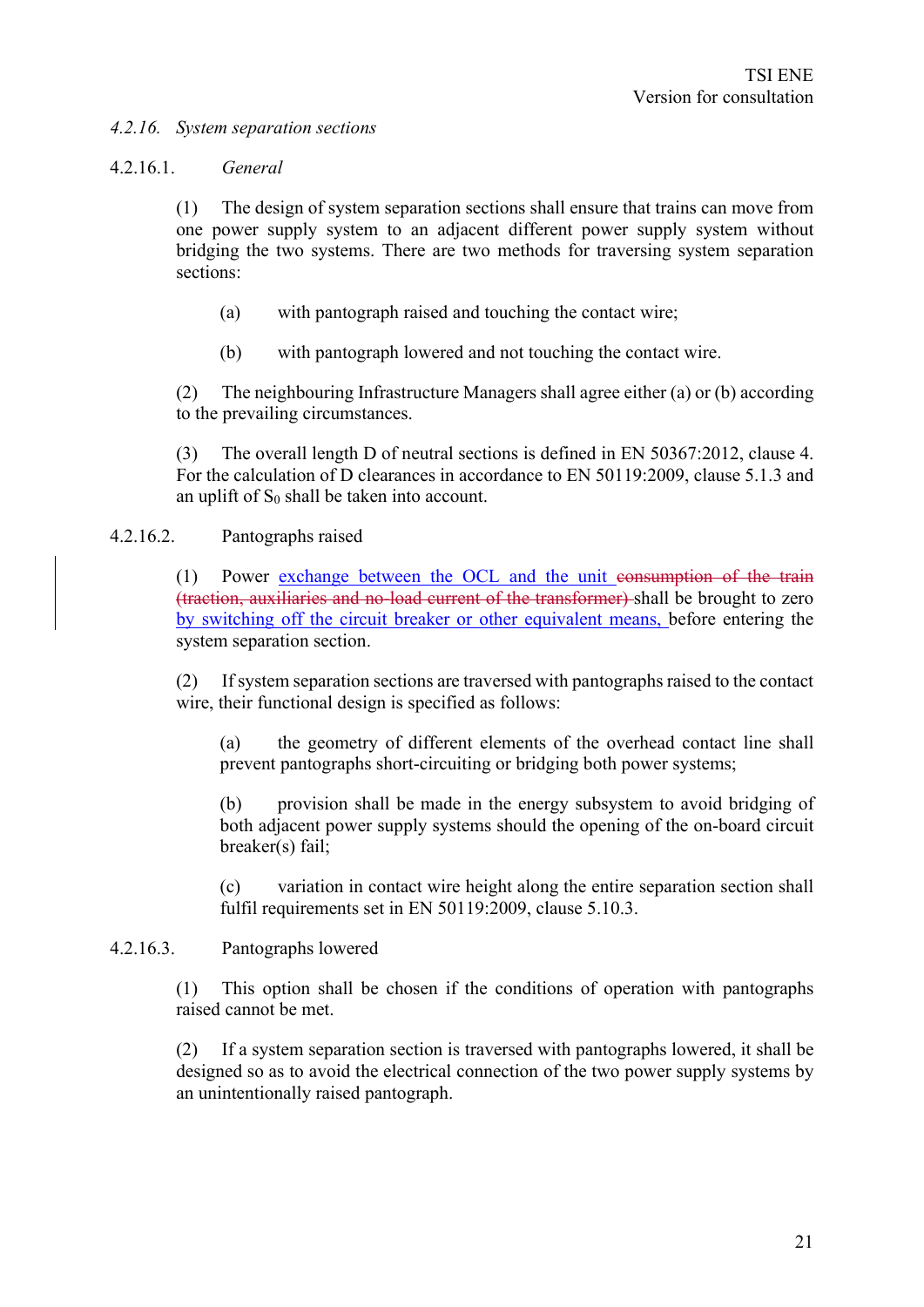#### *4.2.16. System separation sections*

##### 4.2.16.1. *General*

(1) The design of system separation sections shall ensure that trains can move from one power supply system to an adjacent different power supply system without bridging the two systems. There are two methods for traversing system separation sections:

(a) with pantograph raised and touching the contact wire;

(b) with pantograph lowered and not touching the contact wire.

(2) The neighbouring Infrastructure Managers shall agree either (a) or (b) according to the prevailing circumstances.

(3) The overall length D of neutral sections is defined in EN 50367:2012, clause 4. For the calculation of D clearances in accordance to EN 50119:2009, clause 5.1.3 and an uplift of $S_0$ shall be taken into account.

##### 4.2.16.2. Pantographs raised

(1) Power exchange between the OCL and the unit ~~consumption of the train (traction, auxiliaries and no-load current of the transformer)~~ shall be brought to zero by switching off the circuit breaker or other equivalent means, before entering the system separation section.

(2) If system separation sections are traversed with pantographs raised to the contact wire, their functional design is specified as follows:

(a) the geometry of different elements of the overhead contact line shall prevent pantographs short-circuiting or bridging both power systems;

(b) provision shall be made in the energy subsystem to avoid bridging of both adjacent power supply systems should the opening of the on-board circuit breaker(s) fail;

(c) variation in contact wire height along the entire separation section shall fulfil requirements set in EN 50119:2009, clause 5.10.3.

##### 4.2.16.3. Pantographs lowered

(1) This option shall be chosen if the conditions of operation with pantographs raised cannot be met.

(2) If a system separation section is traversed with pantographs lowered, it shall be designed so as to avoid the electrical connection of the two power supply systems by an unintentionally raised pantograph.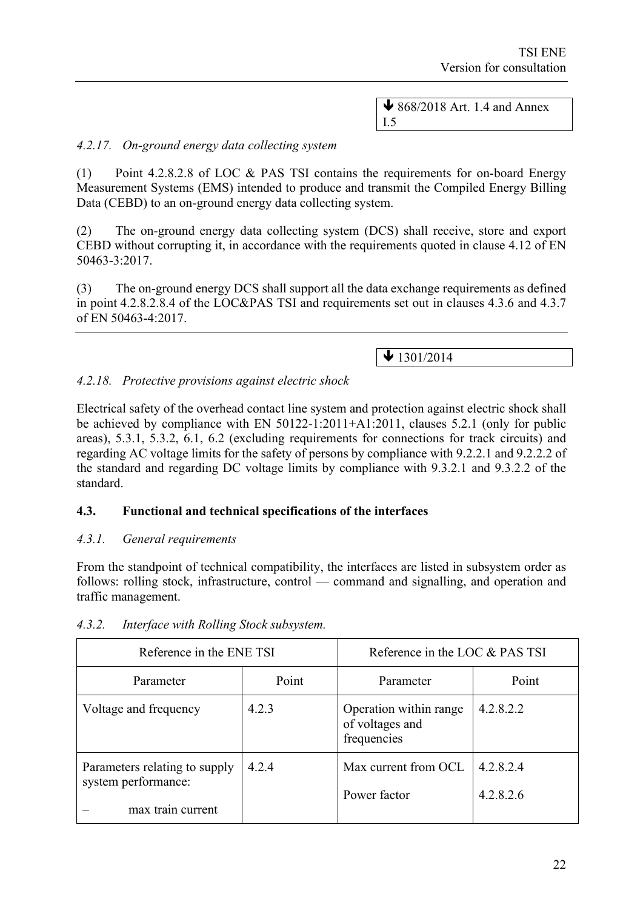↓ 868/2018 Art. 1.4 and Annex I.5

*4.2.17. On-ground energy data collecting system*

(1) Point 4.2.8.2.8 of LOC & PAS TSI contains the requirements for on-board Energy Measurement Systems (EMS) intended to produce and transmit the Compiled Energy Billing Data (CEBD) to an on-ground energy data collecting system.

(2) The on-ground energy data collecting system (DCS) shall receive, store and export CEBD without corrupting it, in accordance with the requirements quoted in clause 4.12 of EN 50463-3:2017.

(3) The on-ground energy DCS shall support all the data exchange requirements as defined in point 4.2.8.2.8.4 of the LOC&PAS TSI and requirements set out in clauses 4.3.6 and 4.3.7 of EN 50463-4:2017.

↓ 1301/2014

*4.2.18. Protective provisions against electric shock*

Electrical safety of the overhead contact line system and protection against electric shock shall be achieved by compliance with EN 50122-1:2011+A1:2011, clauses 5.2.1 (only for public areas), 5.3.1, 5.3.2, 6.1, 6.2 (excluding requirements for connections for track circuits) and regarding AC voltage limits for the safety of persons by compliance with 9.2.2.1 and 9.2.2.2 of the standard and regarding DC voltage limits by compliance with 9.3.2.1 and 9.3.2.2 of the standard.

## 4.3. Functional and technical specifications of the interfaces

*4.3.1. General requirements*

From the standpoint of technical compatibility, the interfaces are listed in subsystem order as follows: rolling stock, infrastructure, control — command and signalling, and operation and traffic management.

*4.3.2. Interface with Rolling Stock subsystem.*

| Reference in the ENE TSI | | Reference in the LOC & PAS TSI | |
|---|---|---|---|
| Parameter | Point | Parameter | Point |
| Voltage and frequency | 4.2.3 | Operation within range of voltages and frequencies | 4.2.8.2.2 |
| Parameters relating to supply system performance:<br>– max train current | 4.2.4 | Max current from OCL<br>Power factor | 4.2.8.2.4<br>4.2.8.2.6 |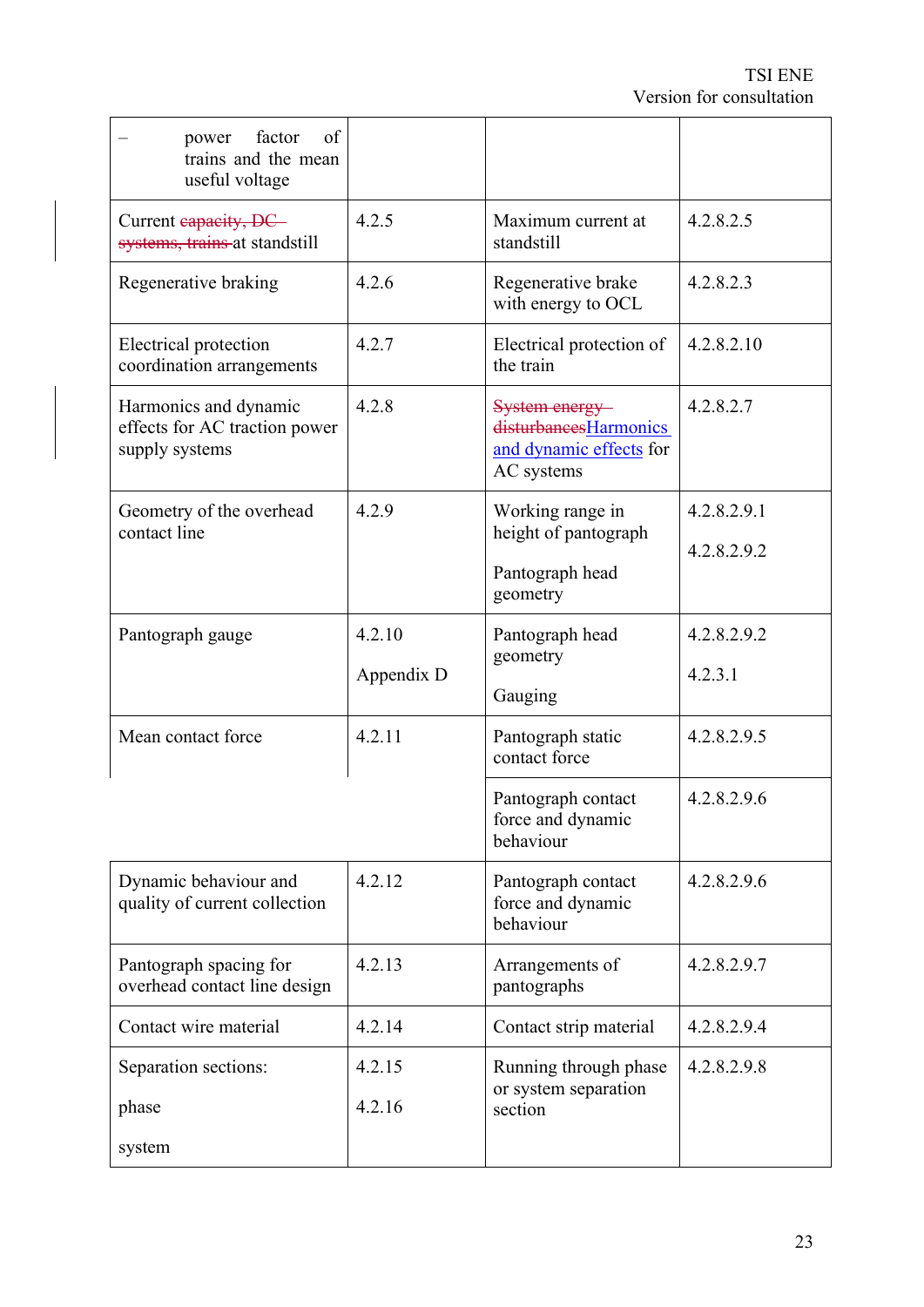| | | | |
|---|---|---|---|
| – power factor of trains and the mean useful voltage | | | |
| Current ~~capacity, DC systems, trains~~ at standstill | 4.2.5 | Maximum current at standstill | 4.2.8.2.5 |
| Regenerative braking | 4.2.6 | Regenerative brake with energy to OCL | 4.2.8.2.3 |
| Electrical protection coordination arrangements | 4.2.7 | Electrical protection of the train | 4.2.8.2.10 |
| Harmonics and dynamic effects for AC traction power supply systems | 4.2.8 | ~~System energy disturbances~~Harmonics and dynamic effects for AC systems | 4.2.8.2.7 |
| Geometry of the overhead contact line | 4.2.9 | Working range in height of pantograph<br><br>Pantograph head geometry | 4.2.8.2.9.1<br><br>4.2.8.2.9.2 |
| Pantograph gauge | 4.2.10<br><br>Appendix D | Pantograph head geometry<br><br>Gauging | 4.2.8.2.9.2<br><br>4.2.3.1 |
| Mean contact force | 4.2.11 | Pantograph static contact force | 4.2.8.2.9.5 |
| | | Pantograph contact force and dynamic behaviour | 4.2.8.2.9.6 |
| Dynamic behaviour and quality of current collection | 4.2.12 | Pantograph contact force and dynamic behaviour | 4.2.8.2.9.6 |
| Pantograph spacing for overhead contact line design | 4.2.13 | Arrangements of pantographs | 4.2.8.2.9.7 |
| Contact wire material | 4.2.14 | Contact strip material | 4.2.8.2.9.4 |
| Separation sections:<br><br>phase<br><br>system | <br><br>4.2.15<br><br>4.2.16 | Running through phase or system separation section | 4.2.8.2.9.8 |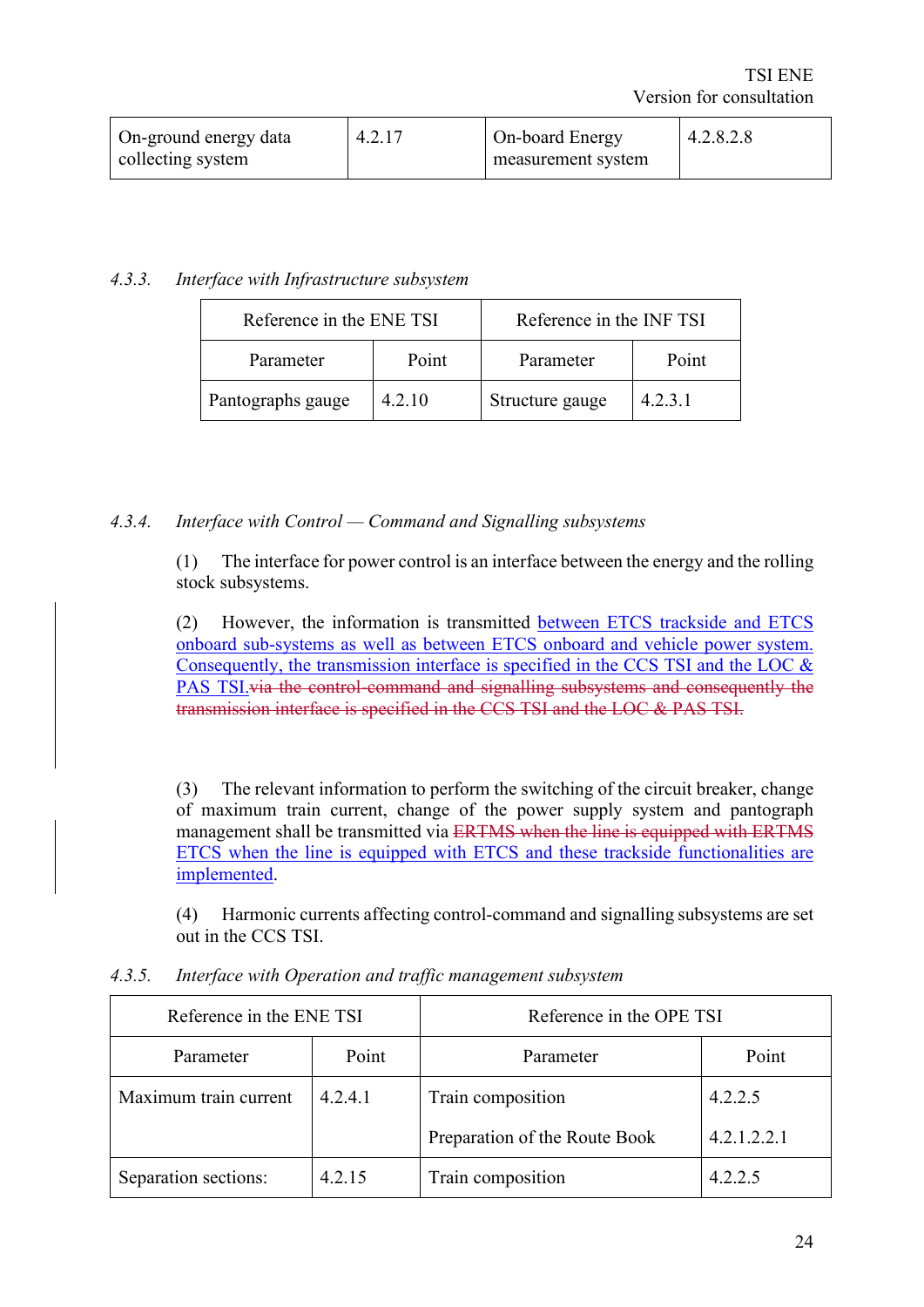| On-ground energy data collecting system | 4.2.17 | On-board Energy measurement system | 4.2.8.2.8 |
|---|---|---|---|

*4.3.3. Interface with Infrastructure subsystem*

| Reference in the ENE TSI | | Reference in the INF TSI | |
|---|---|---|---|
| Parameter | Point | Parameter | Point |
| Pantographs gauge | 4.2.10 | Structure gauge | 4.2.3.1 |

*4.3.4. Interface with Control — Command and Signalling subsystems*

(1) The interface for power control is an interface between the energy and the rolling stock subsystems.

(2) However, the information is transmitted between ETCS trackside and ETCS onboard sub-systems as well as between ETCS onboard and vehicle power system. Consequently, the transmission interface is specified in the CCS TSI and the LOC & PAS TSI.~~via the control-command and signalling subsystems and consequently the transmission interface is specified in the CCS TSI and the LOC & PAS TSI.~~

(3) The relevant information to perform the switching of the circuit breaker, change of maximum train current, change of the power supply system and pantograph management shall be transmitted via ~~ERTMS when the line is equipped with ERTMS~~ ETCS when the line is equipped with ETCS and these trackside functionalities are implemented.

(4) Harmonic currents affecting control-command and signalling subsystems are set out in the CCS TSI.

*4.3.5. Interface with Operation and traffic management subsystem*

| Reference in the ENE TSI | | Reference in the OPE TSI | |
|---|---|---|---|
| Parameter | Point | Parameter | Point |
| Maximum train current | 4.2.4.1 | Train composition | 4.2.2.5 |
| | | Preparation of the Route Book | 4.2.1.2.2.1 |
| Separation sections: | 4.2.15 | Train composition | 4.2.2.5 |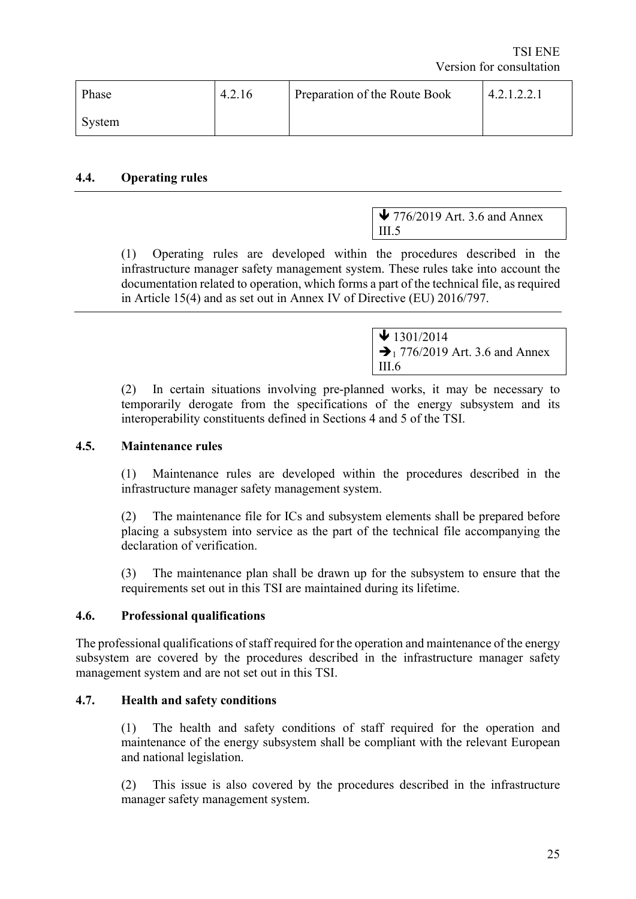| Phase System | 4.2.16 | Preparation of the Route Book | 4.2.1.2.2.1 |
|---|---|---|---|

## 4.4. Operating rules

↓ 776/2019 Art. 3.6 and Annex III.5

(1) Operating rules are developed within the procedures described in the infrastructure manager safety management system. These rules take into account the documentation related to operation, which forms a part of the technical file, as required in Article 15(4) and as set out in Annex IV of Directive (EU) 2016/797.

↓ 1301/2014
➔1 776/2019 Art. 3.6 and Annex III.6

(2) In certain situations involving pre-planned works, it may be necessary to temporarily derogate from the specifications of the energy subsystem and its interoperability constituents defined in Sections 4 and 5 of the TSI.

## 4.5. Maintenance rules

(1) Maintenance rules are developed within the procedures described in the infrastructure manager safety management system.

(2) The maintenance file for ICs and subsystem elements shall be prepared before placing a subsystem into service as the part of the technical file accompanying the declaration of verification.

(3) The maintenance plan shall be drawn up for the subsystem to ensure that the requirements set out in this TSI are maintained during its lifetime.

## 4.6. Professional qualifications

The professional qualifications of staff required for the operation and maintenance of the energy subsystem are covered by the procedures described in the infrastructure manager safety management system and are not set out in this TSI.

## 4.7. Health and safety conditions

(1) The health and safety conditions of staff required for the operation and maintenance of the energy subsystem shall be compliant with the relevant European and national legislation.

(2) This issue is also covered by the procedures described in the infrastructure manager safety management system.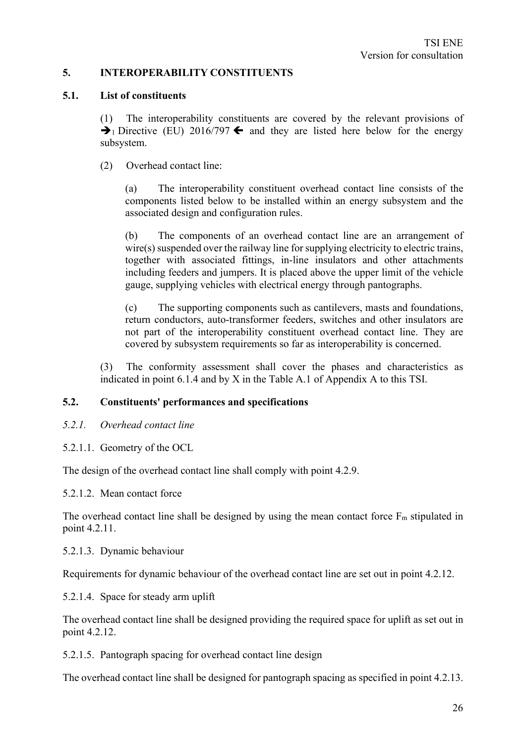## 5. INTEROPERABILITY CONSTITUENTS

### 5.1. List of constituents

(1) The interoperability constituents are covered by the relevant provisions of ➔1 Directive (EU) 2016/797 ➔ and they are listed here below for the energy subsystem.

(2) Overhead contact line:

(a) The interoperability constituent overhead contact line consists of the components listed below to be installed within an energy subsystem and the associated design and configuration rules.

(b) The components of an overhead contact line are an arrangement of wire(s) suspended over the railway line for supplying electricity to electric trains, together with associated fittings, in-line insulators and other attachments including feeders and jumpers. It is placed above the upper limit of the vehicle gauge, supplying vehicles with electrical energy through pantographs.

(c) The supporting components such as cantilevers, masts and foundations, return conductors, auto-transformer feeders, switches and other insulators are not part of the interoperability constituent overhead contact line. They are covered by subsystem requirements so far as interoperability is concerned.

(3) The conformity assessment shall cover the phases and characteristics as indicated in point 6.1.4 and by X in the Table A.1 of Appendix A to this TSI.

### 5.2. Constituents' performances and specifications

#### *5.2.1. Overhead contact line*

##### 5.2.1.1. Geometry of the OCL

The design of the overhead contact line shall comply with point 4.2.9.

##### 5.2.1.2. Mean contact force

The overhead contact line shall be designed by using the mean contact force $F_m$ stipulated in point 4.2.11.

##### 5.2.1.3. Dynamic behaviour

Requirements for dynamic behaviour of the overhead contact line are set out in point 4.2.12.

##### 5.2.1.4. Space for steady arm uplift

The overhead contact line shall be designed providing the required space for uplift as set out in point 4.2.12.

##### 5.2.1.5. Pantograph spacing for overhead contact line design

The overhead contact line shall be designed for pantograph spacing as specified in point 4.2.13.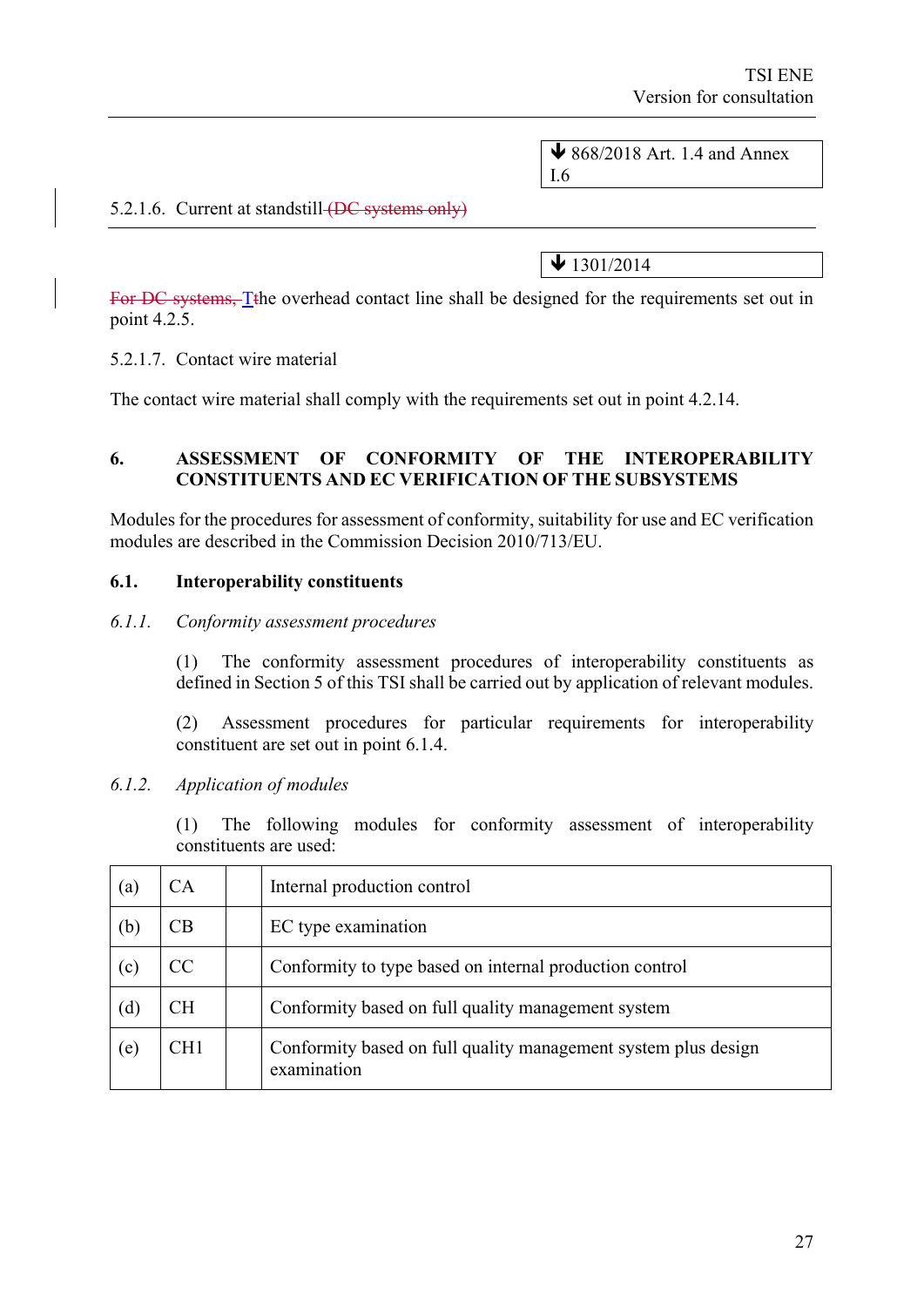↓ 868/2018 Art. 1.4 and Annex I.6

5.2.1.6. Current at standstill ~~(DC systems only)~~

↓ 1301/2014

~~For DC systems, T~~The overhead contact line shall be designed for the requirements set out in point 4.2.5.

5.2.1.7. Contact wire material

The contact wire material shall comply with the requirements set out in point 4.2.14.

# 6. ASSESSMENT OF CONFORMITY OF THE INTEROPERABILITY CONSTITUENTS AND EC VERIFICATION OF THE SUBSYSTEMS

Modules for the procedures for assessment of conformity, suitability for use and EC verification modules are described in the Commission Decision 2010/713/EU.

## 6.1. Interoperability constituents

### *6.1.1. Conformity assessment procedures*

(1) The conformity assessment procedures of interoperability constituents as defined in Section 5 of this TSI shall be carried out by application of relevant modules.

(2) Assessment procedures for particular requirements for interoperability constituent are set out in point 6.1.4.

### *6.1.2. Application of modules*

(1) The following modules for conformity assessment of interoperability constituents are used:

| | | | |
|---|---|---|---|
| (a) | CA | | Internal production control |
| (b) | CB | | EC type examination |
| (c) | CC | | Conformity to type based on internal production control |
| (d) | CH | | Conformity based on full quality management system |
| (e) | CH1 | | Conformity based on full quality management system plus design examination |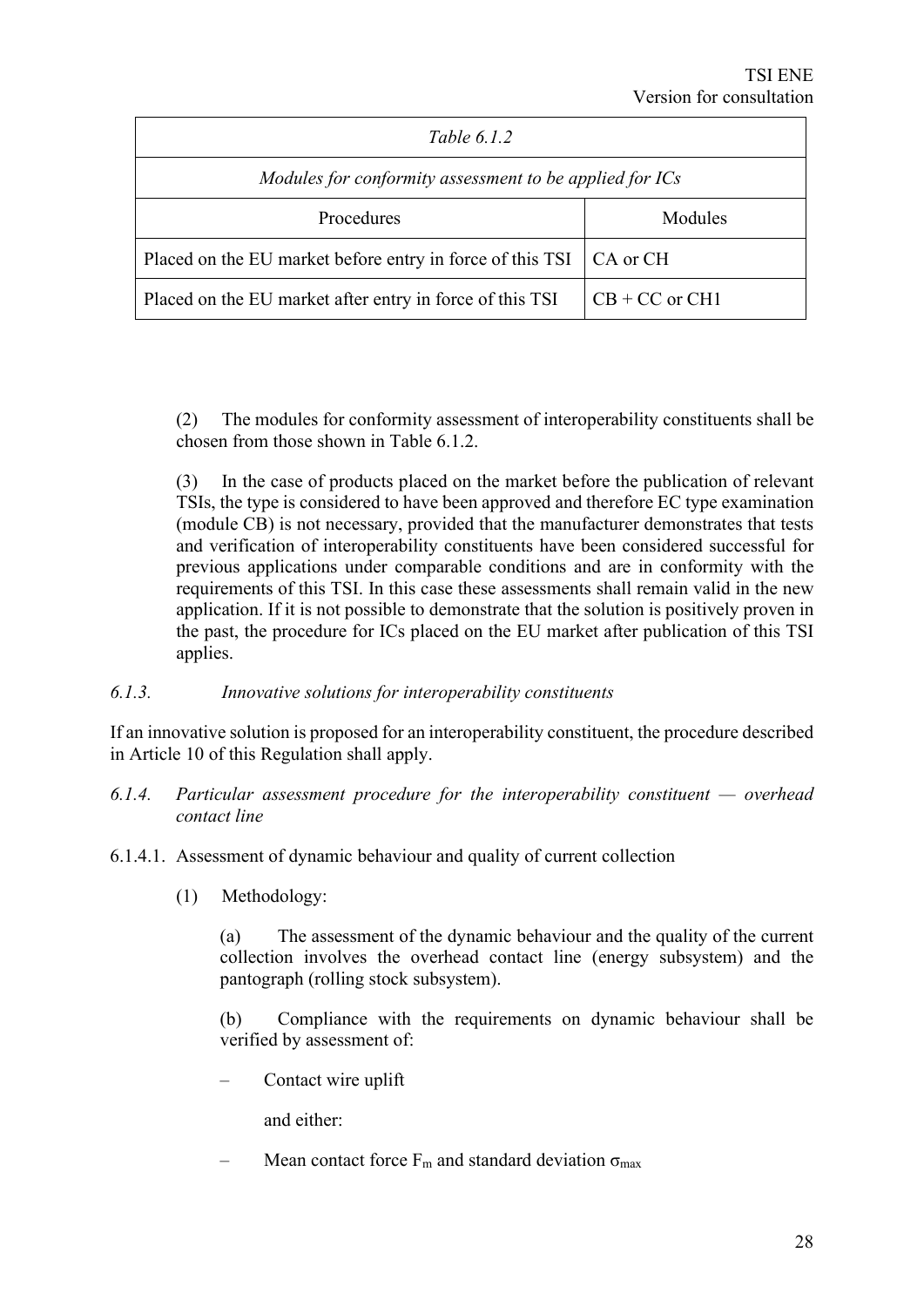| *Table 6.1.2* | |
|---|---|
| *Modules for conformity assessment to be applied for ICs* | |
| Procedures | Modules |
| Placed on the EU market before entry in force of this TSI | CA or CH |
| Placed on the EU market after entry in force of this TSI | CB + CC or CH1 |

(2) The modules for conformity assessment of interoperability constituents shall be chosen from those shown in Table 6.1.2.

(3) In the case of products placed on the market before the publication of relevant TSIs, the type is considered to have been approved and therefore EC type examination (module CB) is not necessary, provided that the manufacturer demonstrates that tests and verification of interoperability constituents have been considered successful for previous applications under comparable conditions and are in conformity with the requirements of this TSI. In this case these assessments shall remain valid in the new application. If it is not possible to demonstrate that the solution is positively proven in the past, the procedure for ICs placed on the EU market after publication of this TSI applies.

### *6.1.3. Innovative solutions for interoperability constituents*

If an innovative solution is proposed for an interoperability constituent, the procedure described in Article 10 of this Regulation shall apply.

### *6.1.4. Particular assessment procedure for the interoperability constituent — overhead contact line*

#### 6.1.4.1. Assessment of dynamic behaviour and quality of current collection

(1) Methodology:

(a) The assessment of the dynamic behaviour and the quality of the current collection involves the overhead contact line (energy subsystem) and the pantograph (rolling stock subsystem).

(b) Compliance with the requirements on dynamic behaviour shall be verified by assessment of:

– Contact wire uplift

and either:

– Mean contact force $F_m$ and standard deviation $\sigma_{max}$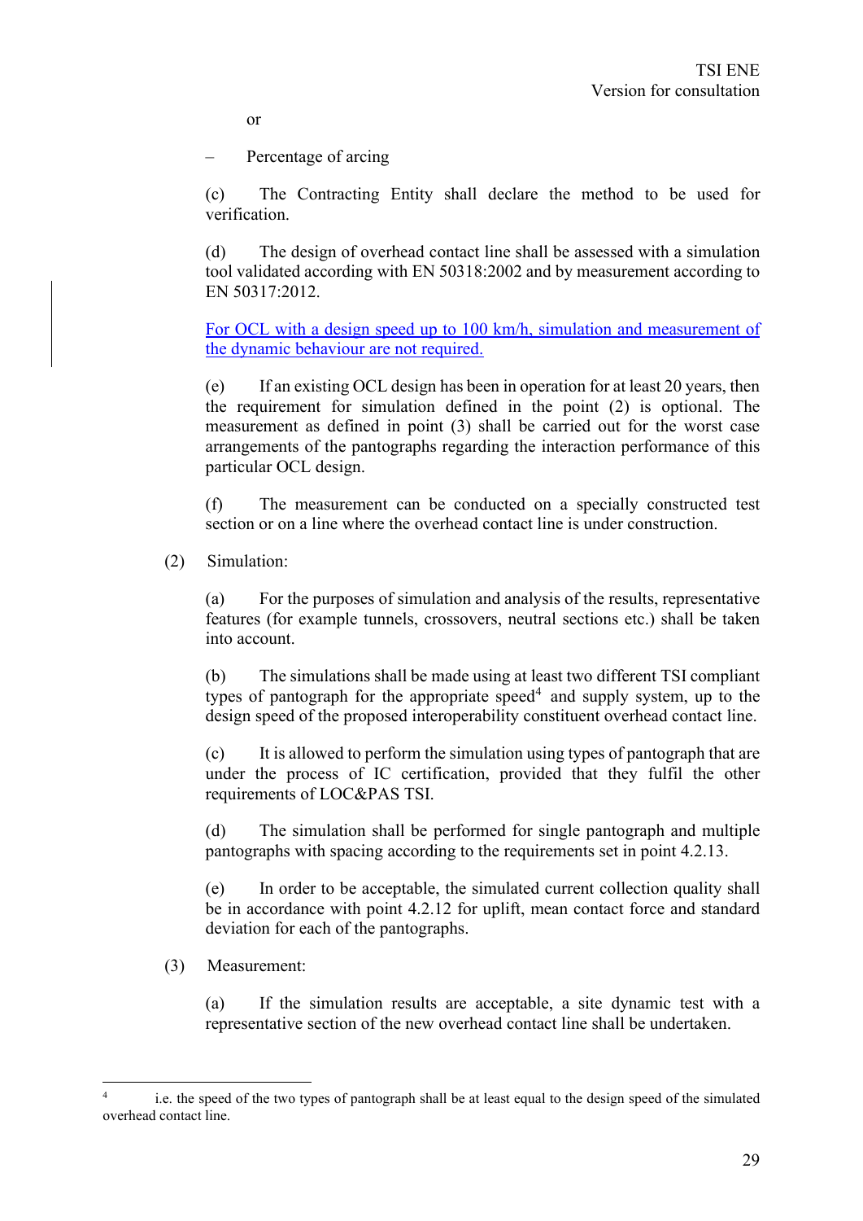or

– Percentage of arcing

(c) The Contracting Entity shall declare the method to be used for verification.

(d) The design of overhead contact line shall be assessed with a simulation tool validated according with EN 50318:2002 and by measurement according to EN 50317:2012.

For OCL with a design speed up to 100 km/h, simulation and measurement of the dynamic behaviour are not required.

(e) If an existing OCL design has been in operation for at least 20 years, then the requirement for simulation defined in the point (2) is optional. The measurement as defined in point (3) shall be carried out for the worst case arrangements of the pantographs regarding the interaction performance of this particular OCL design.

(f) The measurement can be conducted on a specially constructed test section or on a line where the overhead contact line is under construction.

(2) Simulation:

(a) For the purposes of simulation and analysis of the results, representative features (for example tunnels, crossovers, neutral sections etc.) shall be taken into account.

(b) The simulations shall be made using at least two different TSI compliant types of pantograph for the appropriate speed[4] and supply system, up to the design speed of the proposed interoperability constituent overhead contact line.

(c) It is allowed to perform the simulation using types of pantograph that are under the process of IC certification, provided that they fulfil the other requirements of LOC&PAS TSI.

(d) The simulation shall be performed for single pantograph and multiple pantographs with spacing according to the requirements set in point 4.2.13.

(e) In order to be acceptable, the simulated current collection quality shall be in accordance with point 4.2.12 for uplift, mean contact force and standard deviation for each of the pantographs.

(3) Measurement:

(a) If the simulation results are acceptable, a site dynamic test with a representative section of the new overhead contact line shall be undertaken.

[4] i.e. the speed of the two types of pantograph shall be at least equal to the design speed of the simulated overhead contact line.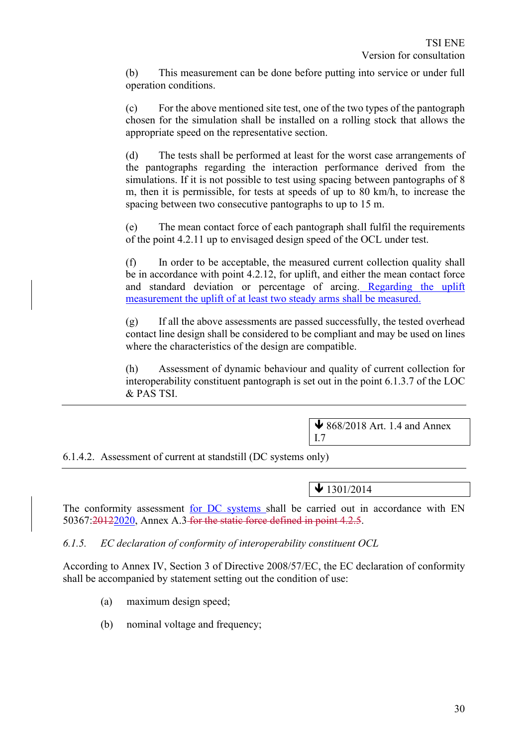(b) This measurement can be done before putting into service or under full operation conditions.

(c) For the above mentioned site test, one of the two types of the pantograph chosen for the simulation shall be installed on a rolling stock that allows the appropriate speed on the representative section.

(d) The tests shall be performed at least for the worst case arrangements of the pantographs regarding the interaction performance derived from the simulations. If it is not possible to test using spacing between pantographs of 8 m, then it is permissible, for tests at speeds of up to 80 km/h, to increase the spacing between two consecutive pantographs to up to 15 m.

(e) The mean contact force of each pantograph shall fulfil the requirements of the point 4.2.11 up to envisaged design speed of the OCL under test.

(f) In order to be acceptable, the measured current collection quality shall be in accordance with point 4.2.12, for uplift, and either the mean contact force and standard deviation or percentage of arcing. Regarding the uplift measurement the uplift of at least two steady arms shall be measured.

(g) If all the above assessments are passed successfully, the tested overhead contact line design shall be considered to be compliant and may be used on lines where the characteristics of the design are compatible.

(h) Assessment of dynamic behaviour and quality of current collection for interoperability constituent pantograph is set out in the point 6.1.3.7 of the LOC & PAS TSI.

---

🡻 868/2018 Art. 1.4 and Annex I.7

6.1.4.2. Assessment of current at standstill (DC systems only)

---

🡻 1301/2014

The conformity assessment for DC systems shall be carried out in accordance with EN 50367:~~2012~~2020, Annex A.3 ~~for the static force defined in point 4.2.5~~.

*6.1.5. EC declaration of conformity of interoperability constituent OCL*

According to Annex IV, Section 3 of Directive 2008/57/EC, the EC declaration of conformity shall be accompanied by statement setting out the condition of use:

(a) maximum design speed;

(b) nominal voltage and frequency;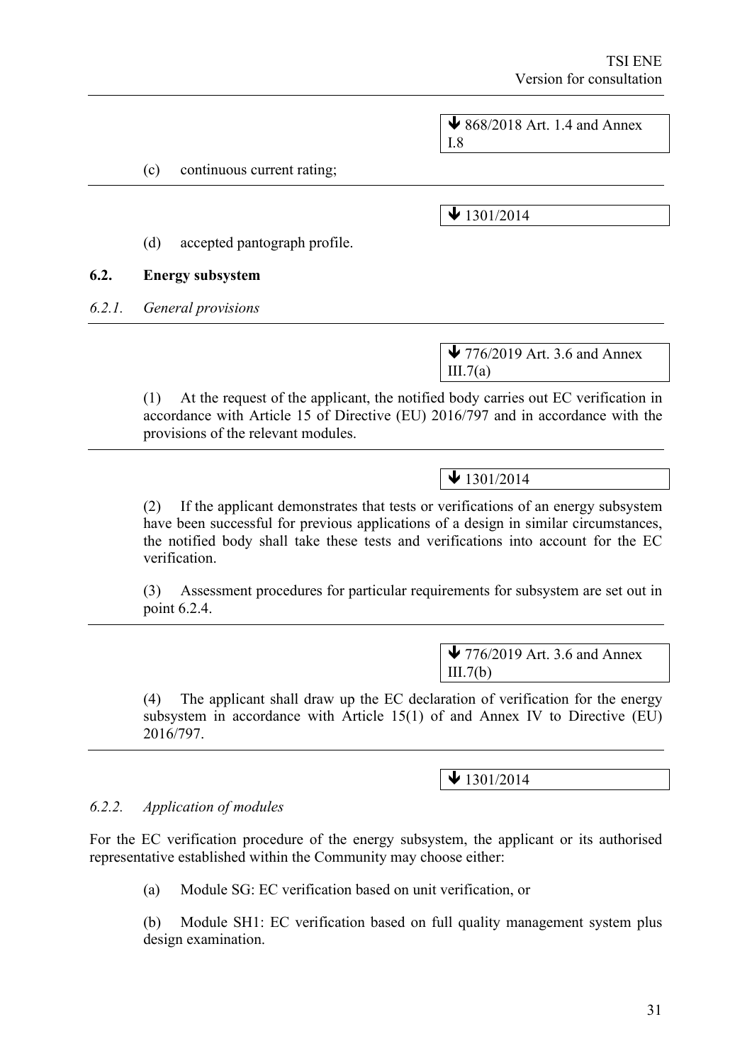▼ 868/2018 Art. 1.4 and Annex I.8

(c) continuous current rating;

---

▼ 1301/2014

(d) accepted pantograph profile.

### 6.2. Energy subsystem

#### *6.2.1. General provisions*

---

▼ 776/2019 Art. 3.6 and Annex III.7(a)

(1) At the request of the applicant, the notified body carries out EC verification in accordance with Article 15 of Directive (EU) 2016/797 and in accordance with the provisions of the relevant modules.

---

▼ 1301/2014

(2) If the applicant demonstrates that tests or verifications of an energy subsystem have been successful for previous applications of a design in similar circumstances, the notified body shall take these tests and verifications into account for the EC verification.

(3) Assessment procedures for particular requirements for subsystem are set out in point 6.2.4.

---

▼ 776/2019 Art. 3.6 and Annex III.7(b)

(4) The applicant shall draw up the EC declaration of verification for the energy subsystem in accordance with Article 15(1) of and Annex IV to Directive (EU) 2016/797.

---

▼ 1301/2014

#### *6.2.2. Application of modules*

For the EC verification procedure of the energy subsystem, the applicant or its authorised representative established within the Community may choose either:

(a) Module SG: EC verification based on unit verification, or

(b) Module SH1: EC verification based on full quality management system plus design examination.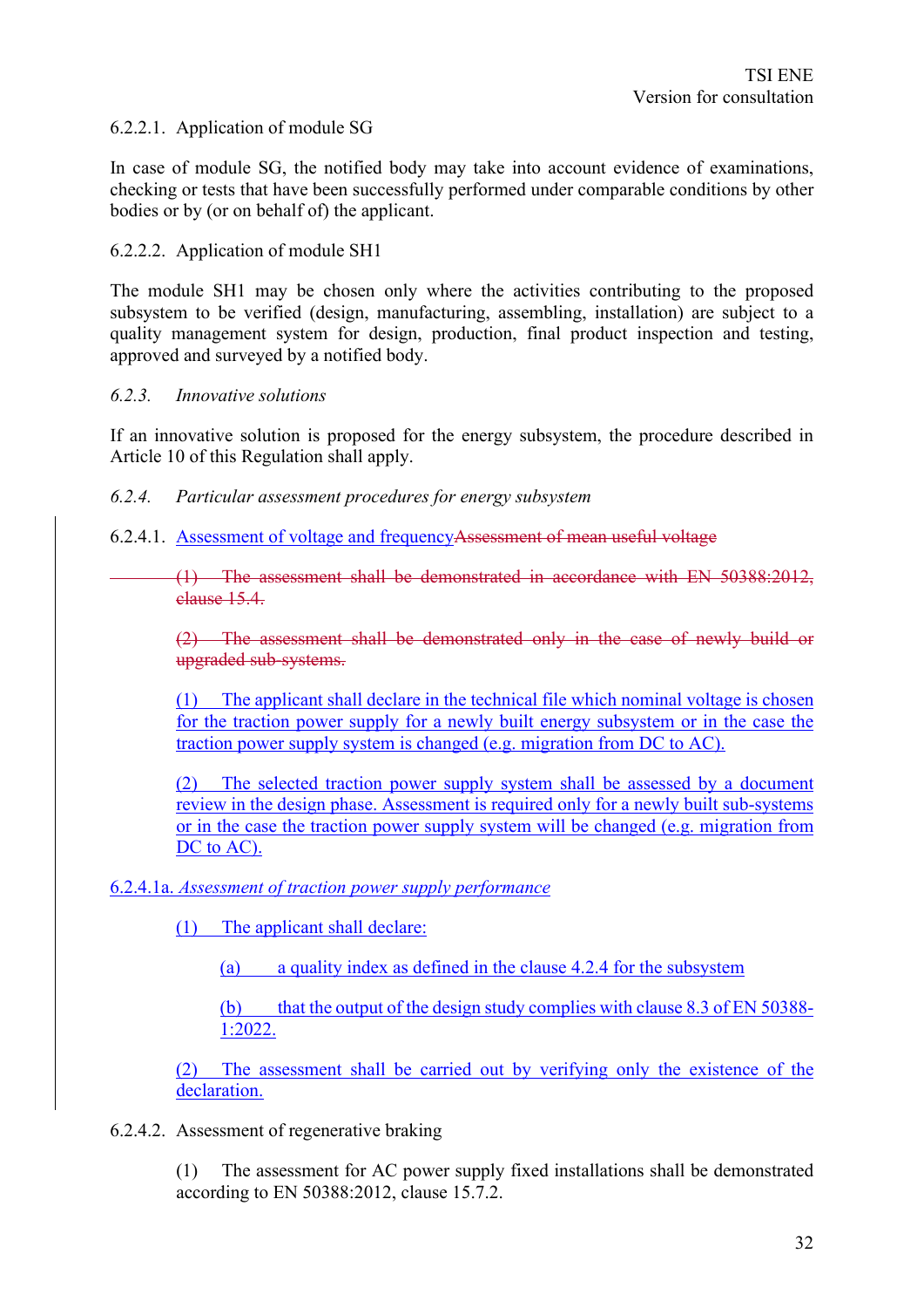6.2.2.1. Application of module SG

In case of module SG, the notified body may take into account evidence of examinations, checking or tests that have been successfully performed under comparable conditions by other bodies or by (or on behalf of) the applicant.

6.2.2.2. Application of module SH1

The module SH1 may be chosen only where the activities contributing to the proposed subsystem to be verified (design, manufacturing, assembling, installation) are subject to a quality management system for design, production, final product inspection and testing, approved and surveyed by a notified body.

*6.2.3. Innovative solutions*

If an innovative solution is proposed for the energy subsystem, the procedure described in Article 10 of this Regulation shall apply.

*6.2.4. Particular assessment procedures for energy subsystem*

6.2.4.1. Assessment of voltage and frequency~~Assessment of mean useful voltage~~

~~(1) The assessment shall be demonstrated in accordance with EN 50388:2012, clause 15.4.~~

~~(2) The assessment shall be demonstrated only in the case of newly build or upgraded sub-systems.~~

(1) The applicant shall declare in the technical file which nominal voltage is chosen for the traction power supply for a newly built energy subsystem or in the case the traction power supply system is changed (e.g. migration from DC to AC).

(2) The selected traction power supply system shall be assessed by a document review in the design phase. Assessment is required only for a newly built sub-systems or in the case the traction power supply system will be changed (e.g. migration from DC to AC).

6.2.4.1a. *Assessment of traction power supply performance*

(1) The applicant shall declare:

(a) a quality index as defined in the clause 4.2.4 for the subsystem

(b) that the output of the design study complies with clause 8.3 of EN 50388-1:2022.

(2) The assessment shall be carried out by verifying only the existence of the declaration.

6.2.4.2. Assessment of regenerative braking

(1) The assessment for AC power supply fixed installations shall be demonstrated according to EN 50388:2012, clause 15.7.2.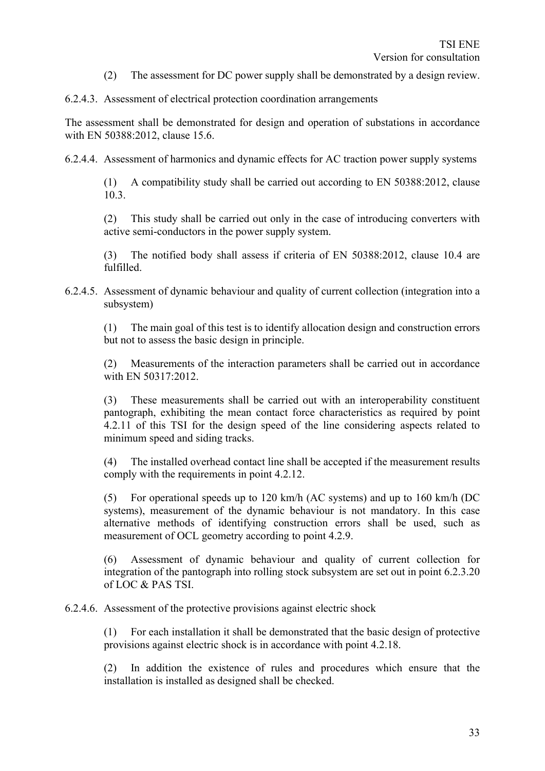(2) The assessment for DC power supply shall be demonstrated by a design review.

#### 6.2.4.3. Assessment of electrical protection coordination arrangements

The assessment shall be demonstrated for design and operation of substations in accordance with EN 50388:2012, clause 15.6.

#### 6.2.4.4. Assessment of harmonics and dynamic effects for AC traction power supply systems

(1) A compatibility study shall be carried out according to EN 50388:2012, clause 10.3.

(2) This study shall be carried out only in the case of introducing converters with active semi-conductors in the power supply system.

(3) The notified body shall assess if criteria of EN 50388:2012, clause 10.4 are fulfilled.

#### 6.2.4.5. Assessment of dynamic behaviour and quality of current collection (integration into a subsystem)

(1) The main goal of this test is to identify allocation design and construction errors but not to assess the basic design in principle.

(2) Measurements of the interaction parameters shall be carried out in accordance with EN 50317:2012.

(3) These measurements shall be carried out with an interoperability constituent pantograph, exhibiting the mean contact force characteristics as required by point 4.2.11 of this TSI for the design speed of the line considering aspects related to minimum speed and siding tracks.

(4) The installed overhead contact line shall be accepted if the measurement results comply with the requirements in point 4.2.12.

(5) For operational speeds up to 120 km/h (AC systems) and up to 160 km/h (DC systems), measurement of the dynamic behaviour is not mandatory. In this case alternative methods of identifying construction errors shall be used, such as measurement of OCL geometry according to point 4.2.9.

(6) Assessment of dynamic behaviour and quality of current collection for integration of the pantograph into rolling stock subsystem are set out in point 6.2.3.20 of LOC & PAS TSI.

#### 6.2.4.6. Assessment of the protective provisions against electric shock

(1) For each installation it shall be demonstrated that the basic design of protective provisions against electric shock is in accordance with point 4.2.18.

(2) In addition the existence of rules and procedures which ensure that the installation is installed as designed shall be checked.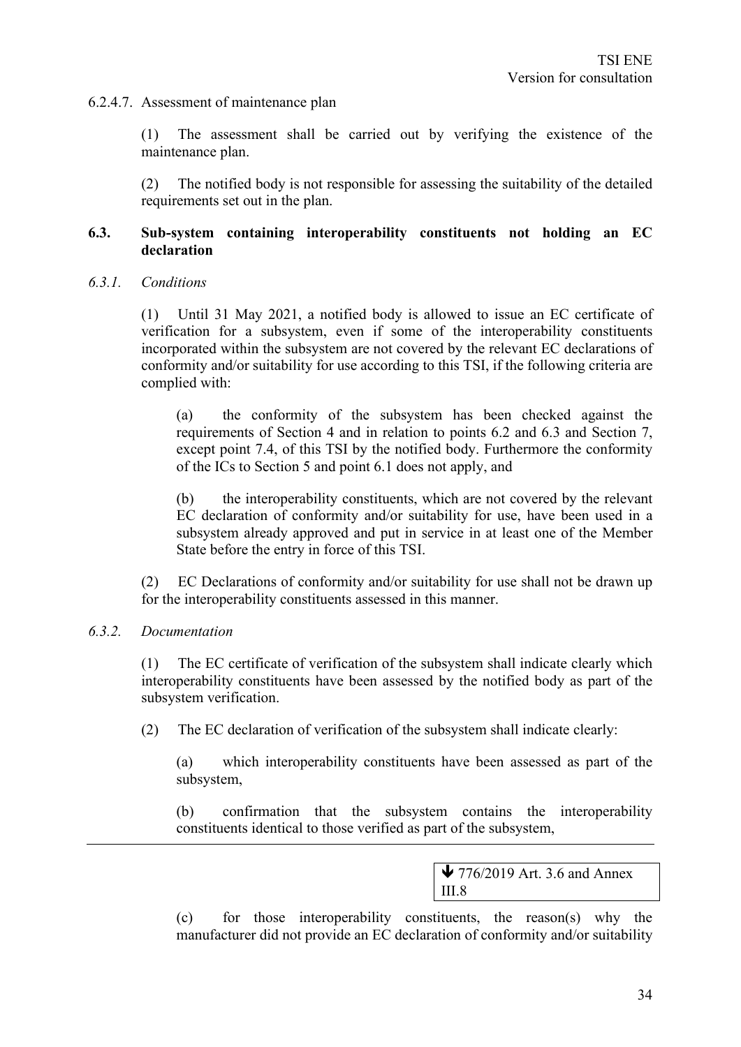6.2.4.7. Assessment of maintenance plan

(1) The assessment shall be carried out by verifying the existence of the maintenance plan.

(2) The notified body is not responsible for assessing the suitability of the detailed requirements set out in the plan.

## 6.3. Sub-system containing interoperability constituents not holding an EC declaration

### *6.3.1. Conditions*

(1) Until 31 May 2021, a notified body is allowed to issue an EC certificate of verification for a subsystem, even if some of the interoperability constituents incorporated within the subsystem are not covered by the relevant EC declarations of conformity and/or suitability for use according to this TSI, if the following criteria are complied with:

(a) the conformity of the subsystem has been checked against the requirements of Section 4 and in relation to points 6.2 and 6.3 and Section 7, except point 7.4, of this TSI by the notified body. Furthermore the conformity of the ICs to Section 5 and point 6.1 does not apply, and

(b) the interoperability constituents, which are not covered by the relevant EC declaration of conformity and/or suitability for use, have been used in a subsystem already approved and put in service in at least one of the Member State before the entry in force of this TSI.

(2) EC Declarations of conformity and/or suitability for use shall not be drawn up for the interoperability constituents assessed in this manner.

### *6.3.2. Documentation*

(1) The EC certificate of verification of the subsystem shall indicate clearly which interoperability constituents have been assessed by the notified body as part of the subsystem verification.

(2) The EC declaration of verification of the subsystem shall indicate clearly:

(a) which interoperability constituents have been assessed as part of the subsystem,

(b) confirmation that the subsystem contains the interoperability constituents identical to those verified as part of the subsystem,

---

▼ 776/2019 Art. 3.6 and Annex III.8

(c) for those interoperability constituents, the reason(s) why the manufacturer did not provide an EC declaration of conformity and/or suitability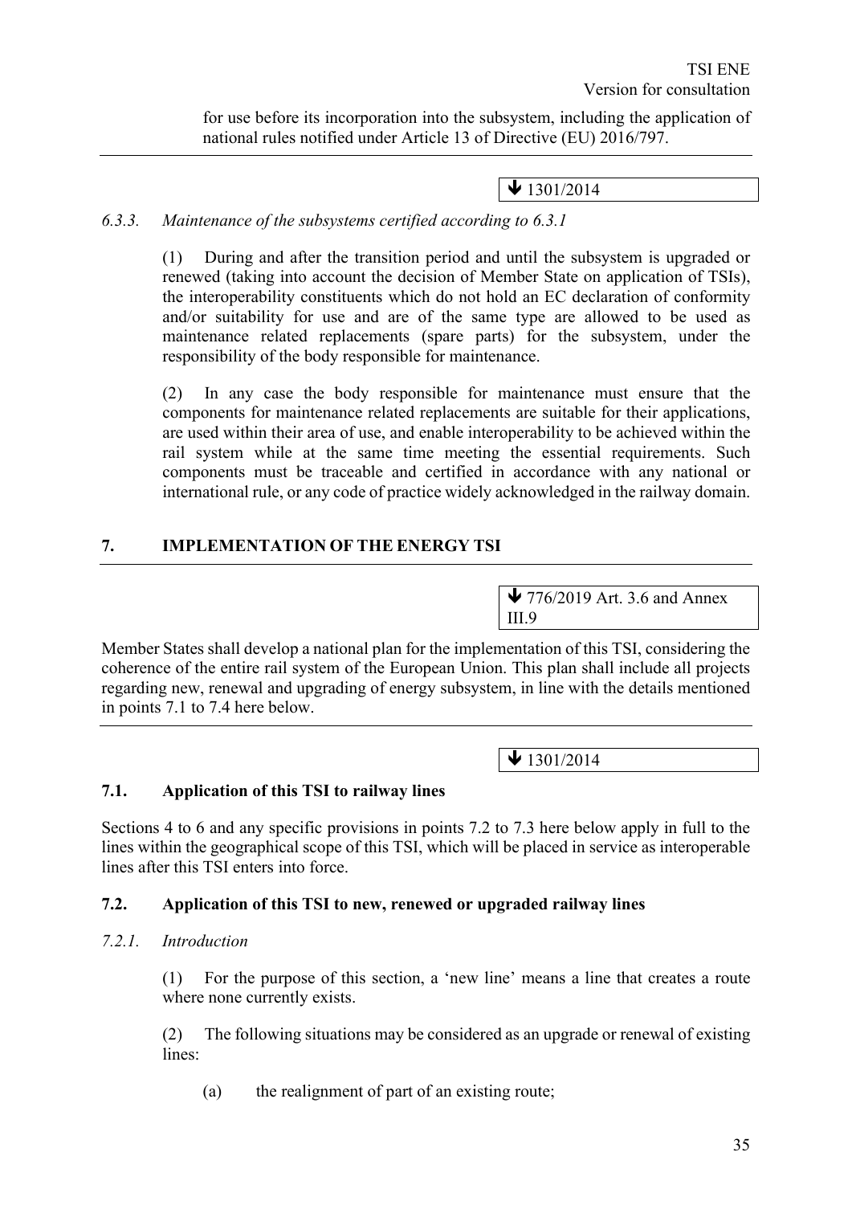for use before its incorporation into the subsystem, including the application of national rules notified under Article 13 of Directive (EU) 2016/797.

---

↓ 1301/2014

*6.3.3. Maintenance of the subsystems certified according to 6.3.1*

(1) During and after the transition period and until the subsystem is upgraded or renewed (taking into account the decision of Member State on application of TSIs), the interoperability constituents which do not hold an EC declaration of conformity and/or suitability for use and are of the same type are allowed to be used as maintenance related replacements (spare parts) for the subsystem, under the responsibility of the body responsible for maintenance.

(2) In any case the body responsible for maintenance must ensure that the components for maintenance related replacements are suitable for their applications, are used within their area of use, and enable interoperability to be achieved within the rail system while at the same time meeting the essential requirements. Such components must be traceable and certified in accordance with any national or international rule, or any code of practice widely acknowledged in the railway domain.

## 7. IMPLEMENTATION OF THE ENERGY TSI

---

↓ 776/2019 Art. 3.6 and Annex III.9

Member States shall develop a national plan for the implementation of this TSI, considering the coherence of the entire rail system of the European Union. This plan shall include all projects regarding new, renewal and upgrading of energy subsystem, in line with the details mentioned in points 7.1 to 7.4 here below.

---

↓ 1301/2014

### 7.1. Application of this TSI to railway lines

Sections 4 to 6 and any specific provisions in points 7.2 to 7.3 here below apply in full to the lines within the geographical scope of this TSI, which will be placed in service as interoperable lines after this TSI enters into force.

### 7.2. Application of this TSI to new, renewed or upgraded railway lines

*7.2.1. Introduction*

(1) For the purpose of this section, a 'new line' means a line that creates a route where none currently exists.

(2) The following situations may be considered as an upgrade or renewal of existing lines:

(a) the realignment of part of an existing route;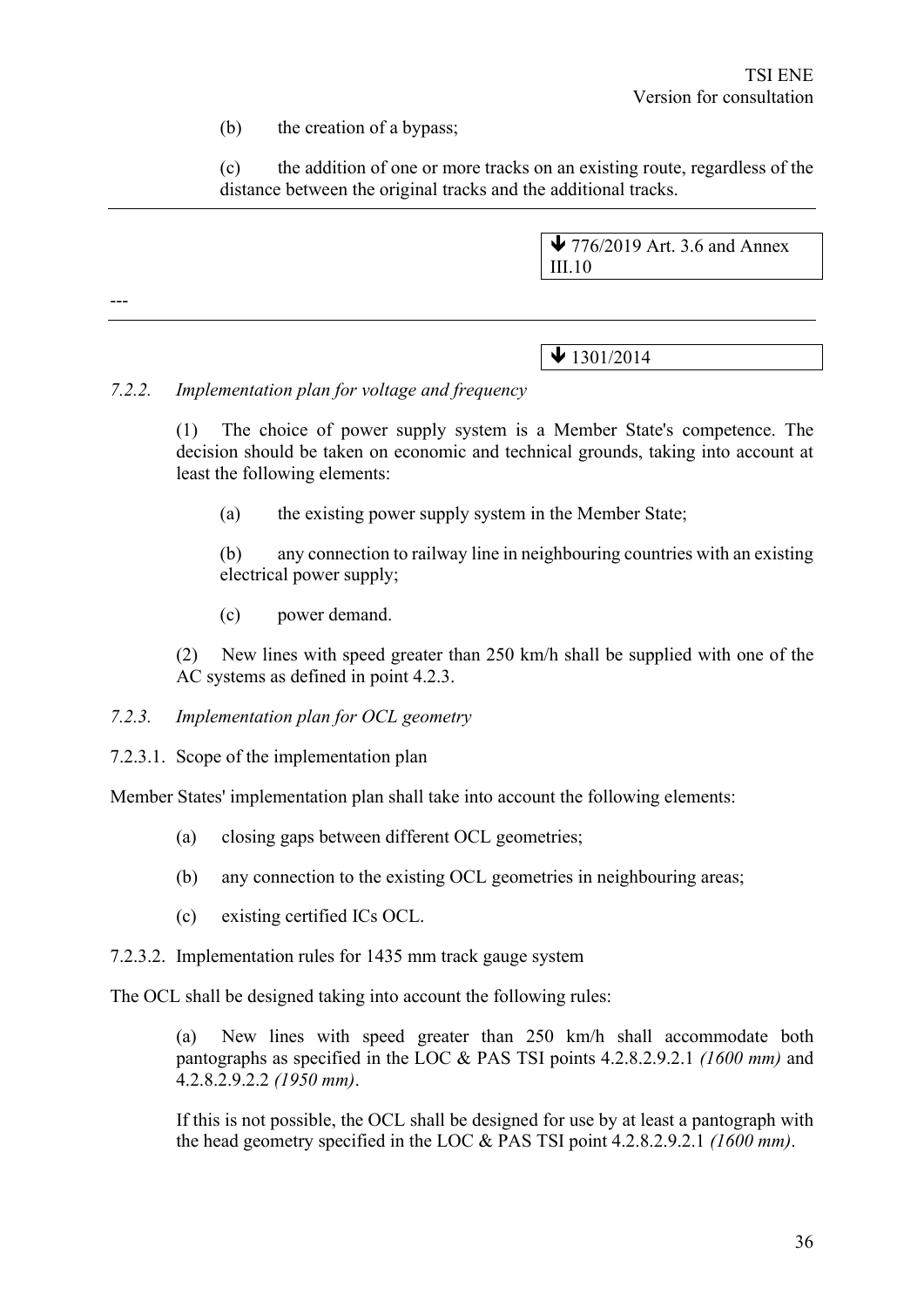(b) the creation of a bypass;

(c) the addition of one or more tracks on an existing route, regardless of the distance between the original tracks and the additional tracks.

---

↓ 776/2019 Art. 3.6 and Annex III.10

---

---

↓ 1301/2014

*7.2.2. Implementation plan for voltage and frequency*

(1) The choice of power supply system is a Member State's competence. The decision should be taken on economic and technical grounds, taking into account at least the following elements:

(a) the existing power supply system in the Member State;

(b) any connection to railway line in neighbouring countries with an existing electrical power supply;

(c) power demand.

(2) New lines with speed greater than 250 km/h shall be supplied with one of the AC systems as defined in point 4.2.3.

*7.2.3. Implementation plan for OCL geometry*

7.2.3.1. Scope of the implementation plan

Member States' implementation plan shall take into account the following elements:

(a) closing gaps between different OCL geometries;

(b) any connection to the existing OCL geometries in neighbouring areas;

(c) existing certified ICs OCL.

7.2.3.2. Implementation rules for 1435 mm track gauge system

The OCL shall be designed taking into account the following rules:

(a) New lines with speed greater than 250 km/h shall accommodate both pantographs as specified in the LOC & PAS TSI points 4.2.8.2.9.2.1 *(1600 mm)* and 4.2.8.2.9.2.2 *(1950 mm)*.

If this is not possible, the OCL shall be designed for use by at least a pantograph with the head geometry specified in the LOC & PAS TSI point 4.2.8.2.9.2.1 *(1600 mm)*.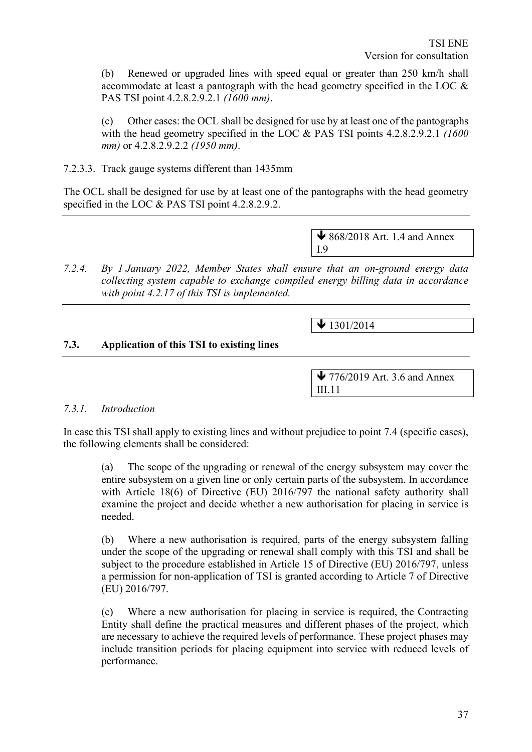(b) Renewed or upgraded lines with speed equal or greater than 250 km/h shall accommodate at least a pantograph with the head geometry specified in the LOC & PAS TSI point 4.2.8.2.9.2.1 *(1600 mm)*.

(c) Other cases: the OCL shall be designed for use by at least one of the pantographs with the head geometry specified in the LOC & PAS TSI points 4.2.8.2.9.2.1 *(1600 mm)* or 4.2.8.2.9.2.2 *(1950 mm)*.

7.2.3.3. Track gauge systems different than 1435mm

The OCL shall be designed for use by at least one of the pantographs with the head geometry specified in the LOC & PAS TSI point 4.2.8.2.9.2.

---

🡻 868/2018 Art. 1.4 and Annex I.9

*7.2.4. By 1 January 2022, Member States shall ensure that an on-ground energy data collecting system capable to exchange compiled energy billing data in accordance with point 4.2.17 of this TSI is implemented.*

---

🡻 1301/2014

## 7.3. Application of this TSI to existing lines

---

🡻 776/2019 Art. 3.6 and Annex III.11

### *7.3.1. Introduction*

In case this TSI shall apply to existing lines and without prejudice to point 7.4 (specific cases), the following elements shall be considered:

(a) The scope of the upgrading or renewal of the energy subsystem may cover the entire subsystem on a given line or only certain parts of the subsystem. In accordance with Article 18(6) of Directive (EU) 2016/797 the national safety authority shall examine the project and decide whether a new authorisation for placing in service is needed.

(b) Where a new authorisation is required, parts of the energy subsystem falling under the scope of the upgrading or renewal shall comply with this TSI and shall be subject to the procedure established in Article 15 of Directive (EU) 2016/797, unless a permission for non-application of TSI is granted according to Article 7 of Directive (EU) 2016/797.

(c) Where a new authorisation for placing in service is required, the Contracting Entity shall define the practical measures and different phases of the project, which are necessary to achieve the required levels of performance. These project phases may include transition periods for placing equipment into service with reduced levels of performance.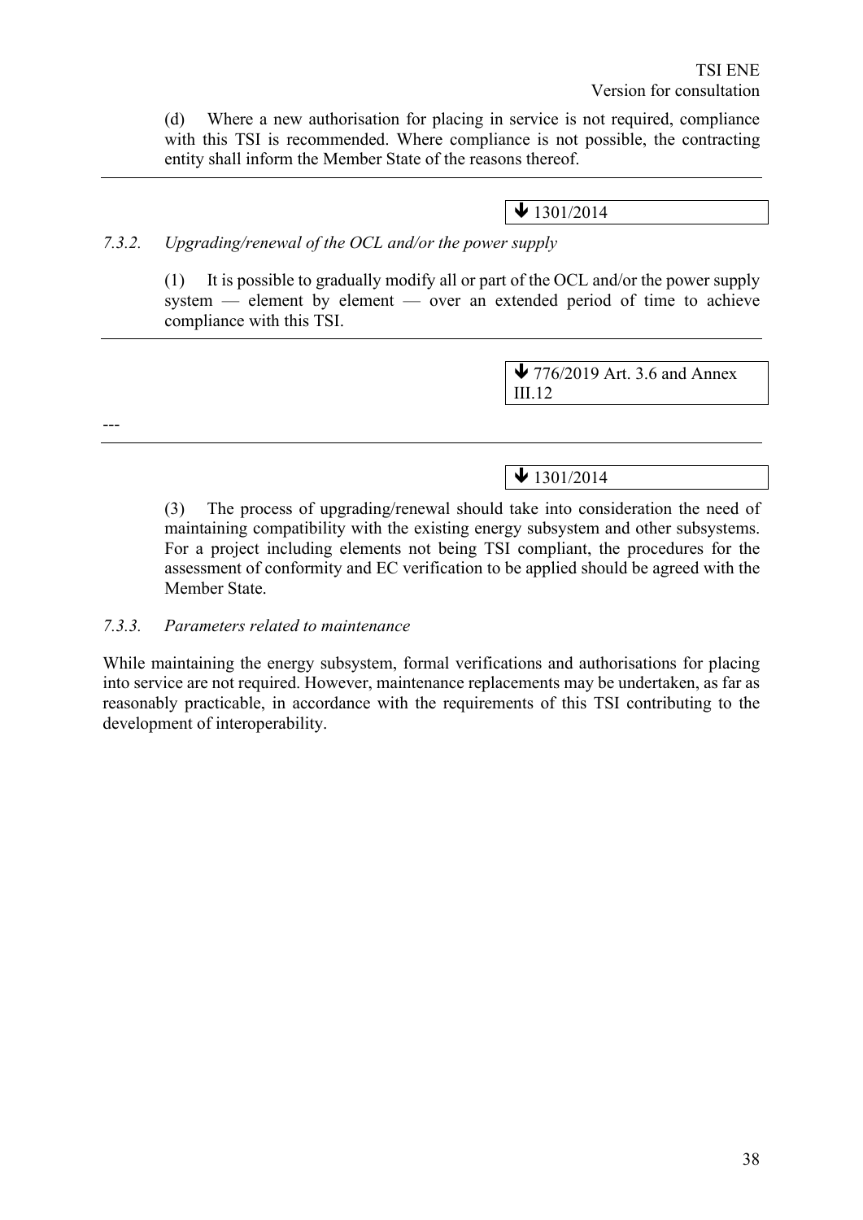(d) Where a new authorisation for placing in service is not required, compliance with this TSI is recommended. Where compliance is not possible, the contracting entity shall inform the Member State of the reasons thereof.

---

↓ 1301/2014

*7.3.2. Upgrading/renewal of the OCL and/or the power supply*

(1) It is possible to gradually modify all or part of the OCL and/or the power supply system — element by element — over an extended period of time to achieve compliance with this TSI.

---

↓ 776/2019 Art. 3.6 and Annex III.12

---

---

↓ 1301/2014

(3) The process of upgrading/renewal should take into consideration the need of maintaining compatibility with the existing energy subsystem and other subsystems. For a project including elements not being TSI compliant, the procedures for the assessment of conformity and EC verification to be applied should be agreed with the Member State.

*7.3.3. Parameters related to maintenance*

While maintaining the energy subsystem, formal verifications and authorisations for placing into service are not required. However, maintenance replacements may be undertaken, as far as reasonably practicable, in accordance with the requirements of this TSI contributing to the development of interoperability.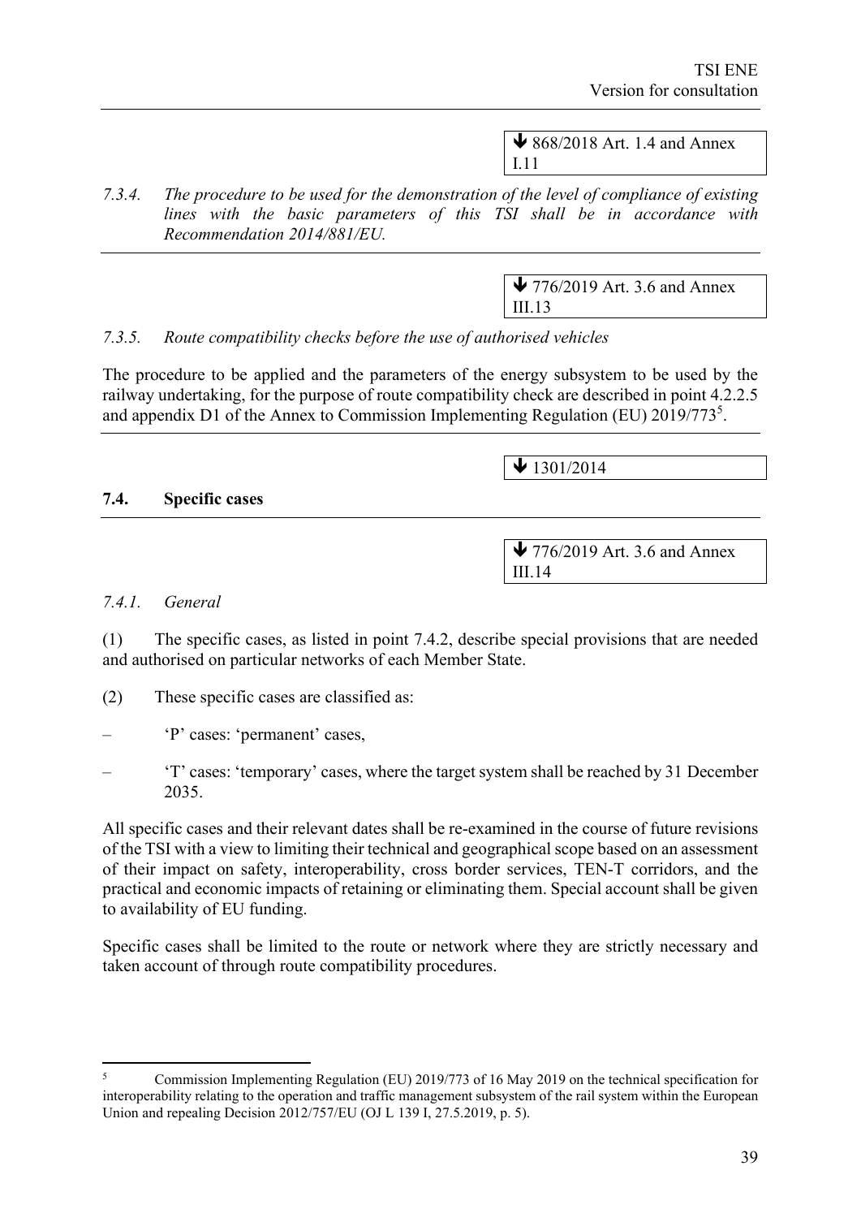▼ 868/2018 Art. 1.4 and Annex I.11

*7.3.4. The procedure to be used for the demonstration of the level of compliance of existing lines with the basic parameters of this TSI shall be in accordance with Recommendation 2014/881/EU.*

▼ 776/2019 Art. 3.6 and Annex III.13

*7.3.5. Route compatibility checks before the use of authorised vehicles*

The procedure to be applied and the parameters of the energy subsystem to be used by the railway undertaking, for the purpose of route compatibility check are described in point 4.2.2.5 and appendix D1 of the Annex to Commission Implementing Regulation (EU) 2019/773[5].

▼ 1301/2014

## 7.4. Specific cases

▼ 776/2019 Art. 3.6 and Annex III.14

*7.4.1. General*

(1) The specific cases, as listed in point 7.4.2, describe special provisions that are needed and authorised on particular networks of each Member State.

(2) These specific cases are classified as:

– 'P' cases: 'permanent' cases,

– 'T' cases: 'temporary' cases, where the target system shall be reached by 31 December 2035.

All specific cases and their relevant dates shall be re-examined in the course of future revisions of the TSI with a view to limiting their technical and geographical scope based on an assessment of their impact on safety, interoperability, cross border services, TEN-T corridors, and the practical and economic impacts of retaining or eliminating them. Special account shall be given to availability of EU funding.

Specific cases shall be limited to the route or network where they are strictly necessary and taken account of through route compatibility procedures.

---

[5] Commission Implementing Regulation (EU) 2019/773 of 16 May 2019 on the technical specification for interoperability relating to the operation and traffic management subsystem of the rail system within the European Union and repealing Decision 2012/757/EU (OJ L 139 I, 27.5.2019, p. 5).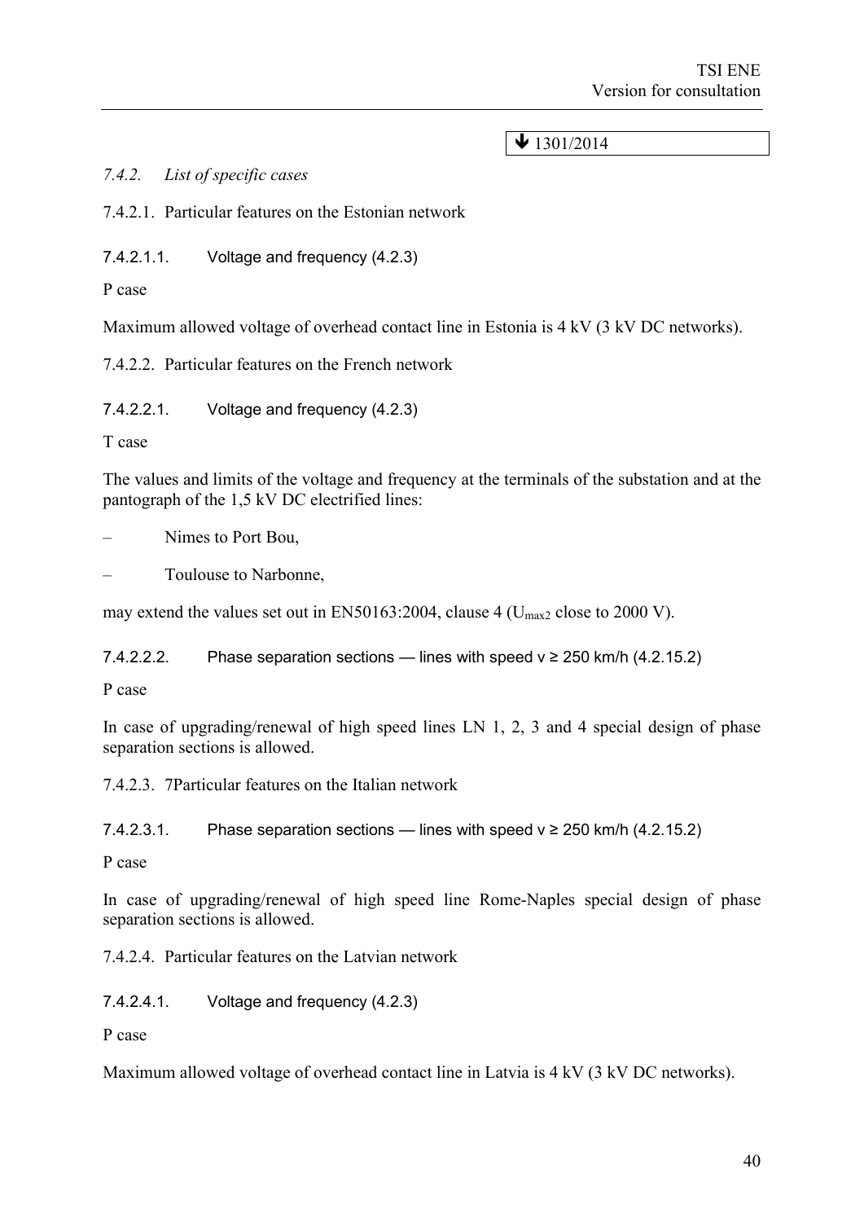▼ 1301/2014

*7.4.2. List of specific cases*

7.4.2.1. Particular features on the Estonian network

7.4.2.1.1. Voltage and frequency (4.2.3)

P case

Maximum allowed voltage of overhead contact line in Estonia is 4 kV (3 kV DC networks).

7.4.2.2. Particular features on the French network

7.4.2.2.1. Voltage and frequency (4.2.3)

T case

The values and limits of the voltage and frequency at the terminals of the substation and at the pantograph of the 1,5 kV DC electrified lines:

– Nimes to Port Bou,

– Toulouse to Narbonne,

may extend the values set out in EN50163:2004, clause 4 ($U_{max2}$ close to 2000 V).

7.4.2.2.2. Phase separation sections — lines with speed v ≥ 250 km/h (4.2.15.2)

P case

In case of upgrading/renewal of high speed lines LN 1, 2, 3 and 4 special design of phase separation sections is allowed.

7.4.2.3. 7Particular features on the Italian network

7.4.2.3.1. Phase separation sections — lines with speed v ≥ 250 km/h (4.2.15.2)

P case

In case of upgrading/renewal of high speed line Rome-Naples special design of phase separation sections is allowed.

7.4.2.4. Particular features on the Latvian network

7.4.2.4.1. Voltage and frequency (4.2.3)

P case

Maximum allowed voltage of overhead contact line in Latvia is 4 kV (3 kV DC networks).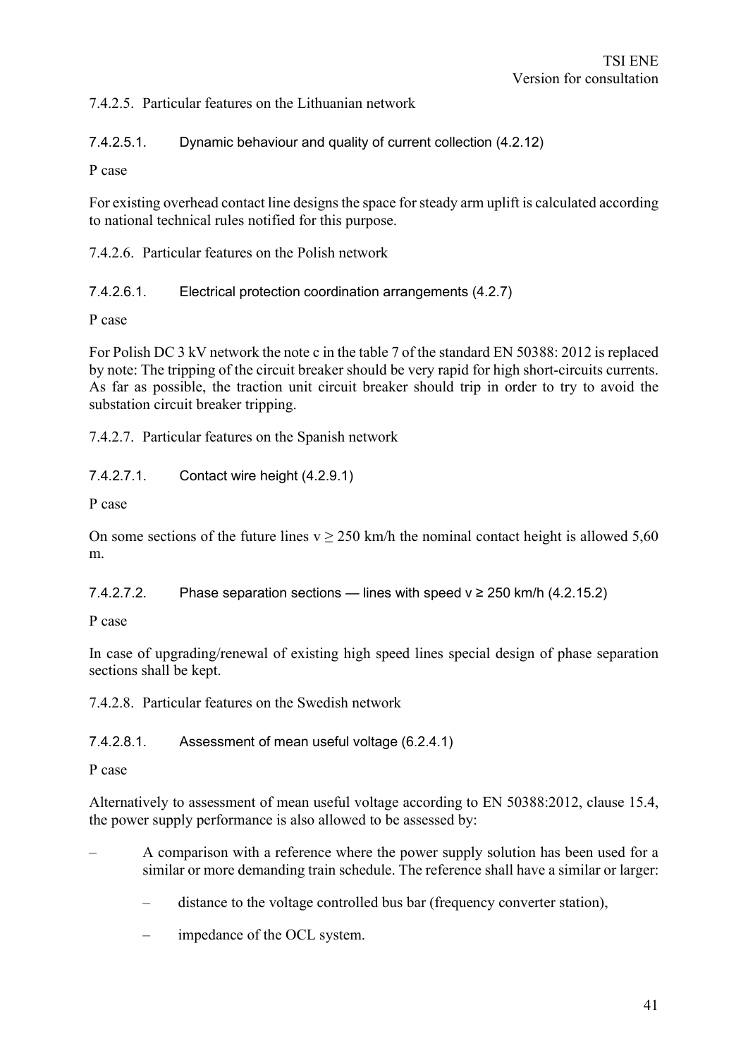#### 7.4.2.5. Particular features on the Lithuanian network

##### 7.4.2.5.1. Dynamic behaviour and quality of current collection (4.2.12)

P case

For existing overhead contact line designs the space for steady arm uplift is calculated according to national technical rules notified for this purpose.

#### 7.4.2.6. Particular features on the Polish network

##### 7.4.2.6.1. Electrical protection coordination arrangements (4.2.7)

P case

For Polish DC 3 kV network the note c in the table 7 of the standard EN 50388: 2012 is replaced by note: The tripping of the circuit breaker should be very rapid for high short-circuits currents. As far as possible, the traction unit circuit breaker should trip in order to try to avoid the substation circuit breaker tripping.

#### 7.4.2.7. Particular features on the Spanish network

##### 7.4.2.7.1. Contact wire height (4.2.9.1)

P case

On some sections of the future lines $v \geq 250$ km/h the nominal contact height is allowed 5,60 m.

##### 7.4.2.7.2. Phase separation sections — lines with speed $v \geq 250$ km/h (4.2.15.2)

P case

In case of upgrading/renewal of existing high speed lines special design of phase separation sections shall be kept.

#### 7.4.2.8. Particular features on the Swedish network

##### 7.4.2.8.1. Assessment of mean useful voltage (6.2.4.1)

P case

Alternatively to assessment of mean useful voltage according to EN 50388:2012, clause 15.4, the power supply performance is also allowed to be assessed by:

– A comparison with a reference where the power supply solution has been used for a similar or more demanding train schedule. The reference shall have a similar or larger:

  – distance to the voltage controlled bus bar (frequency converter station),

  – impedance of the OCL system.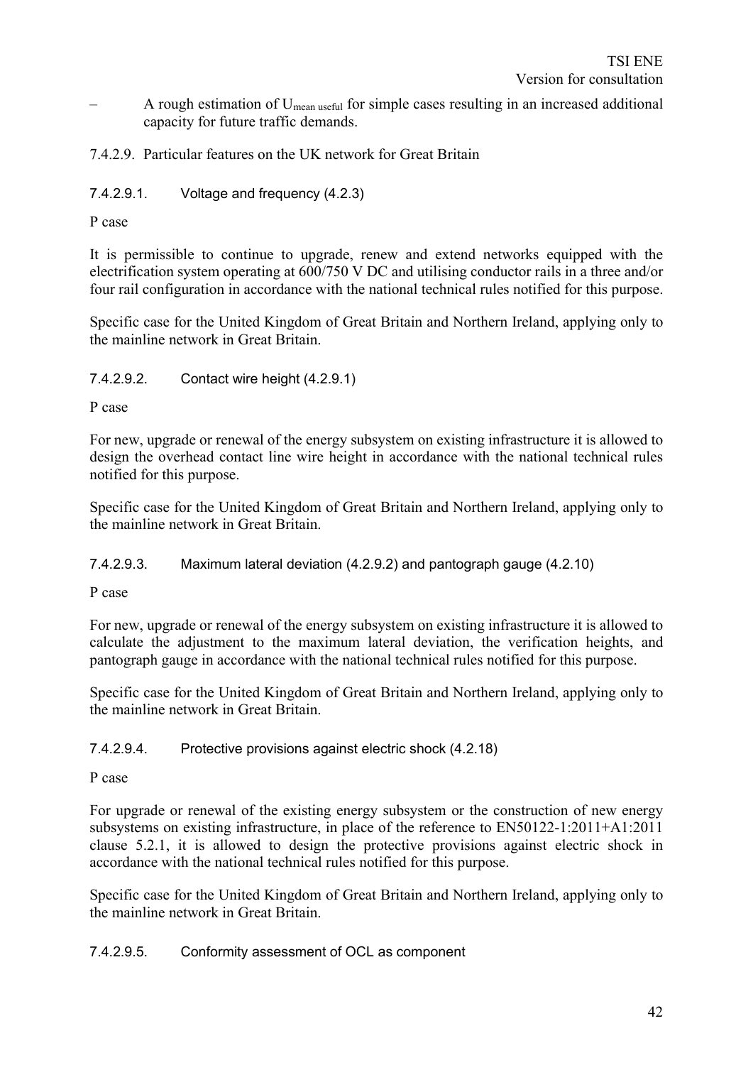– A rough estimation of $U_{mean\ useful}$ for simple cases resulting in an increased additional capacity for future traffic demands.

#### 7.4.2.9. Particular features on the UK network for Great Britain

##### 7.4.2.9.1. Voltage and frequency (4.2.3)

P case

It is permissible to continue to upgrade, renew and extend networks equipped with the electrification system operating at 600/750 V DC and utilising conductor rails in a three and/or four rail configuration in accordance with the national technical rules notified for this purpose.

Specific case for the United Kingdom of Great Britain and Northern Ireland, applying only to the mainline network in Great Britain.

##### 7.4.2.9.2. Contact wire height (4.2.9.1)

P case

For new, upgrade or renewal of the energy subsystem on existing infrastructure it is allowed to design the overhead contact line wire height in accordance with the national technical rules notified for this purpose.

Specific case for the United Kingdom of Great Britain and Northern Ireland, applying only to the mainline network in Great Britain.

##### 7.4.2.9.3. Maximum lateral deviation (4.2.9.2) and pantograph gauge (4.2.10)

P case

For new, upgrade or renewal of the energy subsystem on existing infrastructure it is allowed to calculate the adjustment to the maximum lateral deviation, the verification heights, and pantograph gauge in accordance with the national technical rules notified for this purpose.

Specific case for the United Kingdom of Great Britain and Northern Ireland, applying only to the mainline network in Great Britain.

##### 7.4.2.9.4. Protective provisions against electric shock (4.2.18)

P case

For upgrade or renewal of the existing energy subsystem or the construction of new energy subsystems on existing infrastructure, in place of the reference to EN50122-1:2011+A1:2011 clause 5.2.1, it is allowed to design the protective provisions against electric shock in accordance with the national technical rules notified for this purpose.

Specific case for the United Kingdom of Great Britain and Northern Ireland, applying only to the mainline network in Great Britain.

##### 7.4.2.9.5. Conformity assessment of OCL as component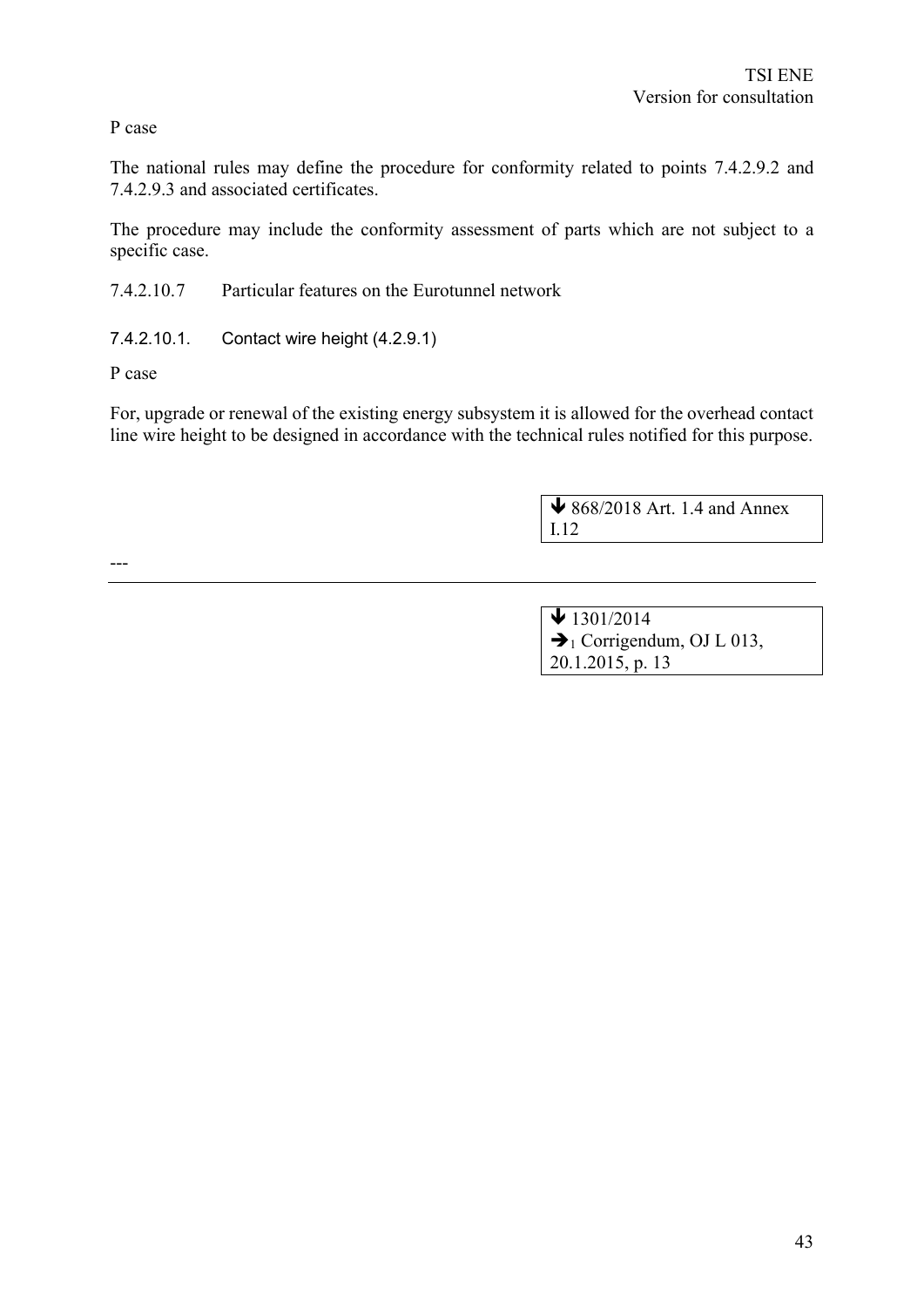P case

The national rules may define the procedure for conformity related to points 7.4.2.9.2 and 7.4.2.9.3 and associated certificates.

The procedure may include the conformity assessment of parts which are not subject to a specific case.

7.4.2.10.7 Particular features on the Eurotunnel network

7.4.2.10.1. Contact wire height (4.2.9.1)

P case

For, upgrade or renewal of the existing energy subsystem it is allowed for the overhead contact line wire height to be designed in accordance with the technical rules notified for this purpose.

> ➔ 868/2018 Art. 1.4 and Annex I.12

---

> ➔ 1301/2014
> ➔[1] Corrigendum, OJ L 013, 20.1.2015, p. 13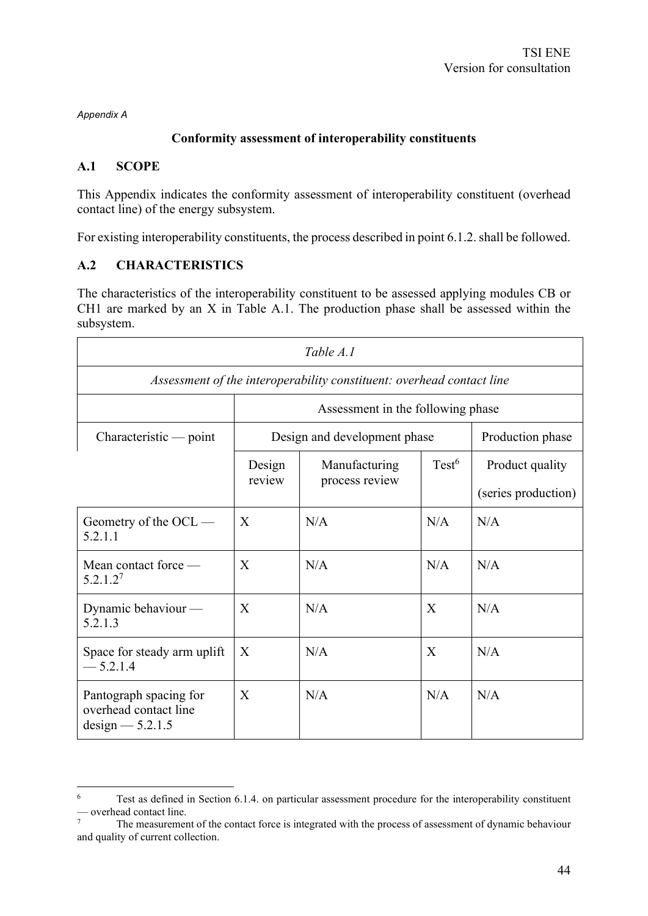*Appendix A*

**Conformity assessment of interoperability constituents**

## A.1 SCOPE

This Appendix indicates the conformity assessment of interoperability constituent (overhead contact line) of the energy subsystem.

For existing interoperability constituents, the process described in point 6.1.2. shall be followed.

## A.2 CHARACTERISTICS

The characteristics of the interoperability constituent to be assessed applying modules CB or CH1 are marked by an X in Table A.1. The production phase shall be assessed within the subsystem.

*Table A.1*

*Assessment of the interoperability constituent: overhead contact line*

| | Assessment in the following phase | | | |
|---|---|---|---|---|
| Characteristic — point | Design and development phase | | | Production phase |
| | Design review | Manufacturing process review | Test[6] | Product quality (series production) |
| Geometry of the OCL — 5.2.1.1 | X | N/A | N/A | N/A |
| Mean contact force — 5.2.1.2[7] | X | N/A | N/A | N/A |
| Dynamic behaviour — 5.2.1.3 | X | N/A | X | N/A |
| Space for steady arm uplift — 5.2.1.4 | X | N/A | X | N/A |
| Pantograph spacing for overhead contact line design — 5.2.1.5 | X | N/A | N/A | N/A |

[6] Test as defined in Section 6.1.4. on particular assessment procedure for the interoperability constituent — overhead contact line.

[7] The measurement of the contact force is integrated with the process of assessment of dynamic behaviour and quality of current collection.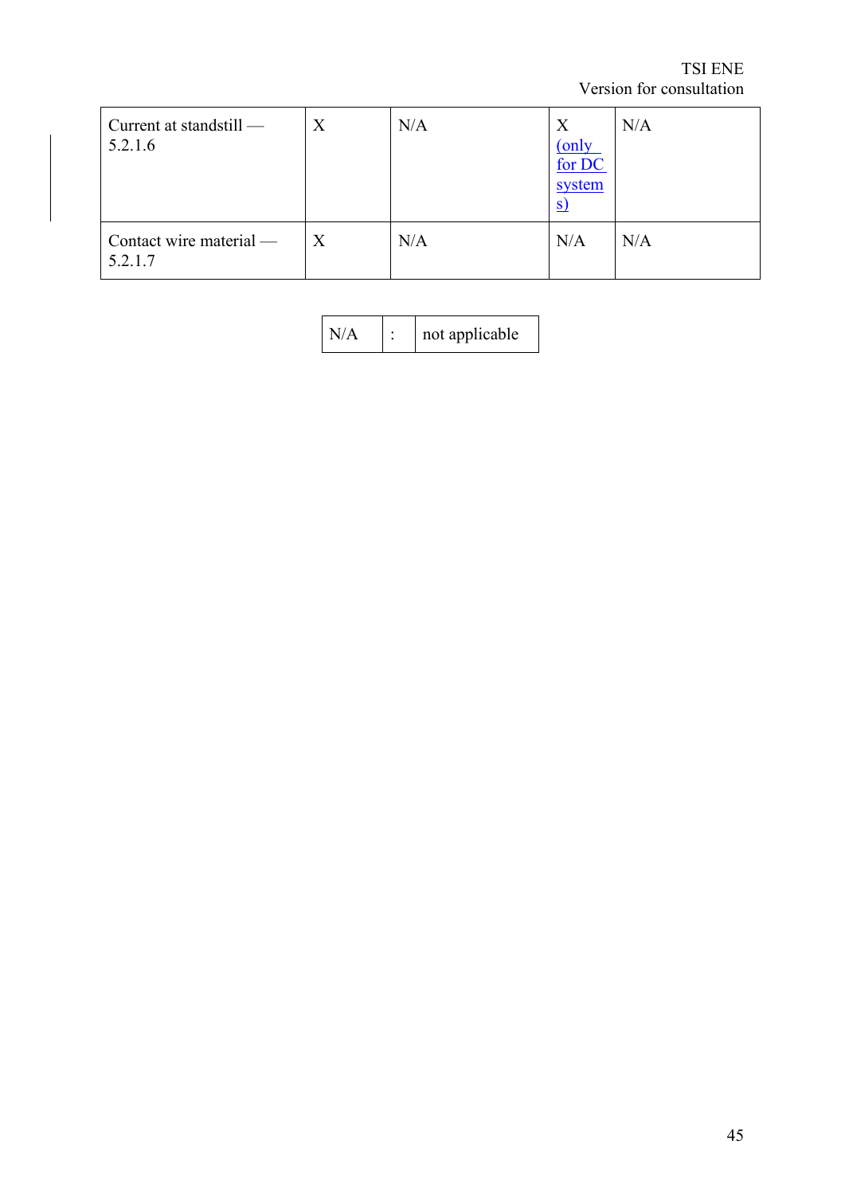| | | | | |
|---|---|---|---|---|
| Current at standstill — 5.2.1.6 | X | N/A | X (only for DC systems) | N/A |
| Contact wire material — 5.2.1.7 | X | N/A | N/A | N/A |

| | | |
|---|---|---|
| N/A | : | not applicable |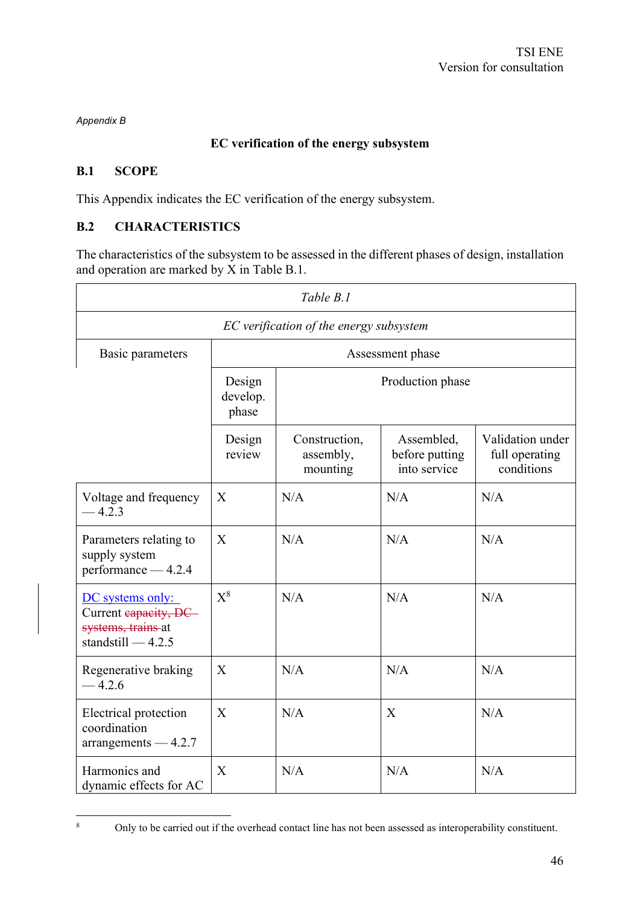*Appendix B*

**EC verification of the energy subsystem**

## B.1 SCOPE

This Appendix indicates the EC verification of the energy subsystem.

## B.2 CHARACTERISTICS

The characteristics of the subsystem to be assessed in the different phases of design, installation and operation are marked by X in Table B.1.

*Table B.1*

*EC verification of the energy subsystem*

| Basic parameters | Assessment phase | | | |
|---|---|---|---|---|
| | Design develop. phase | Production phase | | |
| | Design review | Construction, assembly, mounting | Assembled, before putting into service | Validation under full operating conditions |
| Voltage and frequency — 4.2.3 | X | N/A | N/A | N/A |
| Parameters relating to supply system performance — 4.2.4 | X | N/A | N/A | N/A |
| DC systems only: Current ~~capacity, DC systems, trains~~ at standstill — 4.2.5 | X[8] | N/A | N/A | N/A |
| Regenerative braking — 4.2.6 | X | N/A | N/A | N/A |
| Electrical protection coordination arrangements — 4.2.7 | X | N/A | X | N/A |
| Harmonics and dynamic effects for AC | X | N/A | N/A | N/A |

[8] Only to be carried out if the overhead contact line has not been assessed as interoperability constituent.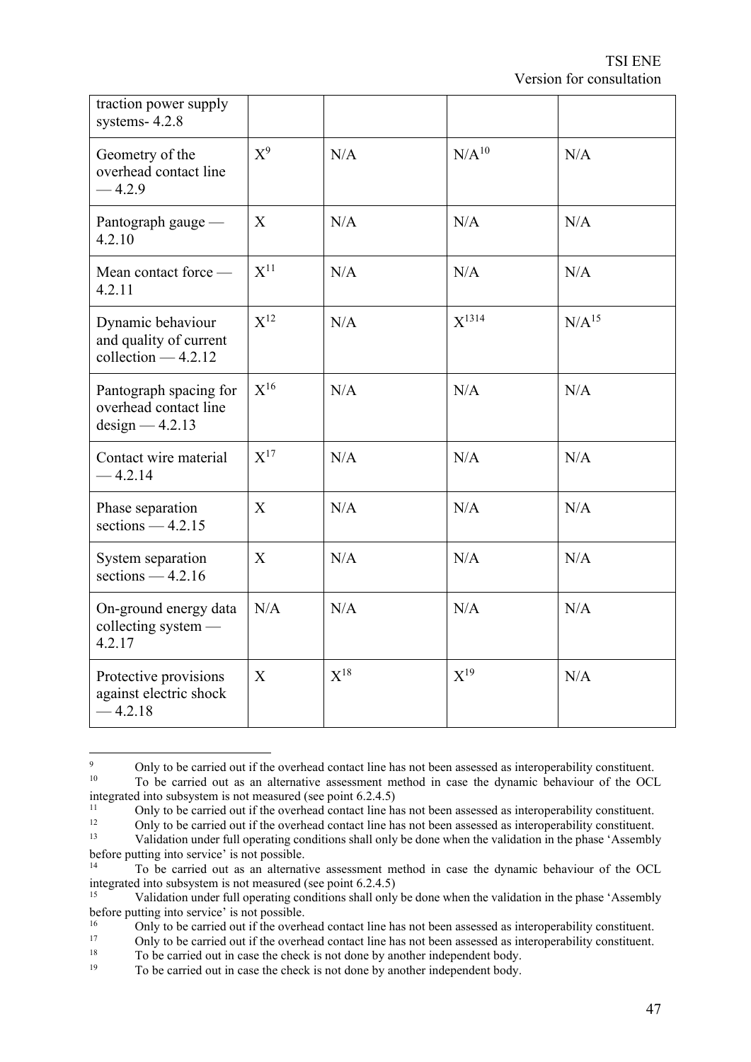| traction power supply systems- 4.2.8 | | | | |
|---|---|---|---|---|
| Geometry of the overhead contact line — 4.2.9 | X[9] | N/A | N/A[10] | N/A |
| Pantograph gauge — 4.2.10 | X | N/A | N/A | N/A |
| Mean contact force — 4.2.11 | X[11] | N/A | N/A | N/A |
| Dynamic behaviour and quality of current collection — 4.2.12 | X[12] | N/A | X[13][14] | N/A[15] |
| Pantograph spacing for overhead contact line design — 4.2.13 | X[16] | N/A | N/A | N/A |
| Contact wire material — 4.2.14 | X[17] | N/A | N/A | N/A |
| Phase separation sections — 4.2.15 | X | N/A | N/A | N/A |
| System separation sections — 4.2.16 | X | N/A | N/A | N/A |
| On-ground energy data collecting system — 4.2.17 | N/A | N/A | N/A | N/A |
| Protective provisions against electric shock — 4.2.18 | X | X[18] | X[19] | N/A |

[9] Only to be carried out if the overhead contact line has not been assessed as interoperability constituent.

[10] To be carried out as an alternative assessment method in case the dynamic behaviour of the OCL integrated into subsystem is not measured (see point 6.2.4.5)

[11] Only to be carried out if the overhead contact line has not been assessed as interoperability constituent.

[12] Only to be carried out if the overhead contact line has not been assessed as interoperability constituent.

[13] Validation under full operating conditions shall only be done when the validation in the phase 'Assembly before putting into service' is not possible.

[14] To be carried out as an alternative assessment method in case the dynamic behaviour of the OCL integrated into subsystem is not measured (see point 6.2.4.5)

[15] Validation under full operating conditions shall only be done when the validation in the phase 'Assembly before putting into service' is not possible.

[16] Only to be carried out if the overhead contact line has not been assessed as interoperability constituent.

[17] Only to be carried out if the overhead contact line has not been assessed as interoperability constituent.

[18] To be carried out in case the check is not done by another independent body.

[19] To be carried out in case the check is not done by another independent body.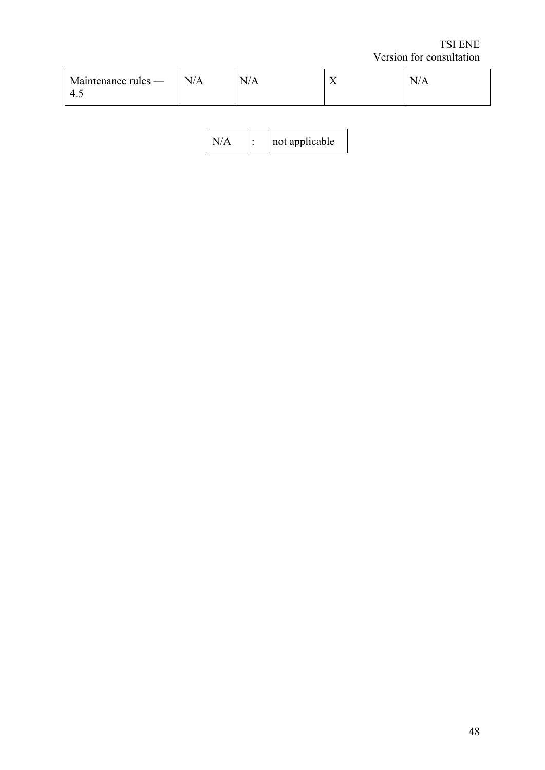| Maintenance rules — 4.5 | N/A | N/A | X | N/A |
|---|---|---|---|---|

| N/A | : | not applicable |
|---|---|---|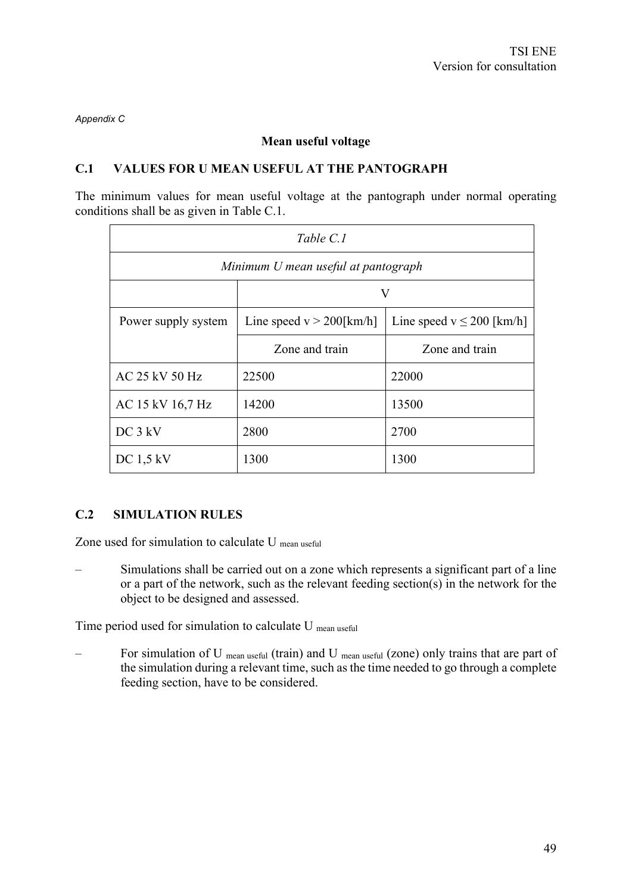*Appendix C*

**Mean useful voltage**

## C.1 VALUES FOR U MEAN USEFUL AT THE PANTOGRAPH

The minimum values for mean useful voltage at the pantograph under normal operating conditions shall be as given in Table C.1.

| *Table C.1* | | |
|---|---|---|
| *Minimum U mean useful at pantograph* | | |
| | V | |
| Power supply system | Line speed v > 200[km/h] | Line speed v ≤ 200 [km/h] |
| | Zone and train | Zone and train |
| AC 25 kV 50 Hz | 22500 | 22000 |
| AC 15 kV 16,7 Hz | 14200 | 13500 |
| DC 3 kV | 2800 | 2700 |
| DC 1,5 kV | 1300 | 1300 |

## C.2 SIMULATION RULES

Zone used for simulation to calculate $U_{\text{mean useful}}$

– Simulations shall be carried out on a zone which represents a significant part of a line or a part of the network, such as the relevant feeding section(s) in the network for the object to be designed and assessed.

Time period used for simulation to calculate $U_{\text{mean useful}}$

– For simulation of $U_{\text{mean useful}}$ (train) and $U_{\text{mean useful}}$ (zone) only trains that are part of the simulation during a relevant time, such as the time needed to go through a complete feeding section, have to be considered.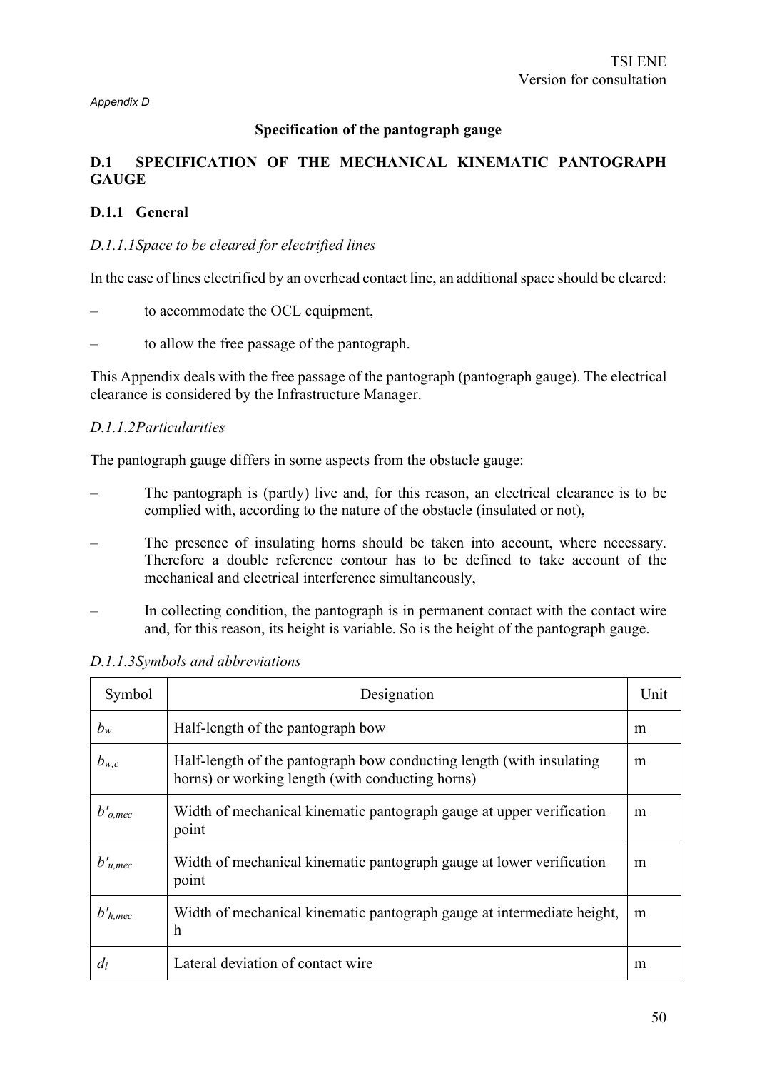*Appendix D*

**Specification of the pantograph gauge**

## D.1 SPECIFICATION OF THE MECHANICAL KINEMATIC PANTOGRAPH GAUGE

### D.1.1 General

*D.1.1.1Space to be cleared for electrified lines*

In the case of lines electrified by an overhead contact line, an additional space should be cleared:

- to accommodate the OCL equipment,
- to allow the free passage of the pantograph.

This Appendix deals with the free passage of the pantograph (pantograph gauge). The electrical clearance is considered by the Infrastructure Manager.

*D.1.1.2Particularities*

The pantograph gauge differs in some aspects from the obstacle gauge:

- The pantograph is (partly) live and, for this reason, an electrical clearance is to be complied with, according to the nature of the obstacle (insulated or not),
- The presence of insulating horns should be taken into account, where necessary. Therefore a double reference contour has to be defined to take account of the mechanical and electrical interference simultaneously,
- In collecting condition, the pantograph is in permanent contact with the contact wire and, for this reason, its height is variable. So is the height of the pantograph gauge.

*D.1.1.3Symbols and abbreviations*

| Symbol | Designation | Unit |
|---|---|---|
| $b_w$ | Half-length of the pantograph bow | m |
| $b_{w,c}$ | Half-length of the pantograph bow conducting length (with insulating horns) or working length (with conducting horns) | m |
| $b'_{o,mec}$ | Width of mechanical kinematic pantograph gauge at upper verification point | m |
| $b'_{u,mec}$ | Width of mechanical kinematic pantograph gauge at lower verification point | m |
| $b'_{h,mec}$ | Width of mechanical kinematic pantograph gauge at intermediate height, h | m |
| $d_l$ | Lateral deviation of contact wire | m |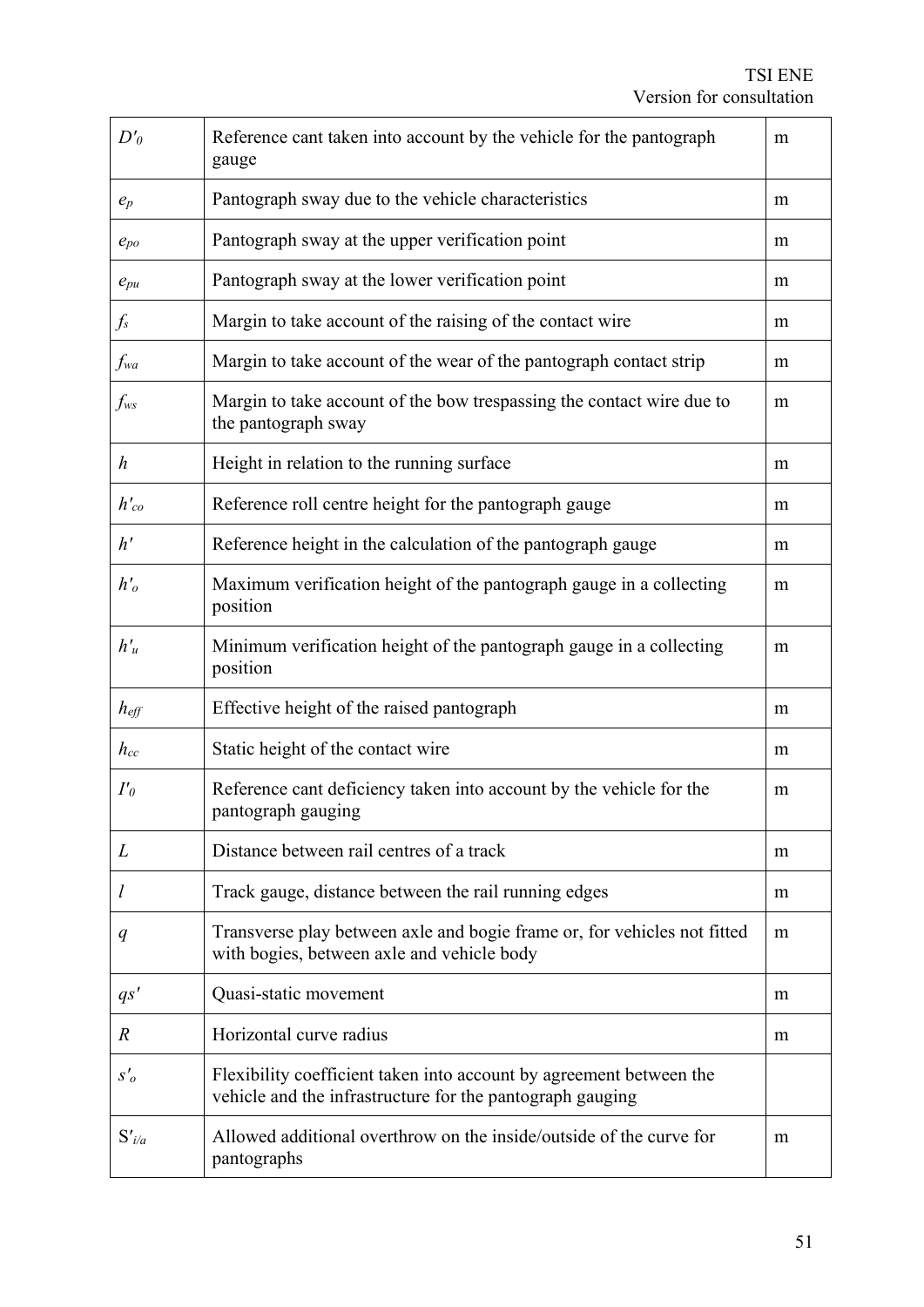| | | |
|---|---|---|
| $D'_0$ | Reference cant taken into account by the vehicle for the pantograph gauge | m |
| $e_p$ | Pantograph sway due to the vehicle characteristics | m |
| $e_{po}$ | Pantograph sway at the upper verification point | m |
| $e_{pu}$ | Pantograph sway at the lower verification point | m |
| $f_s$ | Margin to take account of the raising of the contact wire | m |
| $f_{wa}$ | Margin to take account of the wear of the pantograph contact strip | m |
| $f_{ws}$ | Margin to take account of the bow trespassing the contact wire due to the pantograph sway | m |
| $h$ | Height in relation to the running surface | m |
| $h'_{co}$ | Reference roll centre height for the pantograph gauge | m |
| $h'$ | Reference height in the calculation of the pantograph gauge | m |
| $h'_o$ | Maximum verification height of the pantograph gauge in a collecting position | m |
| $h'_u$ | Minimum verification height of the pantograph gauge in a collecting position | m |
| $h_{eff}$ | Effective height of the raised pantograph | m |
| $h_{cc}$ | Static height of the contact wire | m |
| $I'_0$ | Reference cant deficiency taken into account by the vehicle for the pantograph gauging | m |
| $L$ | Distance between rail centres of a track | m |
| $l$ | Track gauge, distance between the rail running edges | m |
| $q$ | Transverse play between axle and bogie frame or, for vehicles not fitted with bogies, between axle and vehicle body | m |
| $qs'$ | Quasi-static movement | m |
| $R$ | Horizontal curve radius | m |
| $s'_o$ | Flexibility coefficient taken into account by agreement between the vehicle and the infrastructure for the pantograph gauging | |
| $S'_{i/a}$ | Allowed additional overthrow on the inside/outside of the curve for pantographs | m |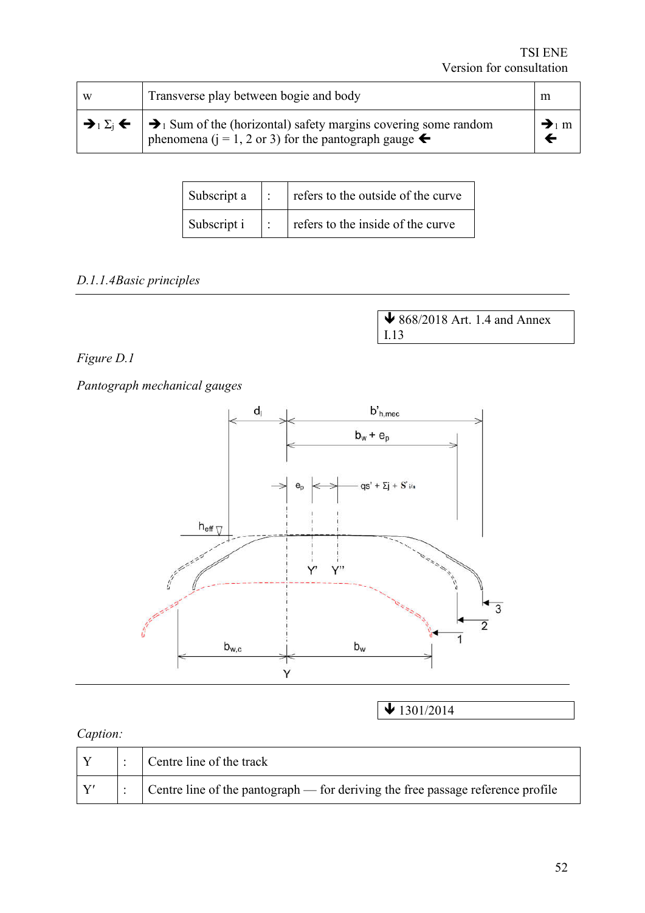| w | Transverse play between bogie and body | m |
|---|---|---|
| ➔₁ $\Sigma_j$ 🡐 | ➔₁ Sum of the (horizontal) safety margins covering some random phenomena (j = 1, 2 or 3) for the pantograph gauge 🡐 | ➔₁ m 🡐 |

| Subscript a | : | refers to the outside of the curve |
|---|---|---|
| Subscript i | : | refers to the inside of the curve |

*D.1.1.4Basic principles*

🡓 868/2018 Art. 1.4 and Annex I.13

*Figure D.1*

*Pantograph mechanical gauges*

🡓 1301/2014

*Caption:*

| Y | : | Centre line of the track |
|---|---|---|
| Y′ | : | Centre line of the pantograph — for deriving the free passage reference profile |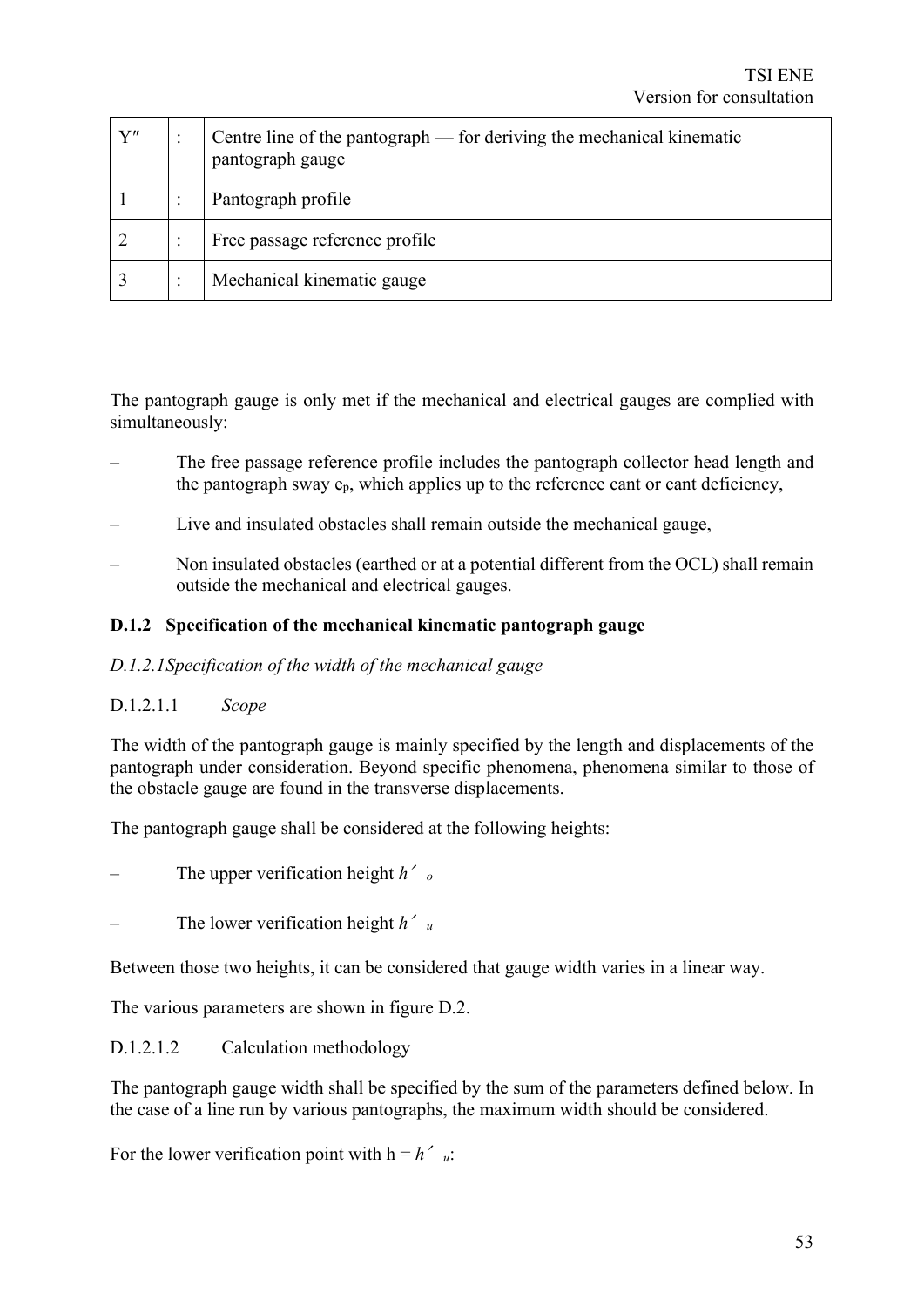| Y″ | : | Centre line of the pantograph — for deriving the mechanical kinematic pantograph gauge |
|---|---|---|
| 1 | : | Pantograph profile |
| 2 | : | Free passage reference profile |
| 3 | : | Mechanical kinematic gauge |

The pantograph gauge is only met if the mechanical and electrical gauges are complied with simultaneously:

- The free passage reference profile includes the pantograph collector head length and the pantograph sway $e_p$, which applies up to the reference cant or cant deficiency,
- Live and insulated obstacles shall remain outside the mechanical gauge,
- Non insulated obstacles (earthed or at a potential different from the OCL) shall remain outside the mechanical and electrical gauges.

### D.1.2 Specification of the mechanical kinematic pantograph gauge

*D.1.2.1 Specification of the width of the mechanical gauge*

D.1.2.1.1 *Scope*

The width of the pantograph gauge is mainly specified by the length and displacements of the pantograph under consideration. Beyond specific phenomena, phenomena similar to those of the obstacle gauge are found in the transverse displacements.

The pantograph gauge shall be considered at the following heights:

- The upper verification height $h'_o$
- The lower verification height $h'_u$

Between those two heights, it can be considered that gauge width varies in a linear way.

The various parameters are shown in figure D.2.

D.1.2.1.2 Calculation methodology

The pantograph gauge width shall be specified by the sum of the parameters defined below. In the case of a line run by various pantographs, the maximum width should be considered.

For the lower verification point with $h = h'_u$: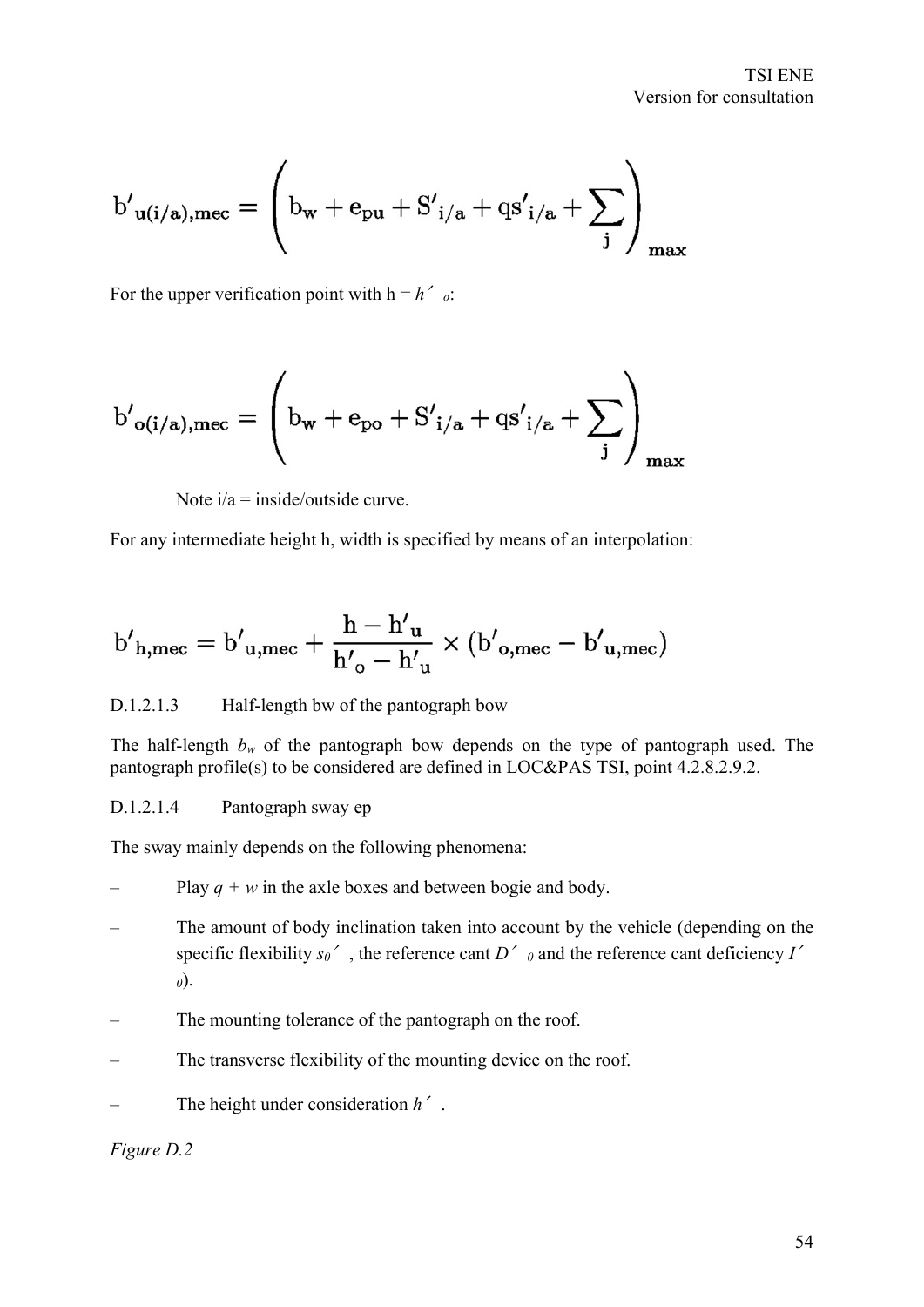$$b'_{u(i/a),mec} = \left( b_w + e_{pu} + S'_{i/a} + qs'_{i/a} + \sum_j \right)_{max}$$

For the upper verification point with h = $h'_o$:

$$b'_{o(i/a),mec} = \left( b_w + e_{po} + S'_{i/a} + qs'_{i/a} + \sum_j \right)_{max}$$

Note i/a = inside/outside curve.

For any intermediate height h, width is specified by means of an interpolation:

$$b'_{h,mec} = b'_{u,mec} + \frac{h - h'_u}{h'_o - h'_u} \times (b'_{o,mec} - b'_{u,mec})$$

D.1.2.1.3 Half-length bw of the pantograph bow

The half-length $b_w$ of the pantograph bow depends on the type of pantograph used. The pantograph profile(s) to be considered are defined in LOC&PAS TSI, point 4.2.8.2.9.2.

D.1.2.1.4 Pantograph sway ep

The sway mainly depends on the following phenomena:

- Play $q + w$ in the axle boxes and between bogie and body.
- The amount of body inclination taken into account by the vehicle (depending on the specific flexibility $s_0'$, the reference cant $D'_0$ and the reference cant deficiency $I'_0$).
- The mounting tolerance of the pantograph on the roof.
- The transverse flexibility of the mounting device on the roof.
- The height under consideration $h'$.

*Figure D.2*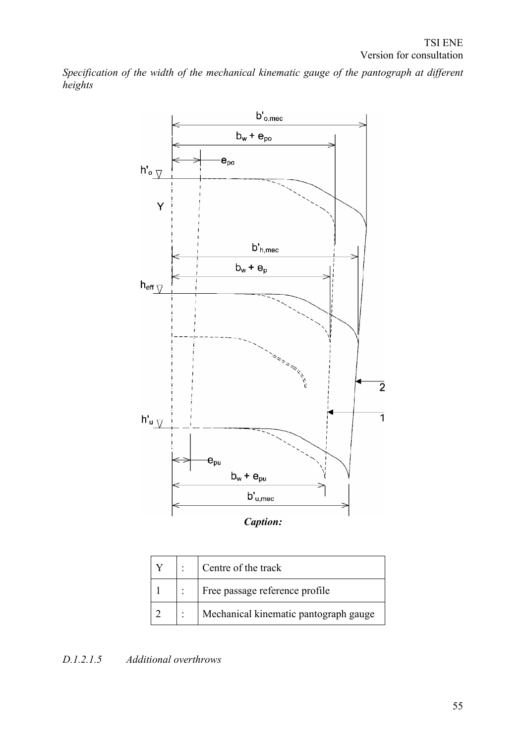*Specification of the width of the mechanical kinematic gauge of the pantograph at different heights*

*Caption:*

| Y | : | Centre of the track |
|---|---|---|
| 1 | : | Free passage reference profile |
| 2 | : | Mechanical kinematic pantograph gauge |

*D.1.2.1.5 Additional overthrows*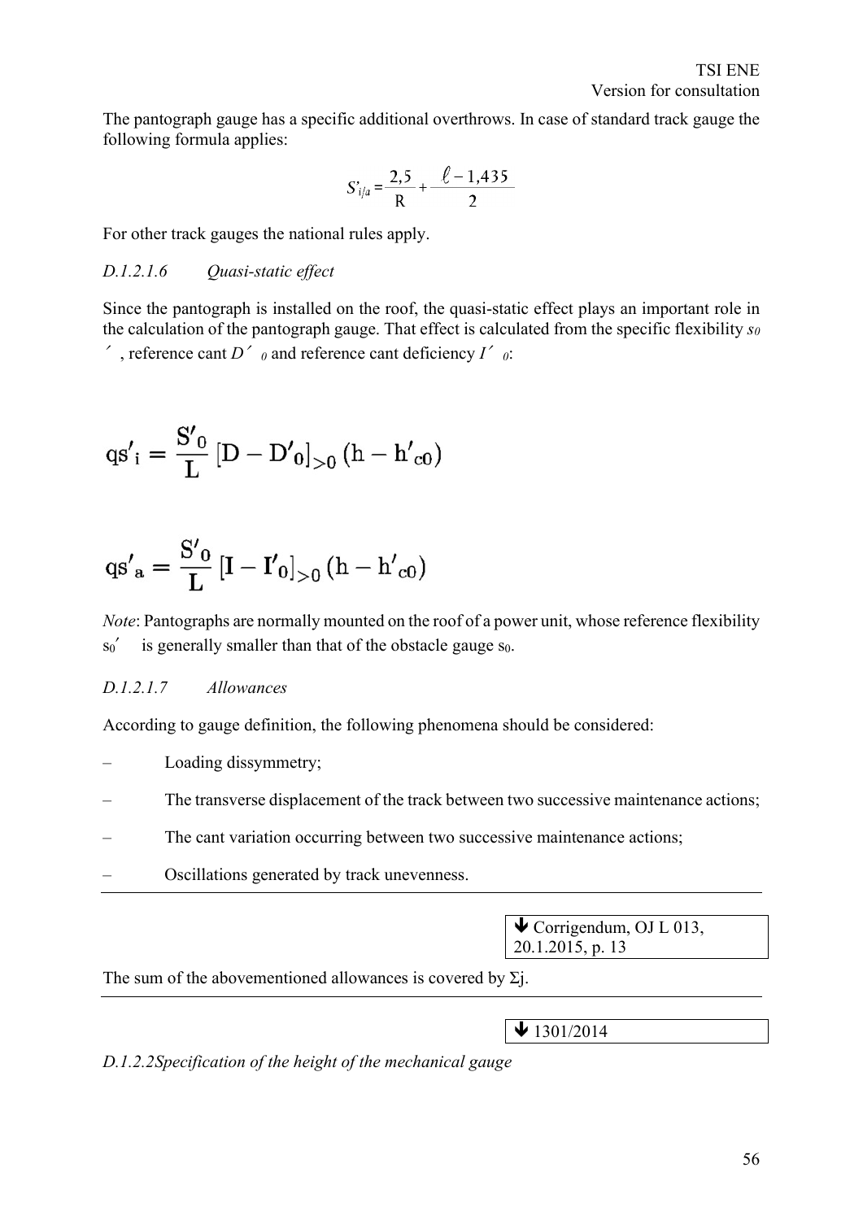The pantograph gauge has a specific additional overthrows. In case of standard track gauge the following formula applies:

$$S'_{i/a} = \frac{2{,}5}{R} + \frac{\ell - 1{,}435}{2}$$

For other track gauges the national rules apply.

#### *D.1.2.1.6 Quasi-static effect*

Since the pantograph is installed on the roof, the quasi-static effect plays an important role in the calculation of the pantograph gauge. That effect is calculated from the specific flexibility $s_0'$, reference cant $D'_0$ and reference cant deficiency $I'_0$:

$$qs'_i = \frac{S'_0}{L}\left[D - D'_0\right]_{>0}\left(h - h'_{c0}\right)$$

$$qs'_a = \frac{S'_0}{L}\left[I - I'_0\right]_{>0}\left(h - h'_{c0}\right)$$

*Note*: Pantographs are normally mounted on the roof of a power unit, whose reference flexibility $s_0'$ is generally smaller than that of the obstacle gauge $s_0$.

#### *D.1.2.1.7 Allowances*

According to gauge definition, the following phenomena should be considered:

- Loading dissymmetry;
- The transverse displacement of the track between two successive maintenance actions;
- The cant variation occurring between two successive maintenance actions;
- Oscillations generated by track unevenness.

---

▼ Corrigendum, OJ L 013, 20.1.2015, p. 13

The sum of the abovementioned allowances is covered by Σj.

---

▼ 1301/2014

#### *D.1.2.2 Specification of the height of the mechanical gauge*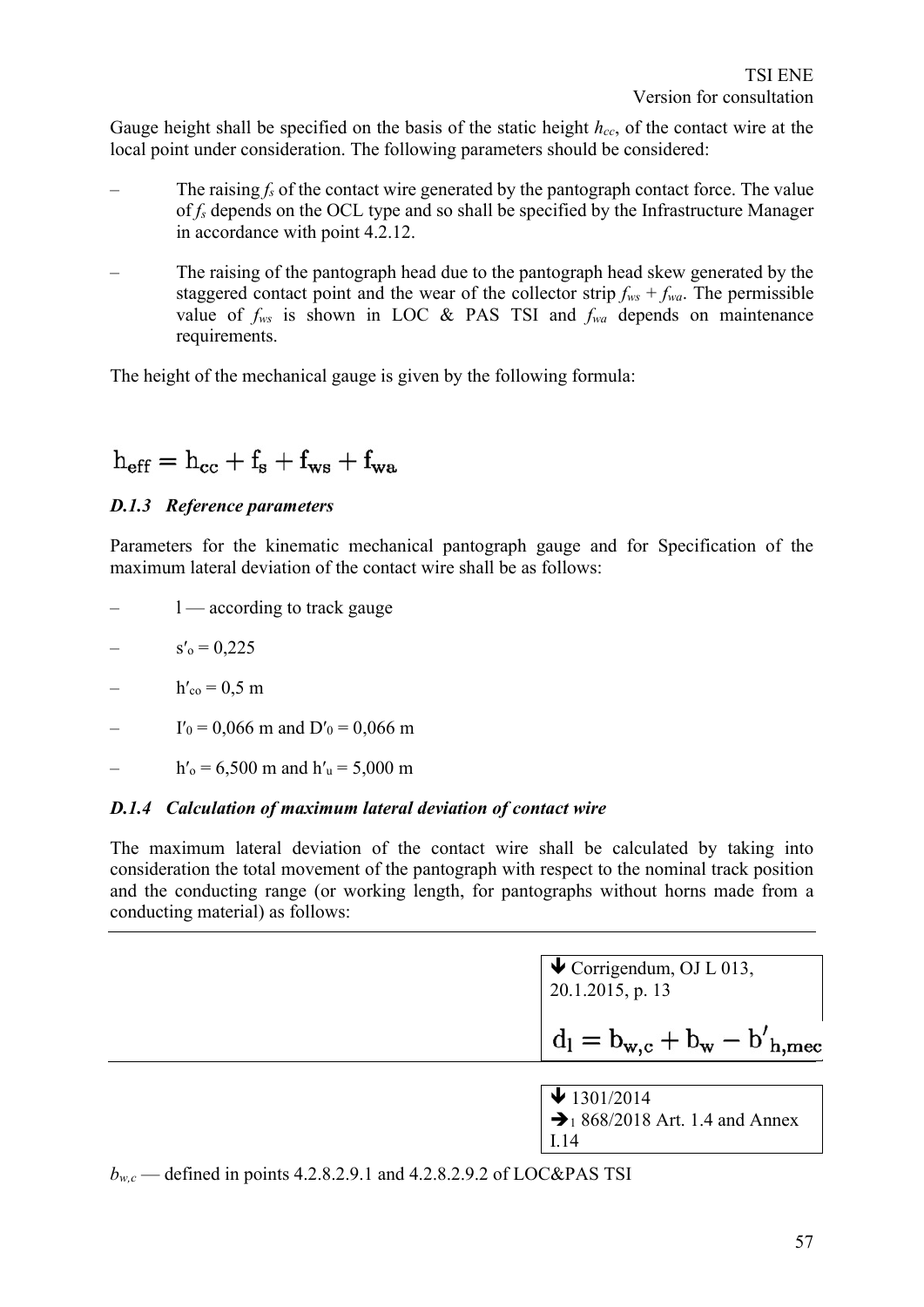Gauge height shall be specified on the basis of the static height $h_{cc}$, of the contact wire at the local point under consideration. The following parameters should be considered:

– The raising $f_s$ of the contact wire generated by the pantograph contact force. The value of $f_s$ depends on the OCL type and so shall be specified by the Infrastructure Manager in accordance with point 4.2.12.

– The raising of the pantograph head due to the pantograph head skew generated by the staggered contact point and the wear of the collector strip $f_{ws} + f_{wa}$. The permissible value of $f_{ws}$ is shown in LOC & PAS TSI and $f_{wa}$ depends on maintenance requirements.

The height of the mechanical gauge is given by the following formula:

$$h_{eff} = h_{cc} + f_s + f_{ws} + f_{wa}$$

### *D.1.3 Reference parameters*

Parameters for the kinematic mechanical pantograph gauge and for Specification of the maximum lateral deviation of the contact wire shall be as follows:

– l — according to track gauge

– $s'_o = 0{,}225$

– $h'_{co} = 0{,}5$ m

– $I'_0 = 0{,}066$ m and $D'_0 = 0{,}066$ m

– $h'_o = 6{,}500$ m and $h'_u = 5{,}000$ m

### *D.1.4 Calculation of maximum lateral deviation of contact wire*

The maximum lateral deviation of the contact wire shall be calculated by taking into consideration the total movement of the pantograph with respect to the nominal track position and the conducting range (or working length, for pantographs without horns made from a conducting material) as follows:

▼ Corrigendum, OJ L 013, 20.1.2015, p. 13

$$d_l = b_{w,c} + b_w - b'_{h,mec}$$

▼ 1301/2014
➔1 868/2018 Art. 1.4 and Annex I.14

$b_{w,c}$ — defined in points 4.2.8.2.9.1 and 4.2.8.2.9.2 of LOC&PAS TSI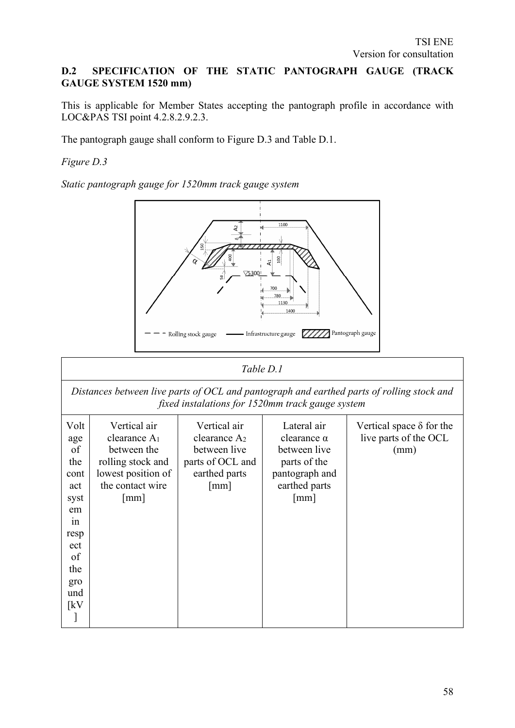### D.2 SPECIFICATION OF THE STATIC PANTOGRAPH GAUGE (TRACK GAUGE SYSTEM 1520 mm)

This is applicable for Member States accepting the pantograph profile in accordance with LOC&PAS TSI point 4.2.8.2.9.2.3.

The pantograph gauge shall conform to Figure D.3 and Table D.1.

*Figure D.3*

*Static pantograph gauge for 1520mm track gauge system*

| *Table D.1* | | | | |
|---|---|---|---|---|
| *Distances between live parts of OCL and pantograph and earthed parts of rolling stock and fixed instalations for 1520mm track gauge system* | | | | |
| Voltage of the contact system in respect of the ground [kV] | Vertical air clearance $A_1$ between the rolling stock and lowest position of the contact wire [mm] | Vertical air clearance $A_2$ between live parts of OCL and earthed parts [mm] | Lateral air clearance α between live parts of the pantograph and earthed parts [mm] | Vertical space δ for the live parts of the OCL (mm) |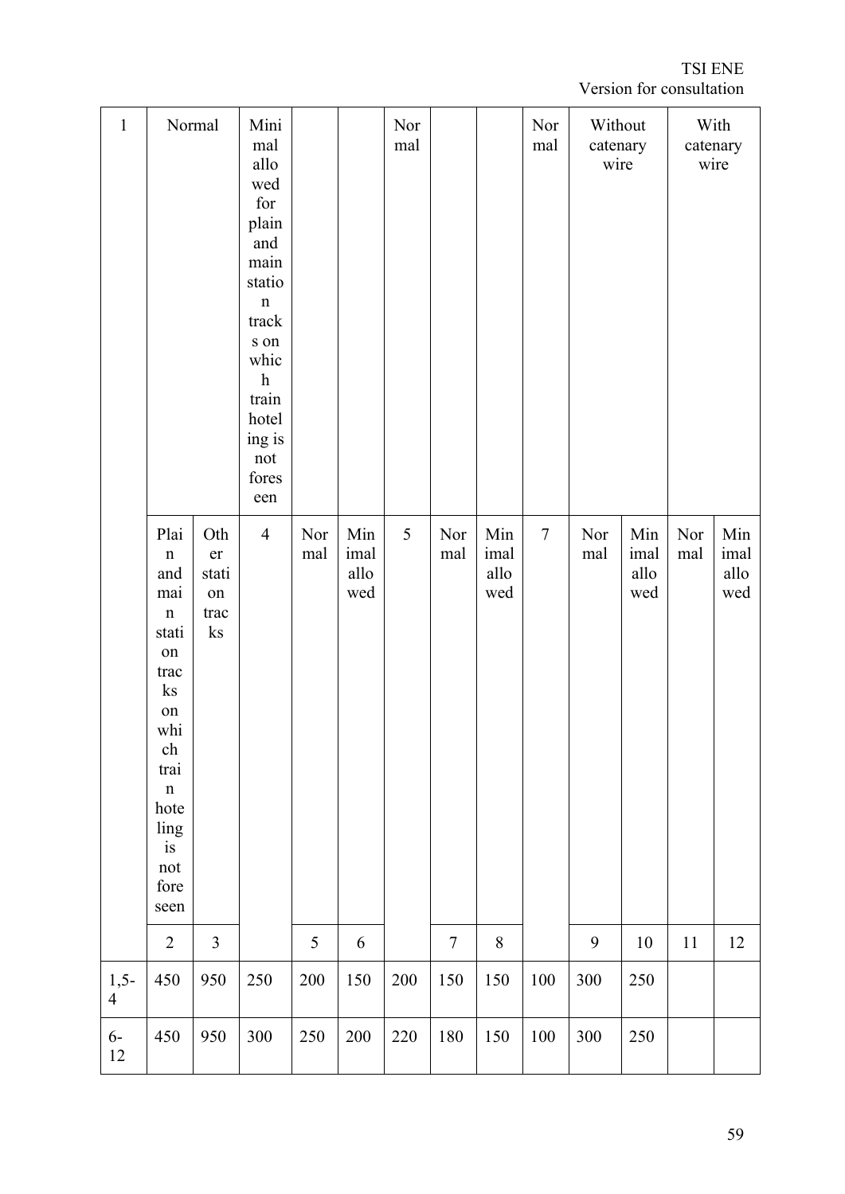| 1 | Normal | | Minimal allowed for plain and main station tracks on which train hoteling is not foreseen | | | Normal | | | Normal | Without catenary wire | | With catenary wire | |
|---|---|---|---|---|---|---|---|---|---|---|---|---|---|
| | Plain and main station tracks on which train hoteling is not foreseen | Other station tracks | 4 | Normal | Minimal allowed | 5 | Normal | Minimal allowed | 7 | Normal | Minimal allowed | Normal | Minimal allowed |
| | 2 | 3 | | 5 | 6 | | 7 | 8 | | 9 | 10 | 11 | 12 |
| 1,5-4 | 450 | 950 | 250 | 200 | 150 | 200 | 150 | 150 | 100 | 300 | 250 | | |
| 6-12 | 450 | 950 | 300 | 250 | 200 | 220 | 180 | 150 | 100 | 300 | 250 | | |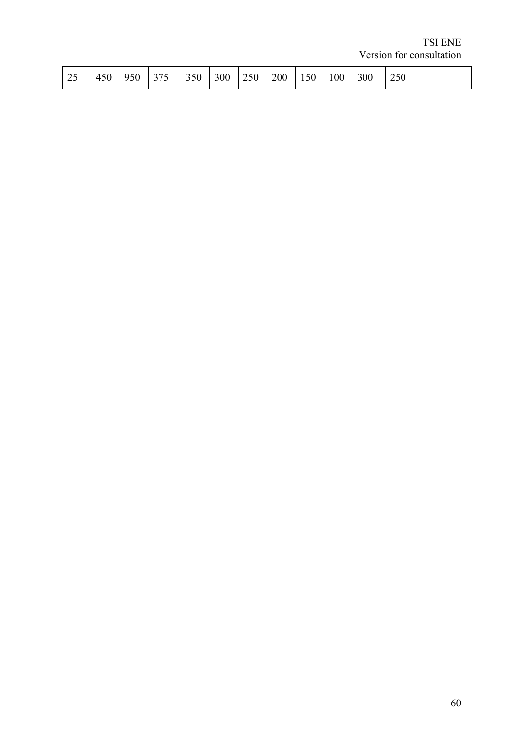| 25 | 450 | 950 | 375 | 350 | 300 | 250 | 200 | 150 | 100 | 300 | 250 | | |
|---|---|---|---|---|---|---|---|---|---|---|---|---|---|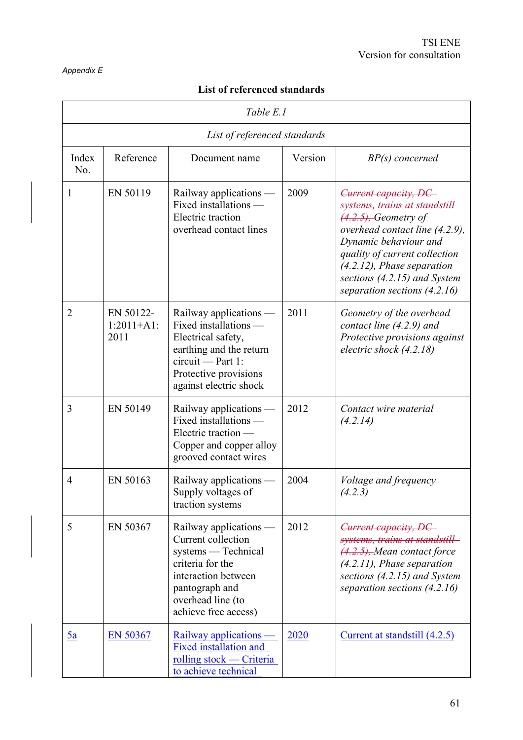Appendix E

**List of referenced standards**

| Table E.1 | | | | |
|---|---|---|---|---|
| *List of referenced standards* | | | | |
| Index No. | Reference | Document name | Version | *BP(s) concerned* |
| 1 | EN 50119 | Railway applications — Fixed installations — Electric traction overhead contact lines | 2009 | ~~*Current capacity, DC systems, trains at standstill (4.2.5),*~~ *Geometry of overhead contact line (4.2.9), Dynamic behaviour and quality of current collection (4.2.12), Phase separation sections (4.2.15) and System separation sections (4.2.16)* |
| 2 | EN 50122-1:2011+A1:2011 | Railway applications — Fixed installations — Electrical safety, earthing and the return circuit — Part 1: Protective provisions against electric shock | 2011 | *Geometry of the overhead contact line (4.2.9) and Protective provisions against electric shock (4.2.18)* |
| 3 | EN 50149 | Railway applications — Fixed installations — Electric traction — Copper and copper alloy grooved contact wires | 2012 | *Contact wire material (4.2.14)* |
| 4 | EN 50163 | Railway applications — Supply voltages of traction systems | 2004 | *Voltage and frequency (4.2.3)* |
| 5 | EN 50367 | Railway applications — Current collection systems — Technical criteria for the interaction between pantograph and overhead line (to achieve free access) | 2012 | ~~*Current capacity, DC systems, trains at standstill (4.2.5),*~~ *Mean contact force (4.2.11), Phase separation sections (4.2.15) and System separation sections (4.2.16)* |
| 5a | EN 50367 | Railway applications — Fixed installation and rolling stock — Criteria to achieve technical | 2020 | Current at standstill (4.2.5) |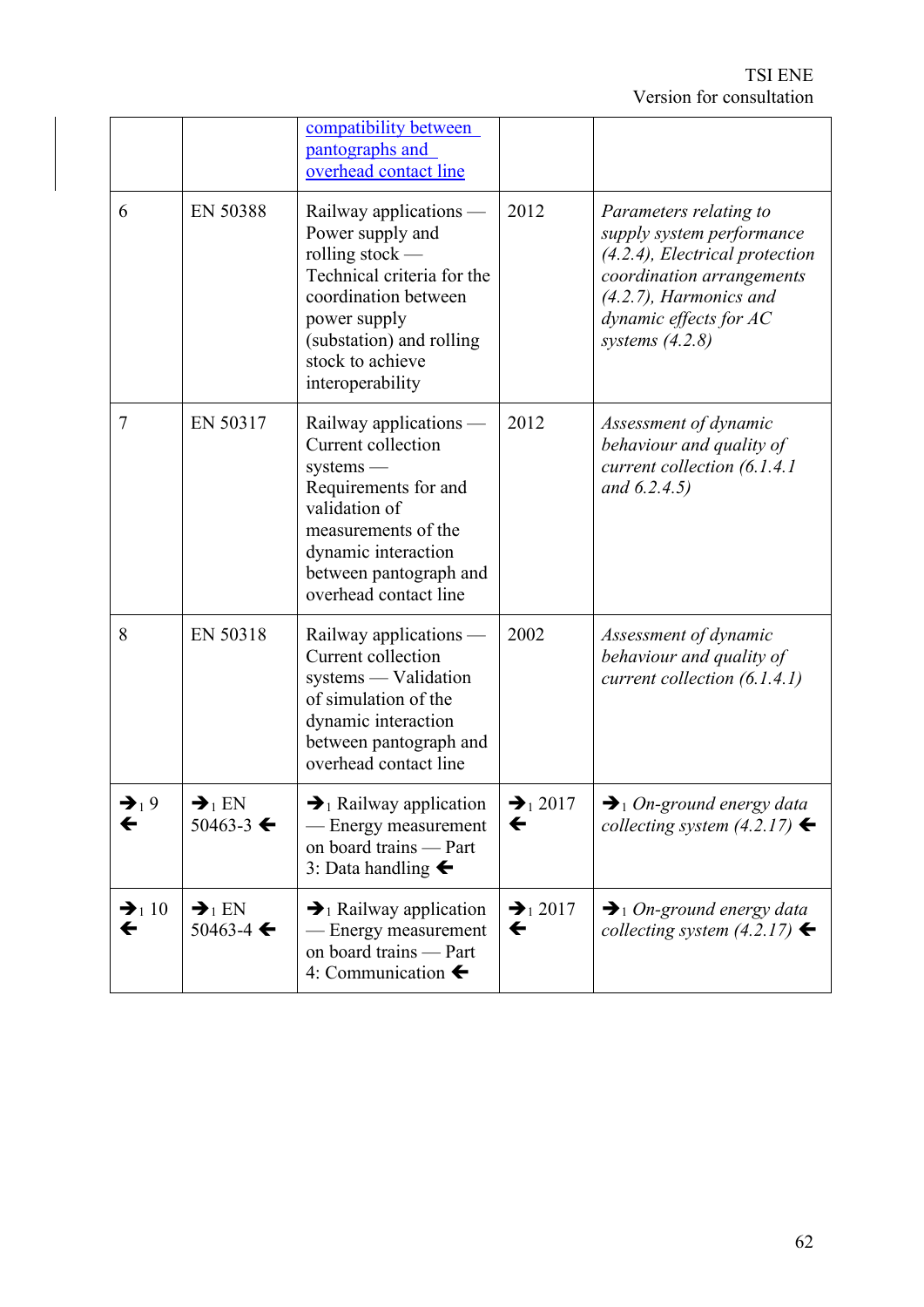| | | [compatibility between pantographs and overhead contact line]() | | |
|---|---|---|---|---|
| 6 | EN 50388 | Railway applications — Power supply and rolling stock — Technical criteria for the coordination between power supply (substation) and rolling stock to achieve interoperability | 2012 | *Parameters relating to supply system performance (4.2.4), Electrical protection coordination arrangements (4.2.7), Harmonics and dynamic effects for AC systems (4.2.8)* |
| 7 | EN 50317 | Railway applications — Current collection systems — Requirements for and validation of measurements of the dynamic interaction between pantograph and overhead contact line | 2012 | *Assessment of dynamic behaviour and quality of current collection (6.1.4.1 and 6.2.4.5)* |
| 8 | EN 50318 | Railway applications — Current collection systems — Validation of simulation of the dynamic interaction between pantograph and overhead contact line | 2002 | *Assessment of dynamic behaviour and quality of current collection (6.1.4.1)* |
| ➔1 9 ➔ | ➔1 EN 50463-3 ➔ | ➔1 Railway application — Energy measurement on board trains — Part 3: Data handling ➔ | ➔1 2017 ➔ | ➔1 *On-ground energy data collecting system (4.2.17)* ➔ |
| ➔1 10 ➔ | ➔1 EN 50463-4 ➔ | ➔1 Railway application — Energy measurement on board trains — Part 4: Communication ➔ | ➔1 2017 ➔ | ➔1 *On-ground energy data collecting system (4.2.17)* ➔ |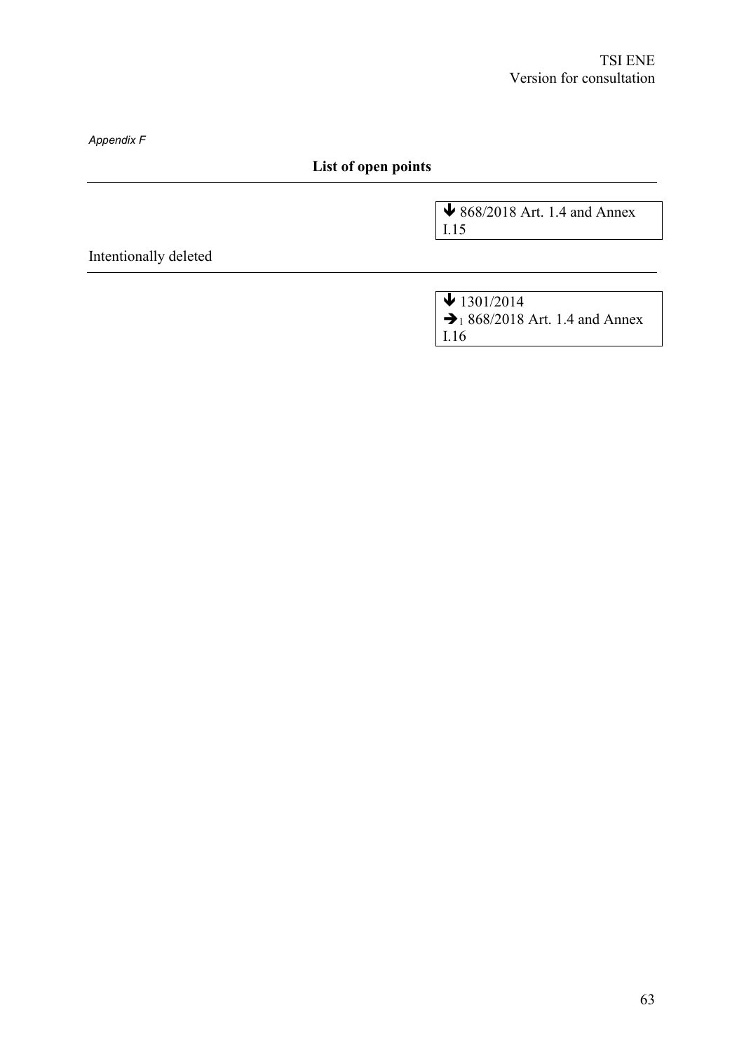*Appendix F*

**List of open points**

---

↓ 868/2018 Art. 1.4 and Annex I.15

Intentionally deleted

---

↓ 1301/2014
➔1 868/2018 Art. 1.4 and Annex I.16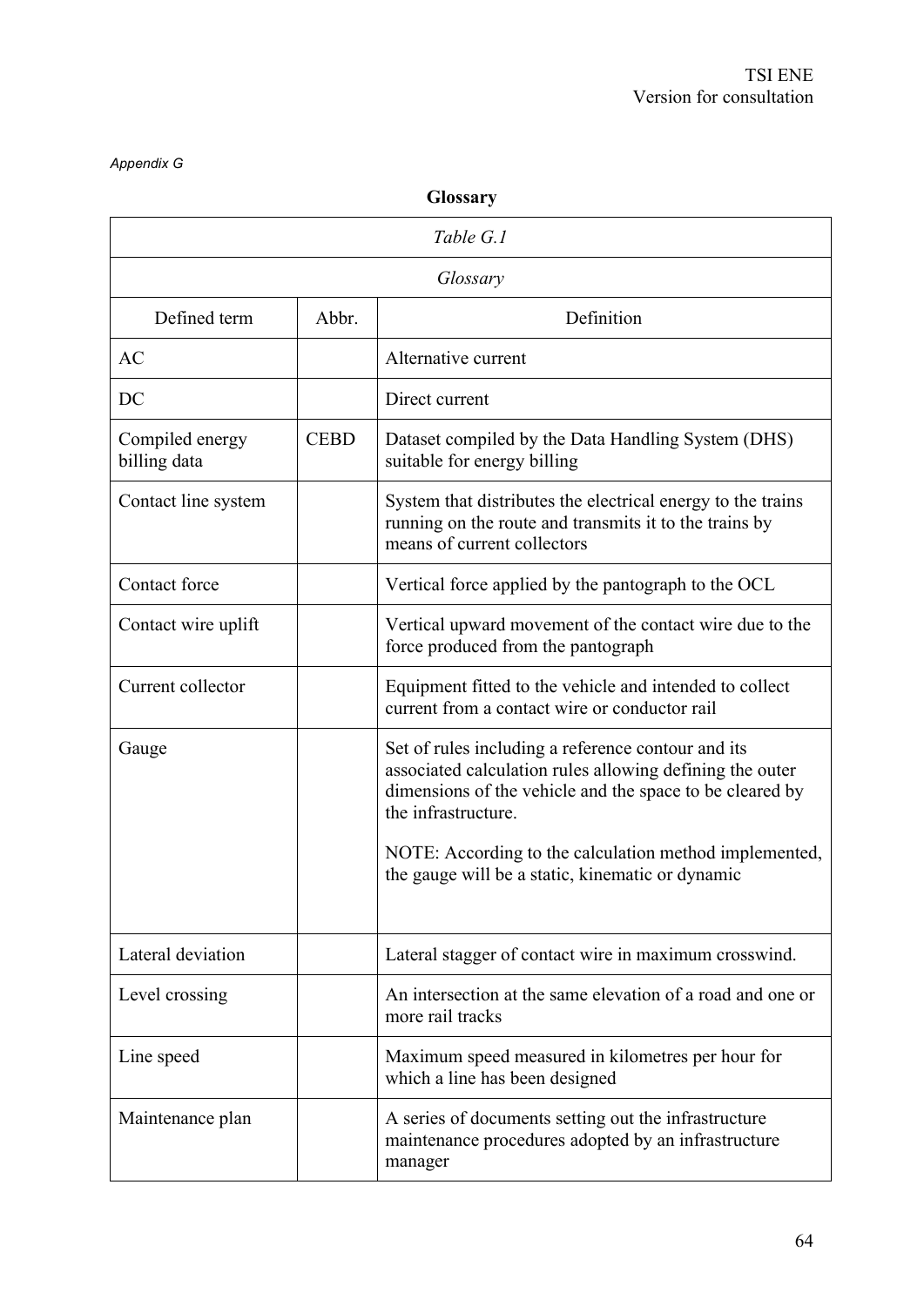*Appendix G*

**Glossary**

| *Table G.1* | | |
|---|---|---|
| *Glossary* | | |
| Defined term | Abbr. | Definition |
| AC | | Alternative current |
| DC | | Direct current |
| Compiled energy billing data | CEBD | Dataset compiled by the Data Handling System (DHS) suitable for energy billing |
| Contact line system | | System that distributes the electrical energy to the trains running on the route and transmits it to the trains by means of current collectors |
| Contact force | | Vertical force applied by the pantograph to the OCL |
| Contact wire uplift | | Vertical upward movement of the contact wire due to the force produced from the pantograph |
| Current collector | | Equipment fitted to the vehicle and intended to collect current from a contact wire or conductor rail |
| Gauge | | Set of rules including a reference contour and its associated calculation rules allowing defining the outer dimensions of the vehicle and the space to be cleared by the infrastructure.<br><br>NOTE: According to the calculation method implemented, the gauge will be a static, kinematic or dynamic |
| Lateral deviation | | Lateral stagger of contact wire in maximum crosswind. |
| Level crossing | | An intersection at the same elevation of a road and one or more rail tracks |
| Line speed | | Maximum speed measured in kilometres per hour for which a line has been designed |
| Maintenance plan | | A series of documents setting out the infrastructure maintenance procedures adopted by an infrastructure manager |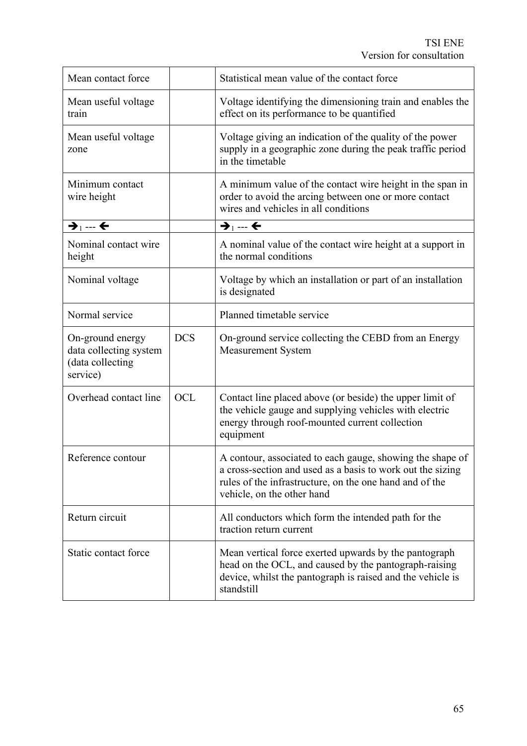| | | |
|---|---|---|
| Mean contact force | | Statistical mean value of the contact force |
| Mean useful voltage train | | Voltage identifying the dimensioning train and enables the effect on its performance to be quantified |
| Mean useful voltage zone | | Voltage giving an indication of the quality of the power supply in a geographic zone during the peak traffic period in the timetable |
| Minimum contact wire height | | A minimum value of the contact wire height in the span in order to avoid the arcing between one or more contact wires and vehicles in all conditions |
| ➔1 --- ➔ | | ➔1 --- ➔ |
| Nominal contact wire height | | A nominal value of the contact wire height at a support in the normal conditions |
| Nominal voltage | | Voltage by which an installation or part of an installation is designated |
| Normal service | | Planned timetable service |
| On-ground energy data collecting system (data collecting service) | DCS | On-ground service collecting the CEBD from an Energy Measurement System |
| Overhead contact line | OCL | Contact line placed above (or beside) the upper limit of the vehicle gauge and supplying vehicles with electric energy through roof-mounted current collection equipment |
| Reference contour | | A contour, associated to each gauge, showing the shape of a cross-section and used as a basis to work out the sizing rules of the infrastructure, on the one hand and of the vehicle, on the other hand |
| Return circuit | | All conductors which form the intended path for the traction return current |
| Static contact force | | Mean vertical force exerted upwards by the pantograph head on the OCL, and caused by the pantograph-raising device, whilst the pantograph is raised and the vehicle is standstill |